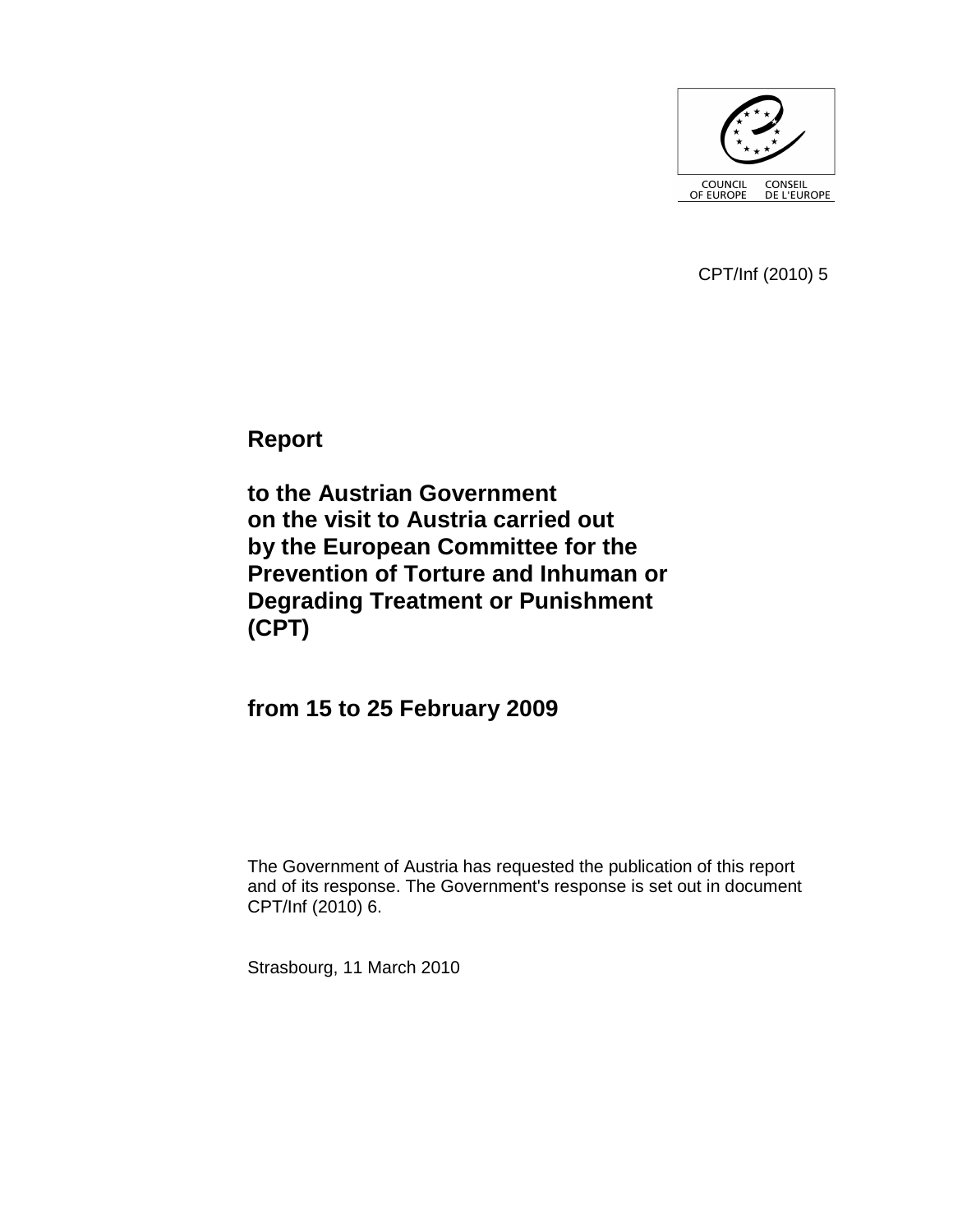COUNCIL OF EUROPE CONSEIL DE L'EUROPE

CPT/Inf (2010) 5

# Report

# to the Austrian Government on the visit to Austria carried out by the European Committee for the Prevention of Torture and Inhuman or Degrading Treatment or Punishment (CPT)

# from 15 to 25 February 2009

The Government of Austria has requested the publication of this report and of its response. The Government's response is set out in document CPT/Inf (2010) 6.

Strasbourg, 11 March 2010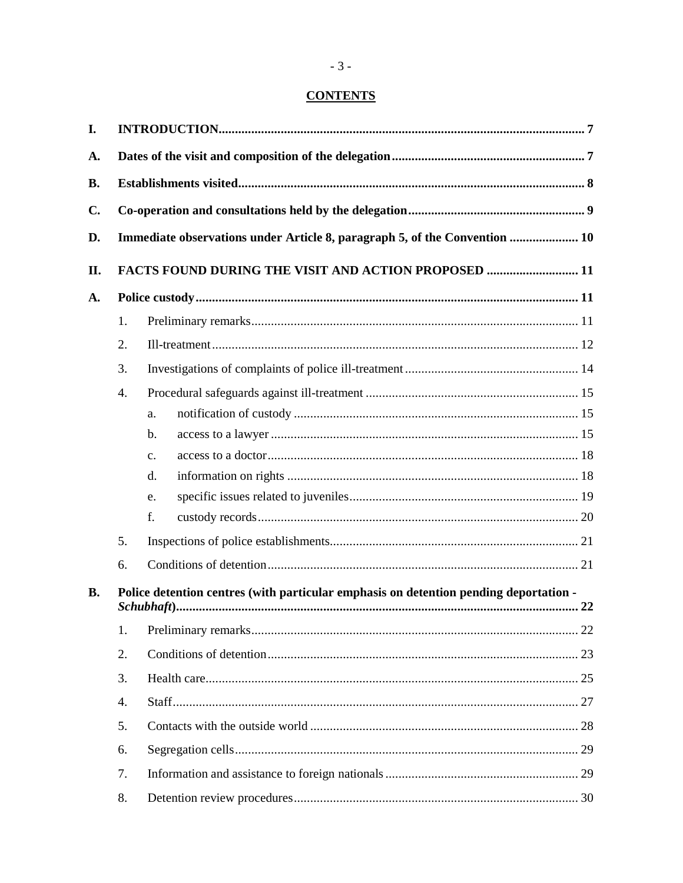## CONTENTS

**I. INTRODUCTION** .......... **7**

**A. Dates of the visit and composition of the delegation** .......... **7**

**B. Establishments visited** .......... **8**

**C. Co-operation and consultations held by the delegation** .......... **9**

**D. Immediate observations under Article 8, paragraph 5, of the Convention** .......... **10**

**II. FACTS FOUND DURING THE VISIT AND ACTION PROPOSED** .......... **11**

**A. Police custody** .......... **11**

1. Preliminary remarks .......... 11
2. Ill-treatment .......... 12
3. Investigations of complaints of police ill-treatment .......... 14
4. Procedural safeguards against ill-treatment .......... 15
   a. notification of custody .......... 15
   b. access to a lawyer .......... 15
   c. access to a doctor .......... 18
   d. information on rights .......... 18
   e. specific issues related to juveniles .......... 19
   f. custody records .......... 20
5. Inspections of police establishments .......... 21
6. Conditions of detention .......... 21

**B. Police detention centres (with particular emphasis on detention pending deportation - *Schubhaft*)** .......... **22**

1. Preliminary remarks .......... 22
2. Conditions of detention .......... 23
3. Health care .......... 25
4. Staff .......... 27
5. Contacts with the outside world .......... 28
6. Segregation cells .......... 29
7. Information and assistance to foreign nationals .......... 29
8. Detention review procedures .......... 30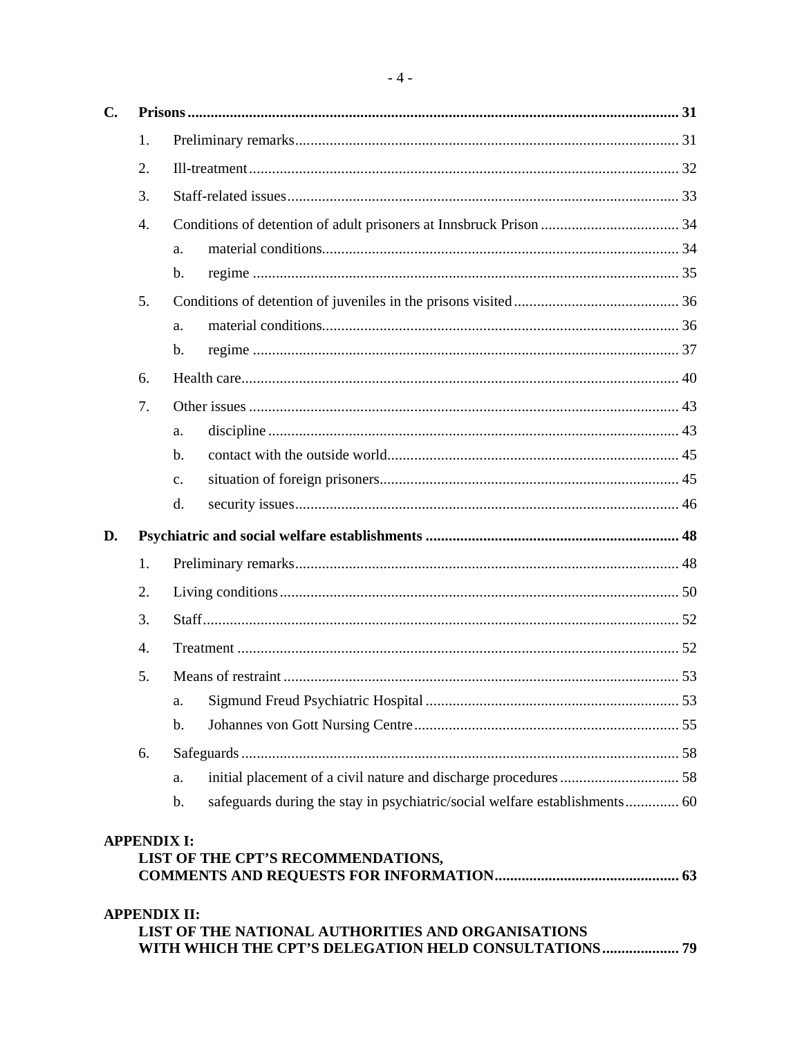**C. Prisons** ........ **31**

1. Preliminary remarks ........ 31
2. Ill-treatment ........ 32
3. Staff-related issues ........ 33
4. Conditions of detention of adult prisoners at Innsbruck Prison ........ 34
   a. material conditions ........ 34
   b. regime ........ 35
5. Conditions of detention of juveniles in the prisons visited ........ 36
   a. material conditions ........ 36
   b. regime ........ 37
6. Health care ........ 40
7. Other issues ........ 43
   a. discipline ........ 43
   b. contact with the outside world ........ 45
   c. situation of foreign prisoners ........ 45
   d. security issues ........ 46

**D. Psychiatric and social welfare establishments** ........ **48**

1. Preliminary remarks ........ 48
2. Living conditions ........ 50
3. Staff ........ 52
4. Treatment ........ 52
5. Means of restraint ........ 53
   a. Sigmund Freud Psychiatric Hospital ........ 53
   b. Johannes von Gott Nursing Centre ........ 55
6. Safeguards ........ 58
   a. initial placement of a civil nature and discharge procedures ........ 58
   b. safeguards during the stay in psychiatric/social welfare establishments ........ 60

**APPENDIX I:**
**LIST OF THE CPT'S RECOMMENDATIONS, COMMENTS AND REQUESTS FOR INFORMATION** ........ **63**

**APPENDIX II:**
**LIST OF THE NATIONAL AUTHORITIES AND ORGANISATIONS WITH WHICH THE CPT'S DELEGATION HELD CONSULTATIONS** ........ **79**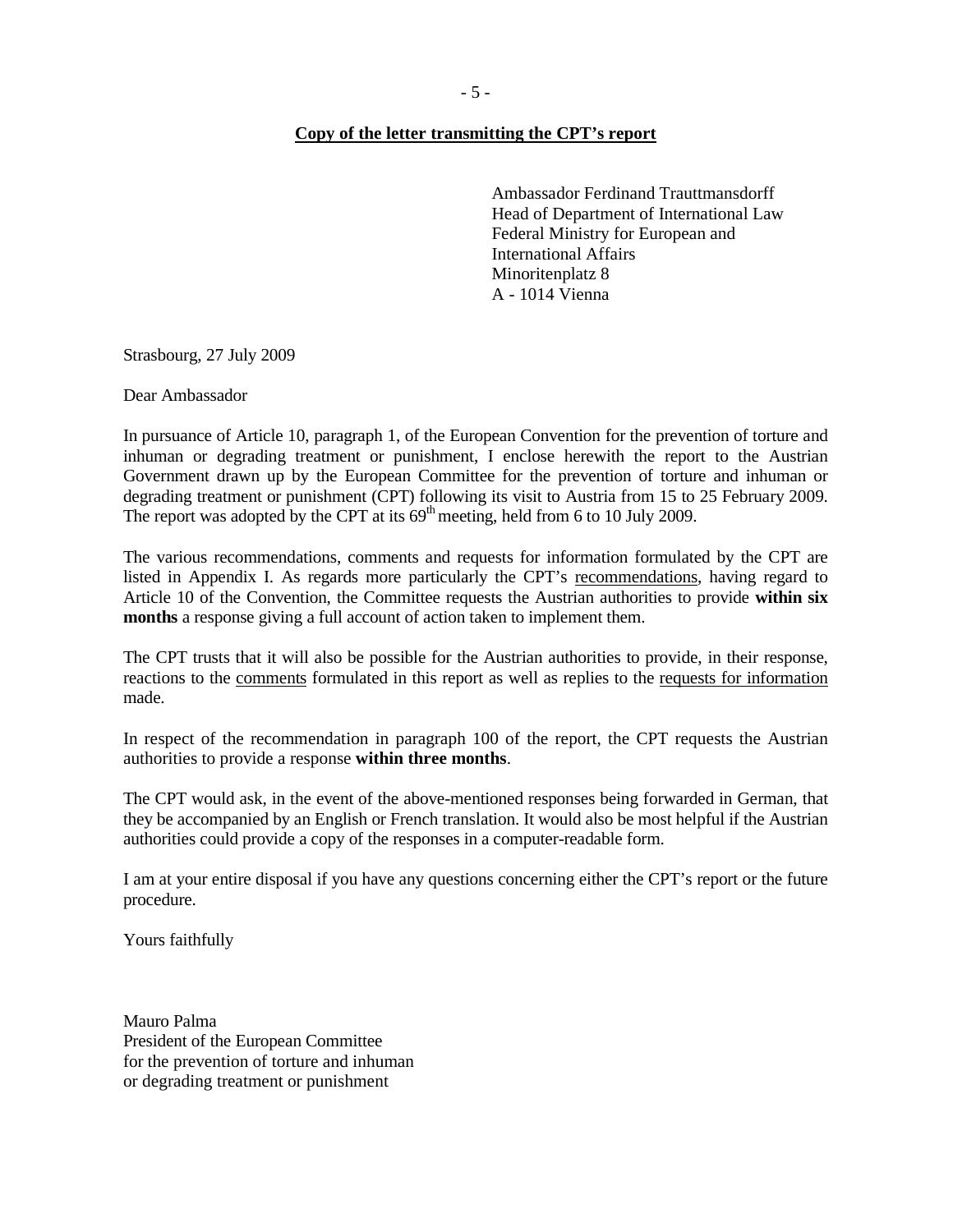**Copy of the letter transmitting the CPT's report**

Ambassador Ferdinand Trauttmansdorff
Head of Department of International Law
Federal Ministry for European and
International Affairs
Minoritenplatz 8
A - 1014 Vienna

Strasbourg, 27 July 2009

Dear Ambassador

In pursuance of Article 10, paragraph 1, of the European Convention for the prevention of torture and inhuman or degrading treatment or punishment, I enclose herewith the report to the Austrian Government drawn up by the European Committee for the prevention of torture and inhuman or degrading treatment or punishment (CPT) following its visit to Austria from 15 to 25 February 2009. The report was adopted by the CPT at its 69th meeting, held from 6 to 10 July 2009.

The various recommendations, comments and requests for information formulated by the CPT are listed in Appendix I. As regards more particularly the CPT's recommendations, having regard to Article 10 of the Convention, the Committee requests the Austrian authorities to provide **within six months** a response giving a full account of action taken to implement them.

The CPT trusts that it will also be possible for the Austrian authorities to provide, in their response, reactions to the comments formulated in this report as well as replies to the requests for information made.

In respect of the recommendation in paragraph 100 of the report, the CPT requests the Austrian authorities to provide a response **within three months**.

The CPT would ask, in the event of the above-mentioned responses being forwarded in German, that they be accompanied by an English or French translation. It would also be most helpful if the Austrian authorities could provide a copy of the responses in a computer-readable form.

I am at your entire disposal if you have any questions concerning either the CPT's report or the future procedure.

Yours faithfully

Mauro Palma
President of the European Committee
for the prevention of torture and inhuman
or degrading treatment or punishment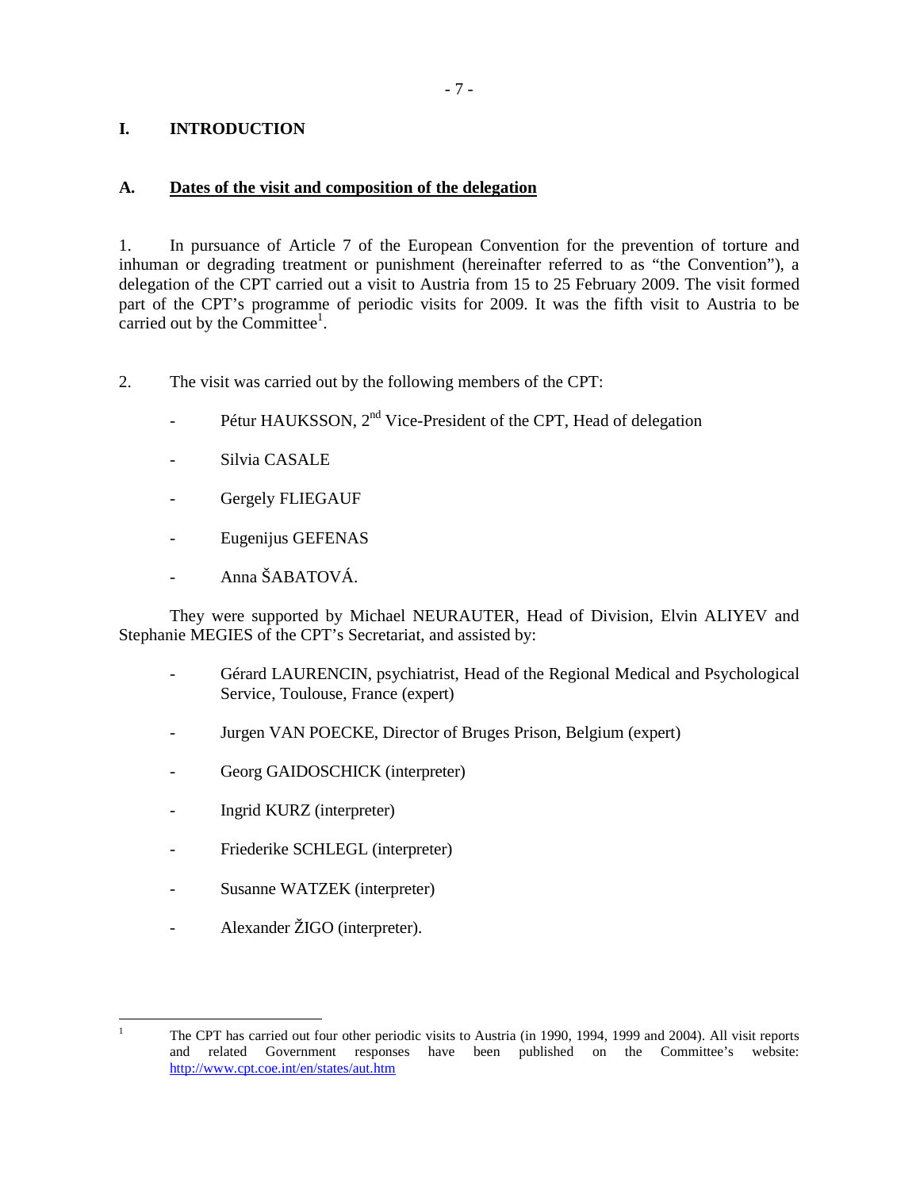# I. INTRODUCTION

## A. Dates of the visit and composition of the delegation

1. In pursuance of Article 7 of the European Convention for the prevention of torture and inhuman or degrading treatment or punishment (hereinafter referred to as "the Convention"), a delegation of the CPT carried out a visit to Austria from 15 to 25 February 2009. The visit formed part of the CPT's programme of periodic visits for 2009. It was the fifth visit to Austria to be carried out by the Committee[1].

2. The visit was carried out by the following members of the CPT:

- Pétur HAUKSSON, 2nd Vice-President of the CPT, Head of delegation
- Silvia CASALE
- Gergely FLIEGAUF
- Eugenijus GEFENAS
- Anna ŠABATOVÁ.

They were supported by Michael NEURAUTER, Head of Division, Elvin ALIYEV and Stephanie MEGIES of the CPT's Secretariat, and assisted by:

- Gérard LAURENCIN, psychiatrist, Head of the Regional Medical and Psychological Service, Toulouse, France (expert)
- Jurgen VAN POECKE, Director of Bruges Prison, Belgium (expert)
- Georg GAIDOSCHICK (interpreter)
- Ingrid KURZ (interpreter)
- Friederike SCHLEGL (interpreter)
- Susanne WATZEK (interpreter)
- Alexander ŽIGO (interpreter).

---

[1] The CPT has carried out four other periodic visits to Austria (in 1990, 1994, 1999 and 2004). All visit reports and related Government responses have been published on the Committee's website: http://www.cpt.coe.int/en/states/aut.htm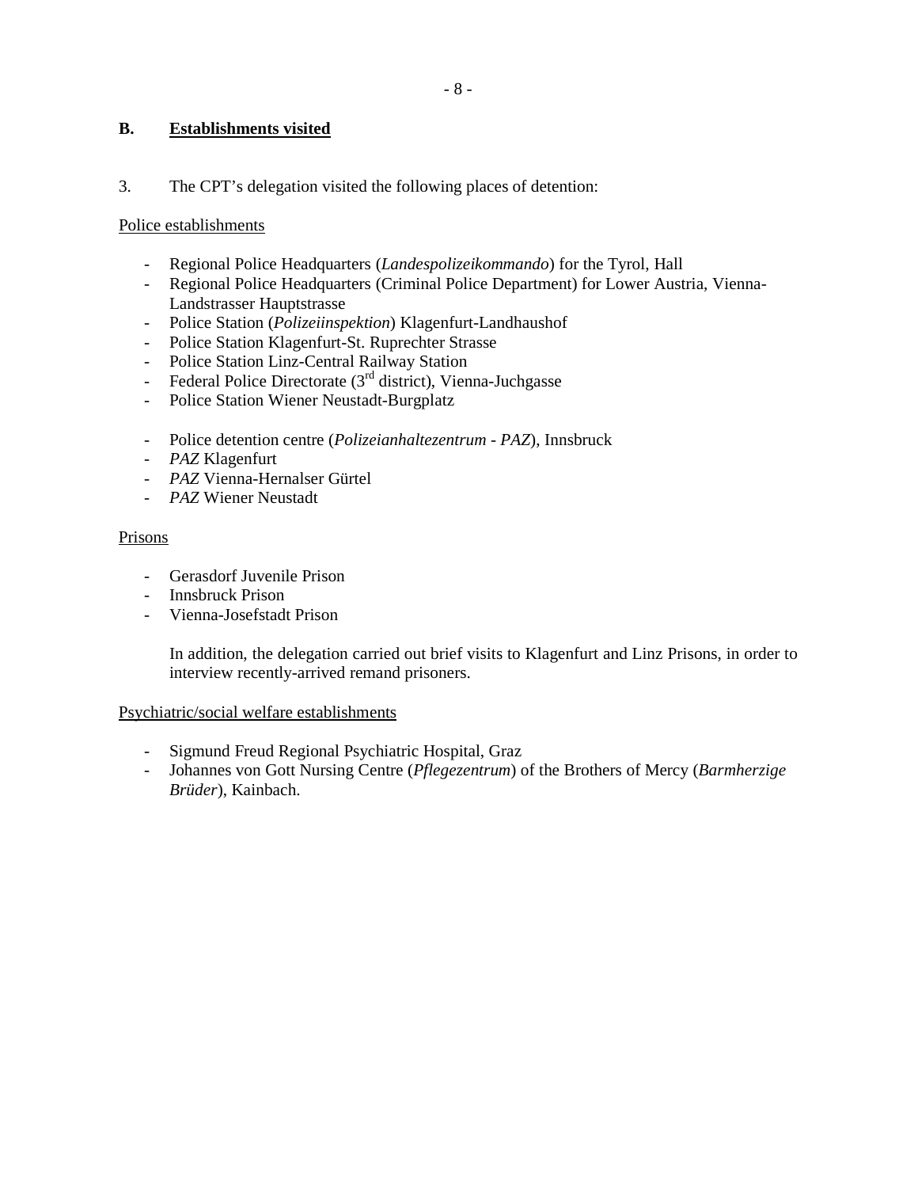## B. Establishments visited

3. The CPT's delegation visited the following places of detention:

Police establishments

- Regional Police Headquarters (*Landespolizeikommando*) for the Tyrol, Hall
- Regional Police Headquarters (Criminal Police Department) for Lower Austria, Vienna-Landstrasser Hauptstrasse
- Police Station (*Polizeiinspektion*) Klagenfurt-Landhaushof
- Police Station Klagenfurt-St. Ruprechter Strasse
- Police Station Linz-Central Railway Station
- Federal Police Directorate (3rd district), Vienna-Juchgasse
- Police Station Wiener Neustadt-Burgplatz

- Police detention centre (*Polizeianhaltezentrum - PAZ*), Innsbruck
- *PAZ* Klagenfurt
- *PAZ* Vienna-Hernalser Gürtel
- *PAZ* Wiener Neustadt

Prisons

- Gerasdorf Juvenile Prison
- Innsbruck Prison
- Vienna-Josefstadt Prison

In addition, the delegation carried out brief visits to Klagenfurt and Linz Prisons, in order to interview recently-arrived remand prisoners.

Psychiatric/social welfare establishments

- Sigmund Freud Regional Psychiatric Hospital, Graz
- Johannes von Gott Nursing Centre (*Pflegezentrum*) of the Brothers of Mercy (*Barmherzige Brüder*), Kainbach.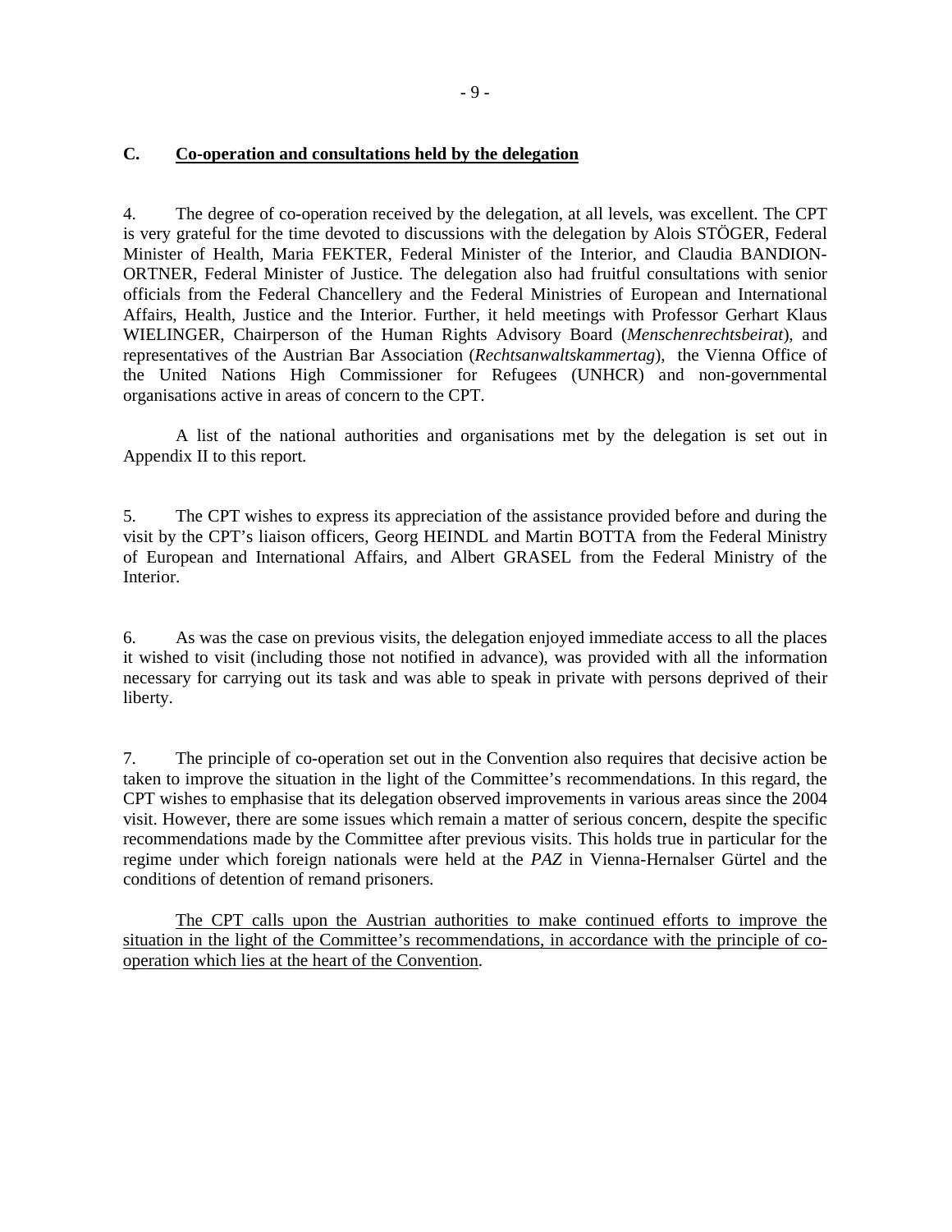## C. Co-operation and consultations held by the delegation

4. The degree of co-operation received by the delegation, at all levels, was excellent. The CPT is very grateful for the time devoted to discussions with the delegation by Alois STÖGER, Federal Minister of Health, Maria FEKTER, Federal Minister of the Interior, and Claudia BANDION-ORTNER, Federal Minister of Justice. The delegation also had fruitful consultations with senior officials from the Federal Chancellery and the Federal Ministries of European and International Affairs, Health, Justice and the Interior. Further, it held meetings with Professor Gerhart Klaus WIELINGER, Chairperson of the Human Rights Advisory Board (*Menschenrechtsbeirat*), and representatives of the Austrian Bar Association (*Rechtsanwaltskammertag*), the Vienna Office of the United Nations High Commissioner for Refugees (UNHCR) and non-governmental organisations active in areas of concern to the CPT.

A list of the national authorities and organisations met by the delegation is set out in Appendix II to this report.

5. The CPT wishes to express its appreciation of the assistance provided before and during the visit by the CPT's liaison officers, Georg HEINDL and Martin BOTTA from the Federal Ministry of European and International Affairs, and Albert GRASEL from the Federal Ministry of the Interior.

6. As was the case on previous visits, the delegation enjoyed immediate access to all the places it wished to visit (including those not notified in advance), was provided with all the information necessary for carrying out its task and was able to speak in private with persons deprived of their liberty.

7. The principle of co-operation set out in the Convention also requires that decisive action be taken to improve the situation in the light of the Committee's recommendations. In this regard, the CPT wishes to emphasise that its delegation observed improvements in various areas since the 2004 visit. However, there are some issues which remain a matter of serious concern, despite the specific recommendations made by the Committee after previous visits. This holds true in particular for the regime under which foreign nationals were held at the *PAZ* in Vienna-Hernalser Gürtel and the conditions of detention of remand prisoners.

<u>The CPT calls upon the Austrian authorities to make continued efforts to improve the situation in the light of the Committee's recommendations, in accordance with the principle of co-operation which lies at the heart of the Convention</u>.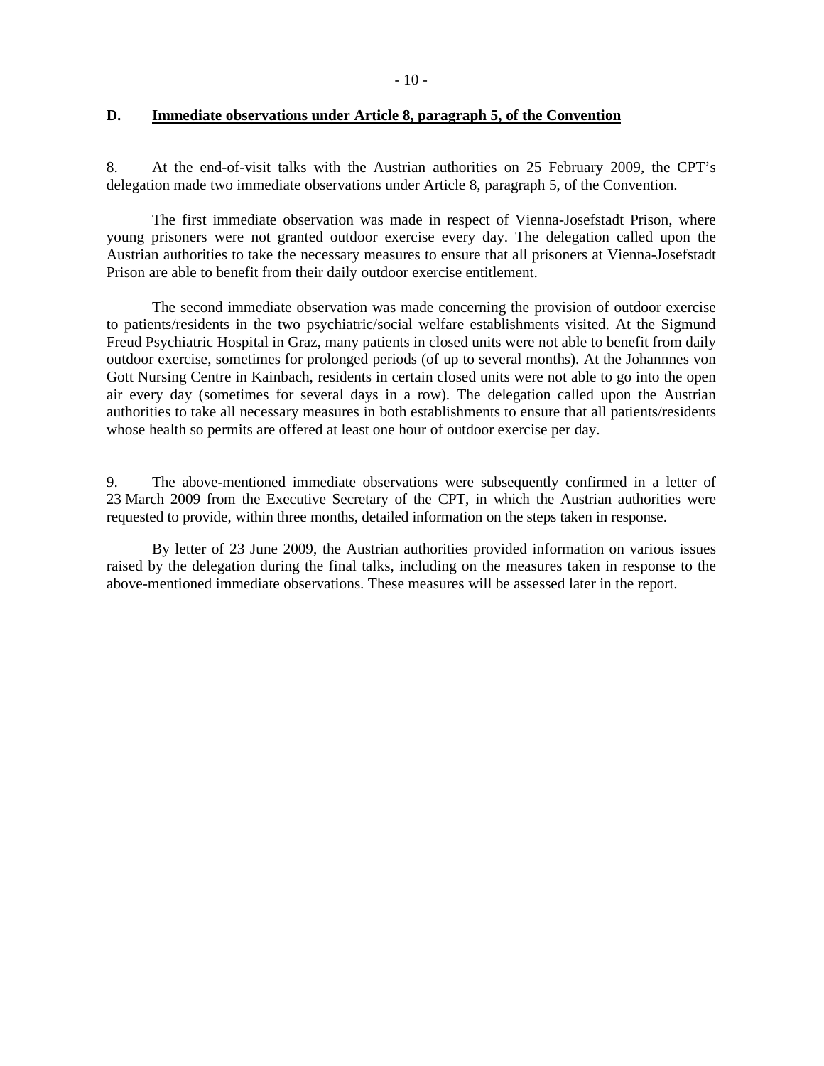## D. Immediate observations under Article 8, paragraph 5, of the Convention

8. At the end-of-visit talks with the Austrian authorities on 25 February 2009, the CPT's delegation made two immediate observations under Article 8, paragraph 5, of the Convention.

The first immediate observation was made in respect of Vienna-Josefstadt Prison, where young prisoners were not granted outdoor exercise every day. The delegation called upon the Austrian authorities to take the necessary measures to ensure that all prisoners at Vienna-Josefstadt Prison are able to benefit from their daily outdoor exercise entitlement.

The second immediate observation was made concerning the provision of outdoor exercise to patients/residents in the two psychiatric/social welfare establishments visited. At the Sigmund Freud Psychiatric Hospital in Graz, many patients in closed units were not able to benefit from daily outdoor exercise, sometimes for prolonged periods (of up to several months). At the Johannnes von Gott Nursing Centre in Kainbach, residents in certain closed units were not able to go into the open air every day (sometimes for several days in a row). The delegation called upon the Austrian authorities to take all necessary measures in both establishments to ensure that all patients/residents whose health so permits are offered at least one hour of outdoor exercise per day.

9. The above-mentioned immediate observations were subsequently confirmed in a letter of 23 March 2009 from the Executive Secretary of the CPT, in which the Austrian authorities were requested to provide, within three months, detailed information on the steps taken in response.

By letter of 23 June 2009, the Austrian authorities provided information on various issues raised by the delegation during the final talks, including on the measures taken in response to the above-mentioned immediate observations. These measures will be assessed later in the report.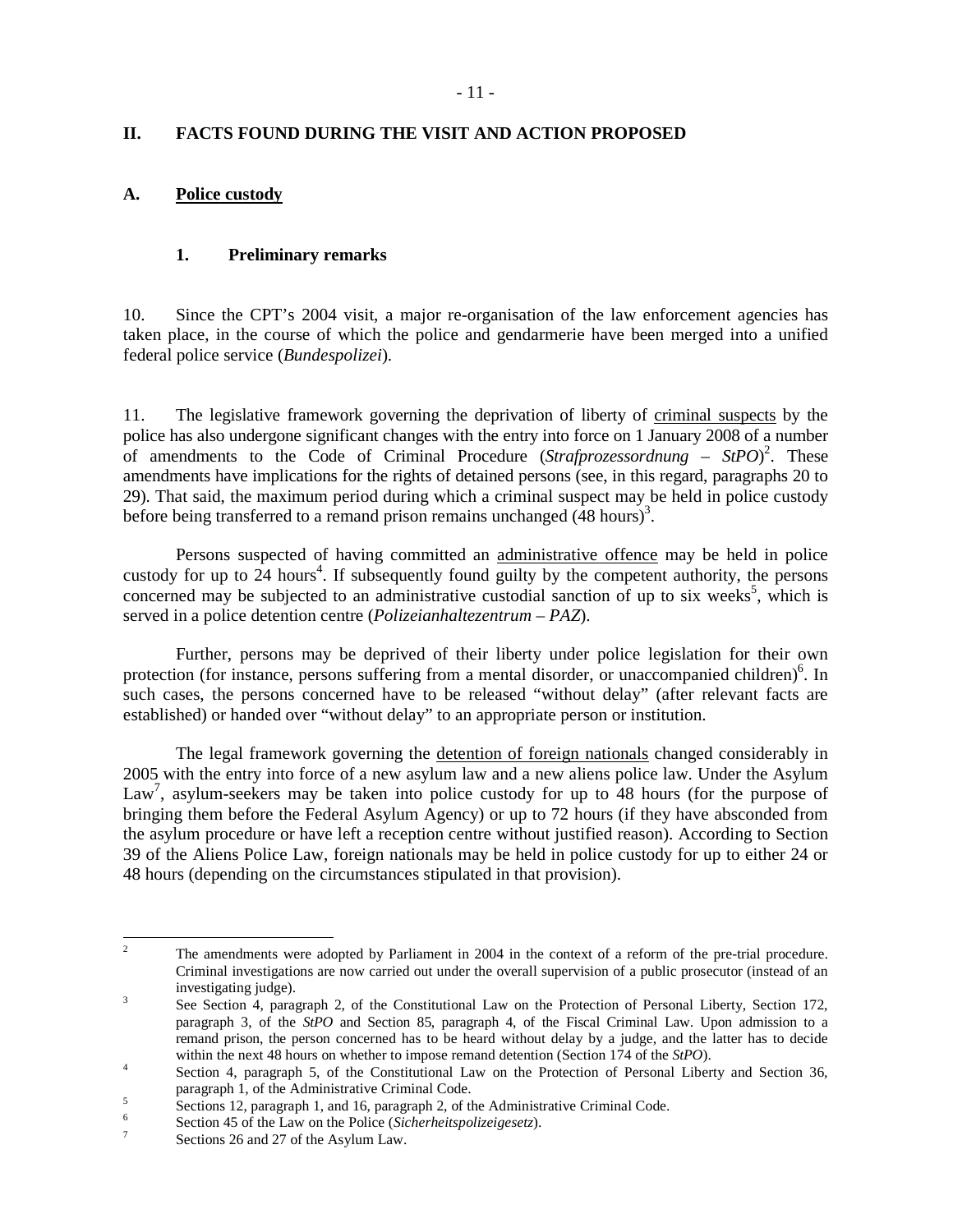## II. FACTS FOUND DURING THE VISIT AND ACTION PROPOSED

### A. Police custody

#### 1. Preliminary remarks

10. Since the CPT's 2004 visit, a major re-organisation of the law enforcement agencies has taken place, in the course of which the police and gendarmerie have been merged into a unified federal police service (*Bundespolizei*).

11. The legislative framework governing the deprivation of liberty of criminal suspects by the police has also undergone significant changes with the entry into force on 1 January 2008 of a number of amendments to the Code of Criminal Procedure (*Strafprozessordnung – StPO*)[2]. These amendments have implications for the rights of detained persons (see, in this regard, paragraphs 20 to 29). That said, the maximum period during which a criminal suspect may be held in police custody before being transferred to a remand prison remains unchanged (48 hours)[3].

Persons suspected of having committed an administrative offence may be held in police custody for up to 24 hours[4]. If subsequently found guilty by the competent authority, the persons concerned may be subjected to an administrative custodial sanction of up to six weeks[5], which is served in a police detention centre (*Polizeianhaltezentrum – PAZ*).

Further, persons may be deprived of their liberty under police legislation for their own protection (for instance, persons suffering from a mental disorder, or unaccompanied children)[6]. In such cases, the persons concerned have to be released "without delay" (after relevant facts are established) or handed over "without delay" to an appropriate person or institution.

The legal framework governing the detention of foreign nationals changed considerably in 2005 with the entry into force of a new asylum law and a new aliens police law. Under the Asylum Law[7], asylum-seekers may be taken into police custody for up to 48 hours (for the purpose of bringing them before the Federal Asylum Agency) or up to 72 hours (if they have absconded from the asylum procedure or have left a reception centre without justified reason). According to Section 39 of the Aliens Police Law, foreign nationals may be held in police custody for up to either 24 or 48 hours (depending on the circumstances stipulated in that provision).

---

[2] The amendments were adopted by Parliament in 2004 in the context of a reform of the pre-trial procedure. Criminal investigations are now carried out under the overall supervision of a public prosecutor (instead of an investigating judge).

[3] See Section 4, paragraph 2, of the Constitutional Law on the Protection of Personal Liberty, Section 172, paragraph 3, of the *StPO* and Section 85, paragraph 4, of the Fiscal Criminal Law. Upon admission to a remand prison, the person concerned has to be heard without delay by a judge, and the latter has to decide within the next 48 hours on whether to impose remand detention (Section 174 of the *StPO*).

[4] Section 4, paragraph 5, of the Constitutional Law on the Protection of Personal Liberty and Section 36, paragraph 1, of the Administrative Criminal Code.

[5] Sections 12, paragraph 1, and 16, paragraph 2, of the Administrative Criminal Code.

[6] Section 45 of the Law on the Police (*Sicherheitspolizeigesetz*).

[7] Sections 26 and 27 of the Asylum Law.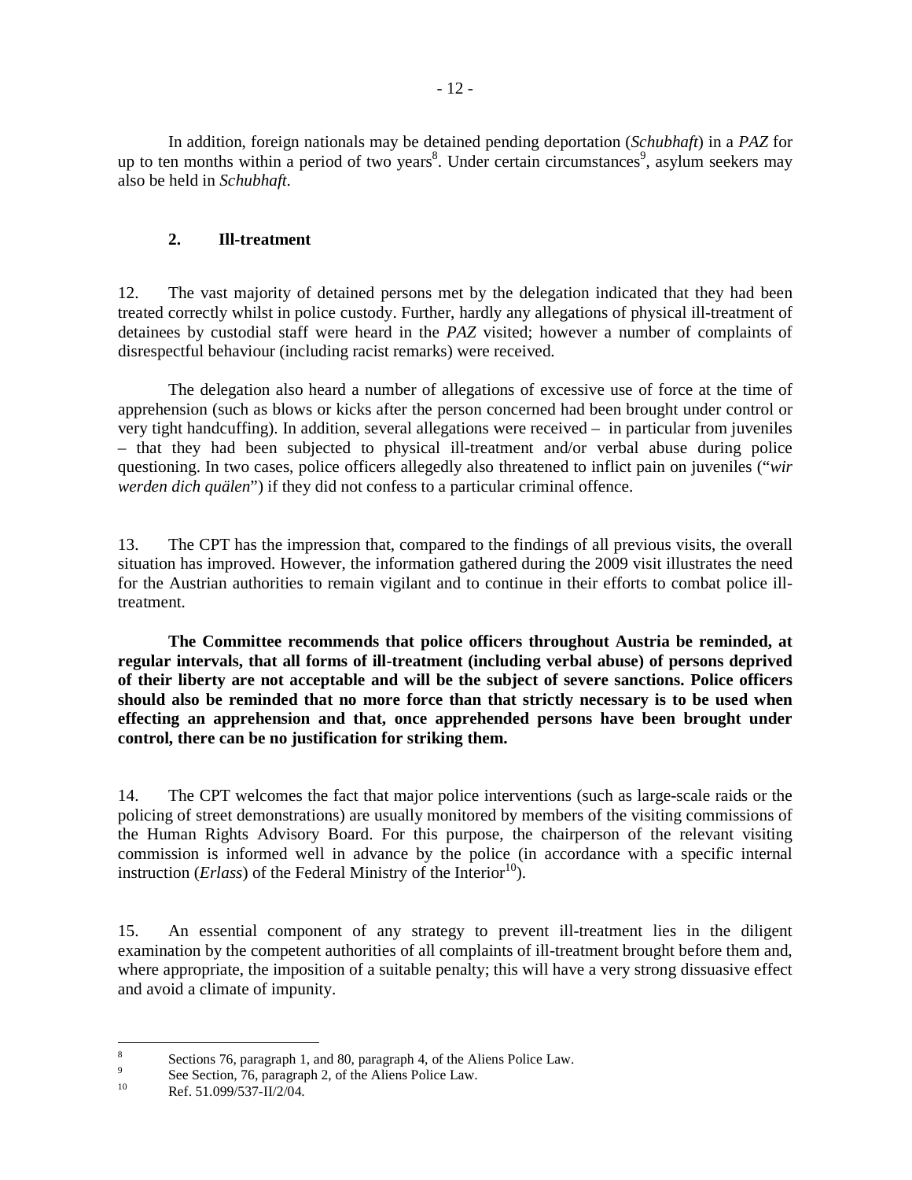In addition, foreign nationals may be detained pending deportation (*Schubhaft*) in a *PAZ* for up to ten months within a period of two years[8]. Under certain circumstances[9], asylum seekers may also be held in *Schubhaft*.

## 2. Ill-treatment

12. The vast majority of detained persons met by the delegation indicated that they had been treated correctly whilst in police custody. Further, hardly any allegations of physical ill-treatment of detainees by custodial staff were heard in the *PAZ* visited; however a number of complaints of disrespectful behaviour (including racist remarks) were received.

The delegation also heard a number of allegations of excessive use of force at the time of apprehension (such as blows or kicks after the person concerned had been brought under control or very tight handcuffing). In addition, several allegations were received – in particular from juveniles – that they had been subjected to physical ill-treatment and/or verbal abuse during police questioning. In two cases, police officers allegedly also threatened to inflict pain on juveniles ("*wir werden dich quälen*") if they did not confess to a particular criminal offence.

13. The CPT has the impression that, compared to the findings of all previous visits, the overall situation has improved. However, the information gathered during the 2009 visit illustrates the need for the Austrian authorities to remain vigilant and to continue in their efforts to combat police ill-treatment.

**The Committee recommends that police officers throughout Austria be reminded, at regular intervals, that all forms of ill-treatment (including verbal abuse) of persons deprived of their liberty are not acceptable and will be the subject of severe sanctions. Police officers should also be reminded that no more force than that strictly necessary is to be used when effecting an apprehension and that, once apprehended persons have been brought under control, there can be no justification for striking them.**

14. The CPT welcomes the fact that major police interventions (such as large-scale raids or the policing of street demonstrations) are usually monitored by members of the visiting commissions of the Human Rights Advisory Board. For this purpose, the chairperson of the relevant visiting commission is informed well in advance by the police (in accordance with a specific internal instruction (*Erlass*) of the Federal Ministry of the Interior[10]).

15. An essential component of any strategy to prevent ill-treatment lies in the diligent examination by the competent authorities of all complaints of ill-treatment brought before them and, where appropriate, the imposition of a suitable penalty; this will have a very strong dissuasive effect and avoid a climate of impunity.

---

[8] Sections 76, paragraph 1, and 80, paragraph 4, of the Aliens Police Law.

[9] See Section, 76, paragraph 2, of the Aliens Police Law.

[10] Ref. 51.099/537-II/2/04.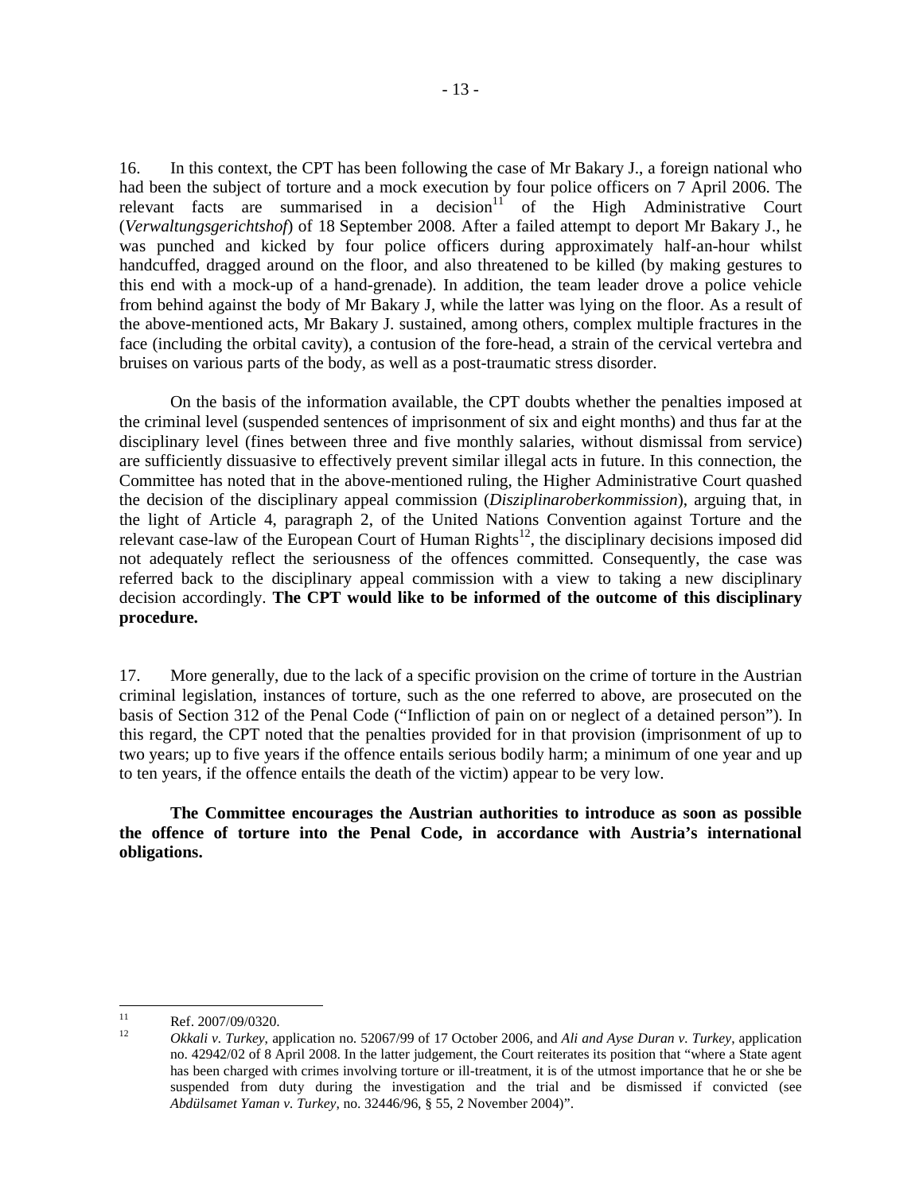16. In this context, the CPT has been following the case of Mr Bakary J., a foreign national who had been the subject of torture and a mock execution by four police officers on 7 April 2006. The relevant facts are summarised in a decision[11] of the High Administrative Court (*Verwaltungsgerichtshof*) of 18 September 2008. After a failed attempt to deport Mr Bakary J., he was punched and kicked by four police officers during approximately half-an-hour whilst handcuffed, dragged around on the floor, and also threatened to be killed (by making gestures to this end with a mock-up of a hand-grenade). In addition, the team leader drove a police vehicle from behind against the body of Mr Bakary J, while the latter was lying on the floor. As a result of the above-mentioned acts, Mr Bakary J. sustained, among others, complex multiple fractures in the face (including the orbital cavity), a contusion of the fore-head, a strain of the cervical vertebra and bruises on various parts of the body, as well as a post-traumatic stress disorder.

On the basis of the information available, the CPT doubts whether the penalties imposed at the criminal level (suspended sentences of imprisonment of six and eight months) and thus far at the disciplinary level (fines between three and five monthly salaries, without dismissal from service) are sufficiently dissuasive to effectively prevent similar illegal acts in future. In this connection, the Committee has noted that in the above-mentioned ruling, the Higher Administrative Court quashed the decision of the disciplinary appeal commission (*Disziplinaroberkommission*), arguing that, in the light of Article 4, paragraph 2, of the United Nations Convention against Torture and the relevant case-law of the European Court of Human Rights[12], the disciplinary decisions imposed did not adequately reflect the seriousness of the offences committed. Consequently, the case was referred back to the disciplinary appeal commission with a view to taking a new disciplinary decision accordingly. **The CPT would like to be informed of the outcome of this disciplinary procedure.**

17. More generally, due to the lack of a specific provision on the crime of torture in the Austrian criminal legislation, instances of torture, such as the one referred to above, are prosecuted on the basis of Section 312 of the Penal Code ("Infliction of pain on or neglect of a detained person"). In this regard, the CPT noted that the penalties provided for in that provision (imprisonment of up to two years; up to five years if the offence entails serious bodily harm; a minimum of one year and up to ten years, if the offence entails the death of the victim) appear to be very low.

**The Committee encourages the Austrian authorities to introduce as soon as possible the offence of torture into the Penal Code, in accordance with Austria's international obligations.**

---

[11] Ref. 2007/09/0320.

[12] *Okkali v. Turkey*, application no. 52067/99 of 17 October 2006, and *Ali and Ayse Duran v. Turkey*, application no. 42942/02 of 8 April 2008. In the latter judgement, the Court reiterates its position that "where a State agent has been charged with crimes involving torture or ill-treatment, it is of the utmost importance that he or she be suspended from duty during the investigation and the trial and be dismissed if convicted (see *Abdülsamet Yaman v. Turkey*, no. 32446/96, § 55, 2 November 2004)".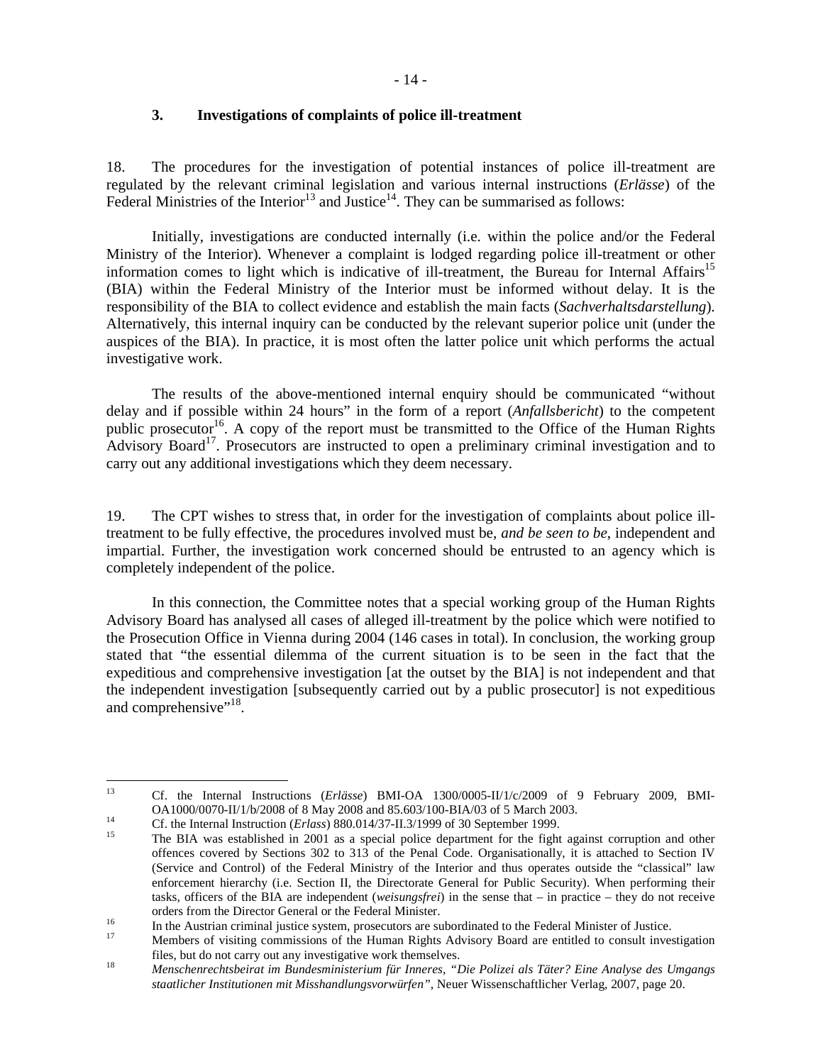### 3. Investigations of complaints of police ill-treatment

18. The procedures for the investigation of potential instances of police ill-treatment are regulated by the relevant criminal legislation and various internal instructions (*Erlässe*) of the Federal Ministries of the Interior[13] and Justice[14]. They can be summarised as follows:

Initially, investigations are conducted internally (i.e. within the police and/or the Federal Ministry of the Interior). Whenever a complaint is lodged regarding police ill-treatment or other information comes to light which is indicative of ill-treatment, the Bureau for Internal Affairs[15] (BIA) within the Federal Ministry of the Interior must be informed without delay. It is the responsibility of the BIA to collect evidence and establish the main facts (*Sachverhaltsdarstellung*). Alternatively, this internal inquiry can be conducted by the relevant superior police unit (under the auspices of the BIA). In practice, it is most often the latter police unit which performs the actual investigative work.

The results of the above-mentioned internal enquiry should be communicated "without delay and if possible within 24 hours" in the form of a report (*Anfallsbericht*) to the competent public prosecutor[16]. A copy of the report must be transmitted to the Office of the Human Rights Advisory Board[17]. Prosecutors are instructed to open a preliminary criminal investigation and to carry out any additional investigations which they deem necessary.

19. The CPT wishes to stress that, in order for the investigation of complaints about police ill-treatment to be fully effective, the procedures involved must be, *and be seen to be*, independent and impartial. Further, the investigation work concerned should be entrusted to an agency which is completely independent of the police.

In this connection, the Committee notes that a special working group of the Human Rights Advisory Board has analysed all cases of alleged ill-treatment by the police which were notified to the Prosecution Office in Vienna during 2004 (146 cases in total). In conclusion, the working group stated that "the essential dilemma of the current situation is to be seen in the fact that the expeditious and comprehensive investigation [at the outset by the BIA] is not independent and that the independent investigation [subsequently carried out by a public prosecutor] is not expeditious and comprehensive"[18].

---

[13] Cf. the Internal Instructions (*Erlässe*) BMI-OA 1300/0005-II/1/c/2009 of 9 February 2009, BMI-OA1000/0070-II/1/b/2008 of 8 May 2008 and 85.603/100-BIA/03 of 5 March 2003.

[14] Cf. the Internal Instruction (*Erlass*) 880.014/37-II.3/1999 of 30 September 1999.

[15] The BIA was established in 2001 as a special police department for the fight against corruption and other offences covered by Sections 302 to 313 of the Penal Code. Organisationally, it is attached to Section IV (Service and Control) of the Federal Ministry of the Interior and thus operates outside the "classical" law enforcement hierarchy (i.e. Section II, the Directorate General for Public Security). When performing their tasks, officers of the BIA are independent (*weisungsfrei*) in the sense that – in practice – they do not receive orders from the Director General or the Federal Minister.

[16] In the Austrian criminal justice system, prosecutors are subordinated to the Federal Minister of Justice.

[17] Members of visiting commissions of the Human Rights Advisory Board are entitled to consult investigation files, but do not carry out any investigative work themselves.

[18] *Menschenrechtsbeirat im Bundesministerium für Inneres, "Die Polizei als Täter? Eine Analyse des Umgangs staatlicher Institutionen mit Misshandlungsvorwürfen"*, Neuer Wissenschaftlicher Verlag, 2007, page 20.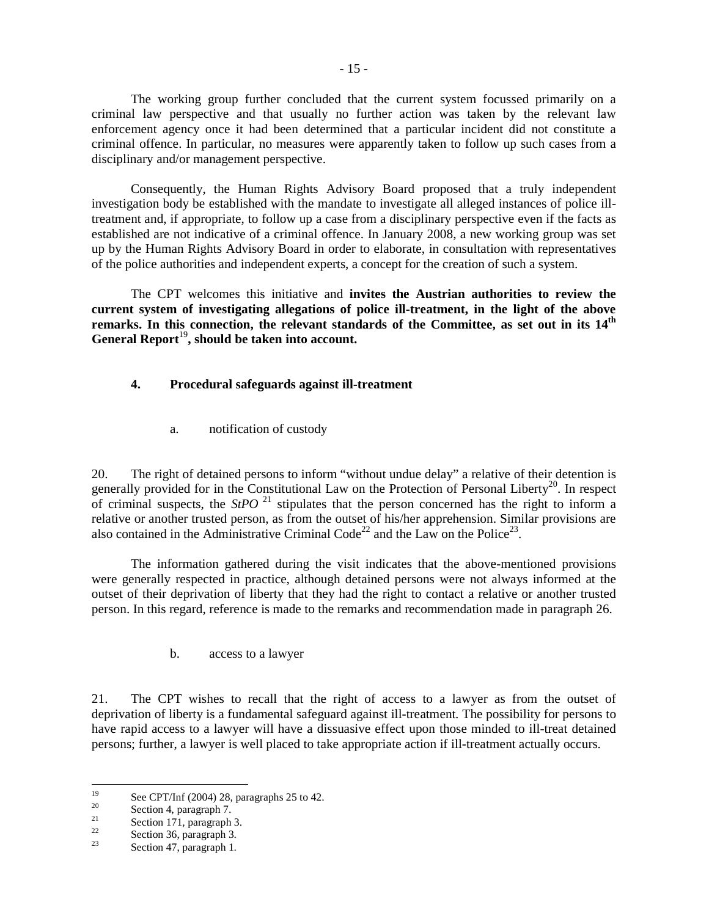The working group further concluded that the current system focussed primarily on a criminal law perspective and that usually no further action was taken by the relevant law enforcement agency once it had been determined that a particular incident did not constitute a criminal offence. In particular, no measures were apparently taken to follow up such cases from a disciplinary and/or management perspective.

Consequently, the Human Rights Advisory Board proposed that a truly independent investigation body be established with the mandate to investigate all alleged instances of police ill-treatment and, if appropriate, to follow up a case from a disciplinary perspective even if the facts as established are not indicative of a criminal offence. In January 2008, a new working group was set up by the Human Rights Advisory Board in order to elaborate, in consultation with representatives of the police authorities and independent experts, a concept for the creation of such a system.

The CPT welcomes this initiative and **invites the Austrian authorities to review the current system of investigating allegations of police ill-treatment, in the light of the above remarks. In this connection, the relevant standards of the Committee, as set out in its 14th General Report**[19]**, should be taken into account.**

## 4. Procedural safeguards against ill-treatment

### a. notification of custody

20. The right of detained persons to inform "without undue delay" a relative of their detention is generally provided for in the Constitutional Law on the Protection of Personal Liberty[20]. In respect of criminal suspects, the *StPO* [21] stipulates that the person concerned has the right to inform a relative or another trusted person, as from the outset of his/her apprehension. Similar provisions are also contained in the Administrative Criminal Code[22] and the Law on the Police[23].

The information gathered during the visit indicates that the above-mentioned provisions were generally respected in practice, although detained persons were not always informed at the outset of their deprivation of liberty that they had the right to contact a relative or another trusted person. In this regard, reference is made to the remarks and recommendation made in paragraph 26.

### b. access to a lawyer

21. The CPT wishes to recall that the right of access to a lawyer as from the outset of deprivation of liberty is a fundamental safeguard against ill-treatment. The possibility for persons to have rapid access to a lawyer will have a dissuasive effect upon those minded to ill-treat detained persons; further, a lawyer is well placed to take appropriate action if ill-treatment actually occurs.

---

[19] See CPT/Inf (2004) 28, paragraphs 25 to 42.

[20] Section 4, paragraph 7.

[21] Section 171, paragraph 3.

[22] Section 36, paragraph 3.

[23] Section 47, paragraph 1.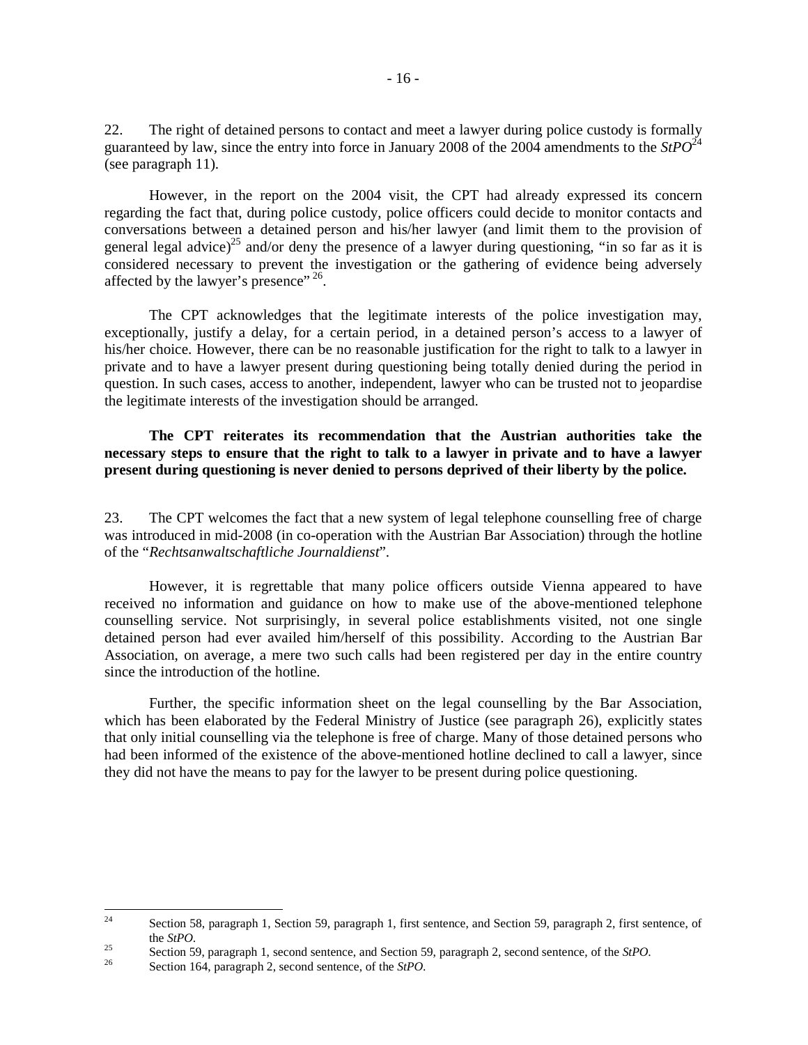22. The right of detained persons to contact and meet a lawyer during police custody is formally guaranteed by law, since the entry into force in January 2008 of the 2004 amendments to the *StPO*[24] (see paragraph 11).

However, in the report on the 2004 visit, the CPT had already expressed its concern regarding the fact that, during police custody, police officers could decide to monitor contacts and conversations between a detained person and his/her lawyer (and limit them to the provision of general legal advice)[25] and/or deny the presence of a lawyer during questioning, "in so far as it is considered necessary to prevent the investigation or the gathering of evidence being adversely affected by the lawyer's presence"[26].

The CPT acknowledges that the legitimate interests of the police investigation may, exceptionally, justify a delay, for a certain period, in a detained person's access to a lawyer of his/her choice. However, there can be no reasonable justification for the right to talk to a lawyer in private and to have a lawyer present during questioning being totally denied during the period in question. In such cases, access to another, independent, lawyer who can be trusted not to jeopardise the legitimate interests of the investigation should be arranged.

**The CPT reiterates its recommendation that the Austrian authorities take the necessary steps to ensure that the right to talk to a lawyer in private and to have a lawyer present during questioning is never denied to persons deprived of their liberty by the police.**

23. The CPT welcomes the fact that a new system of legal telephone counselling free of charge was introduced in mid-2008 (in co-operation with the Austrian Bar Association) through the hotline of the "*Rechtsanwaltschaftliche Journaldienst*".

However, it is regrettable that many police officers outside Vienna appeared to have received no information and guidance on how to make use of the above-mentioned telephone counselling service. Not surprisingly, in several police establishments visited, not one single detained person had ever availed him/herself of this possibility. According to the Austrian Bar Association, on average, a mere two such calls had been registered per day in the entire country since the introduction of the hotline.

Further, the specific information sheet on the legal counselling by the Bar Association, which has been elaborated by the Federal Ministry of Justice (see paragraph 26), explicitly states that only initial counselling via the telephone is free of charge. Many of those detained persons who had been informed of the existence of the above-mentioned hotline declined to call a lawyer, since they did not have the means to pay for the lawyer to be present during police questioning.

---

[24] Section 58, paragraph 1, Section 59, paragraph 1, first sentence, and Section 59, paragraph 2, first sentence, of the *StPO*.

[25] Section 59, paragraph 1, second sentence, and Section 59, paragraph 2, second sentence, of the *StPO*.

[26] Section 164, paragraph 2, second sentence, of the *StPO*.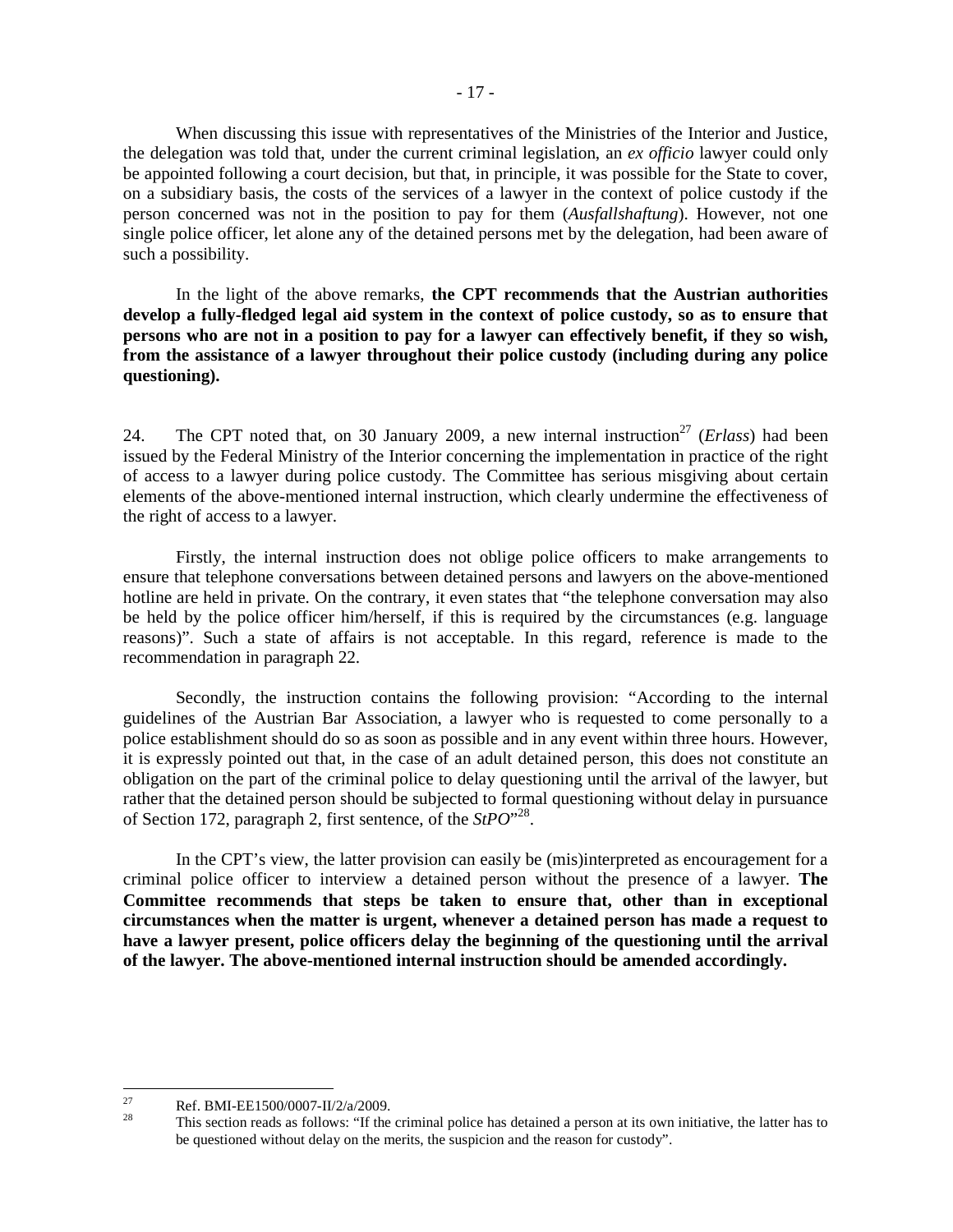When discussing this issue with representatives of the Ministries of the Interior and Justice, the delegation was told that, under the current criminal legislation, an *ex officio* lawyer could only be appointed following a court decision, but that, in principle, it was possible for the State to cover, on a subsidiary basis, the costs of the services of a lawyer in the context of police custody if the person concerned was not in the position to pay for them (*Ausfallshaftung*). However, not one single police officer, let alone any of the detained persons met by the delegation, had been aware of such a possibility.

In the light of the above remarks, **the CPT recommends that the Austrian authorities develop a fully-fledged legal aid system in the context of police custody, so as to ensure that persons who are not in a position to pay for a lawyer can effectively benefit, if they so wish, from the assistance of a lawyer throughout their police custody (including during any police questioning).**

24. The CPT noted that, on 30 January 2009, a new internal instruction[27] (*Erlass*) had been issued by the Federal Ministry of the Interior concerning the implementation in practice of the right of access to a lawyer during police custody. The Committee has serious misgiving about certain elements of the above-mentioned internal instruction, which clearly undermine the effectiveness of the right of access to a lawyer.

Firstly, the internal instruction does not oblige police officers to make arrangements to ensure that telephone conversations between detained persons and lawyers on the above-mentioned hotline are held in private. On the contrary, it even states that "the telephone conversation may also be held by the police officer him/herself, if this is required by the circumstances (e.g. language reasons)". Such a state of affairs is not acceptable. In this regard, reference is made to the recommendation in paragraph 22.

Secondly, the instruction contains the following provision: "According to the internal guidelines of the Austrian Bar Association, a lawyer who is requested to come personally to a police establishment should do so as soon as possible and in any event within three hours. However, it is expressly pointed out that, in the case of an adult detained person, this does not constitute an obligation on the part of the criminal police to delay questioning until the arrival of the lawyer, but rather that the detained person should be subjected to formal questioning without delay in pursuance of Section 172, paragraph 2, first sentence, of the *StPO*"[28].

In the CPT's view, the latter provision can easily be (mis)interpreted as encouragement for a criminal police officer to interview a detained person without the presence of a lawyer. **The Committee recommends that steps be taken to ensure that, other than in exceptional circumstances when the matter is urgent, whenever a detained person has made a request to have a lawyer present, police officers delay the beginning of the questioning until the arrival of the lawyer. The above-mentioned internal instruction should be amended accordingly.**

---

[27] Ref. BMI-EE1500/0007-II/2/a/2009.

[28] This section reads as follows: "If the criminal police has detained a person at its own initiative, the latter has to be questioned without delay on the merits, the suspicion and the reason for custody".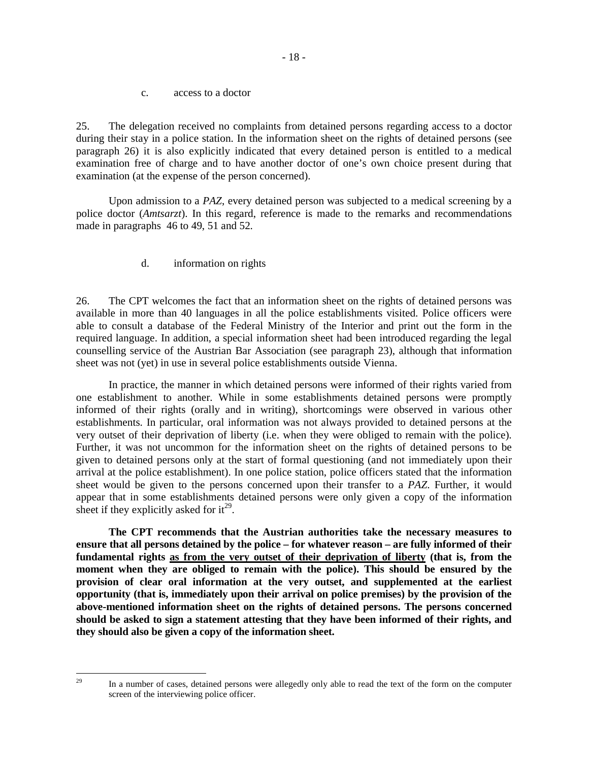c. access to a doctor

25. The delegation received no complaints from detained persons regarding access to a doctor during their stay in a police station. In the information sheet on the rights of detained persons (see paragraph 26) it is also explicitly indicated that every detained person is entitled to a medical examination free of charge and to have another doctor of one's own choice present during that examination (at the expense of the person concerned).

Upon admission to a *PAZ*, every detained person was subjected to a medical screening by a police doctor (*Amtsarzt*). In this regard, reference is made to the remarks and recommendations made in paragraphs 46 to 49, 51 and 52.

d. information on rights

26. The CPT welcomes the fact that an information sheet on the rights of detained persons was available in more than 40 languages in all the police establishments visited. Police officers were able to consult a database of the Federal Ministry of the Interior and print out the form in the required language. In addition, a special information sheet had been introduced regarding the legal counselling service of the Austrian Bar Association (see paragraph 23), although that information sheet was not (yet) in use in several police establishments outside Vienna.

In practice, the manner in which detained persons were informed of their rights varied from one establishment to another. While in some establishments detained persons were promptly informed of their rights (orally and in writing), shortcomings were observed in various other establishments. In particular, oral information was not always provided to detained persons at the very outset of their deprivation of liberty (i.e. when they were obliged to remain with the police). Further, it was not uncommon for the information sheet on the rights of detained persons to be given to detained persons only at the start of formal questioning (and not immediately upon their arrival at the police establishment). In one police station, police officers stated that the information sheet would be given to the persons concerned upon their transfer to a *PAZ*. Further, it would appear that in some establishments detained persons were only given a copy of the information sheet if they explicitly asked for it[29].

**The CPT recommends that the Austrian authorities take the necessary measures to ensure that all persons detained by the police – for whatever reason – are fully informed of their fundamental rights <u>as from the very outset of their deprivation of liberty</u> (that is, from the moment when they are obliged to remain with the police). This should be ensured by the provision of clear oral information at the very outset, and supplemented at the earliest opportunity (that is, immediately upon their arrival on police premises) by the provision of the above-mentioned information sheet on the rights of detained persons. The persons concerned should be asked to sign a statement attesting that they have been informed of their rights, and they should also be given a copy of the information sheet.**

---

[29] In a number of cases, detained persons were allegedly only able to read the text of the form on the computer screen of the interviewing police officer.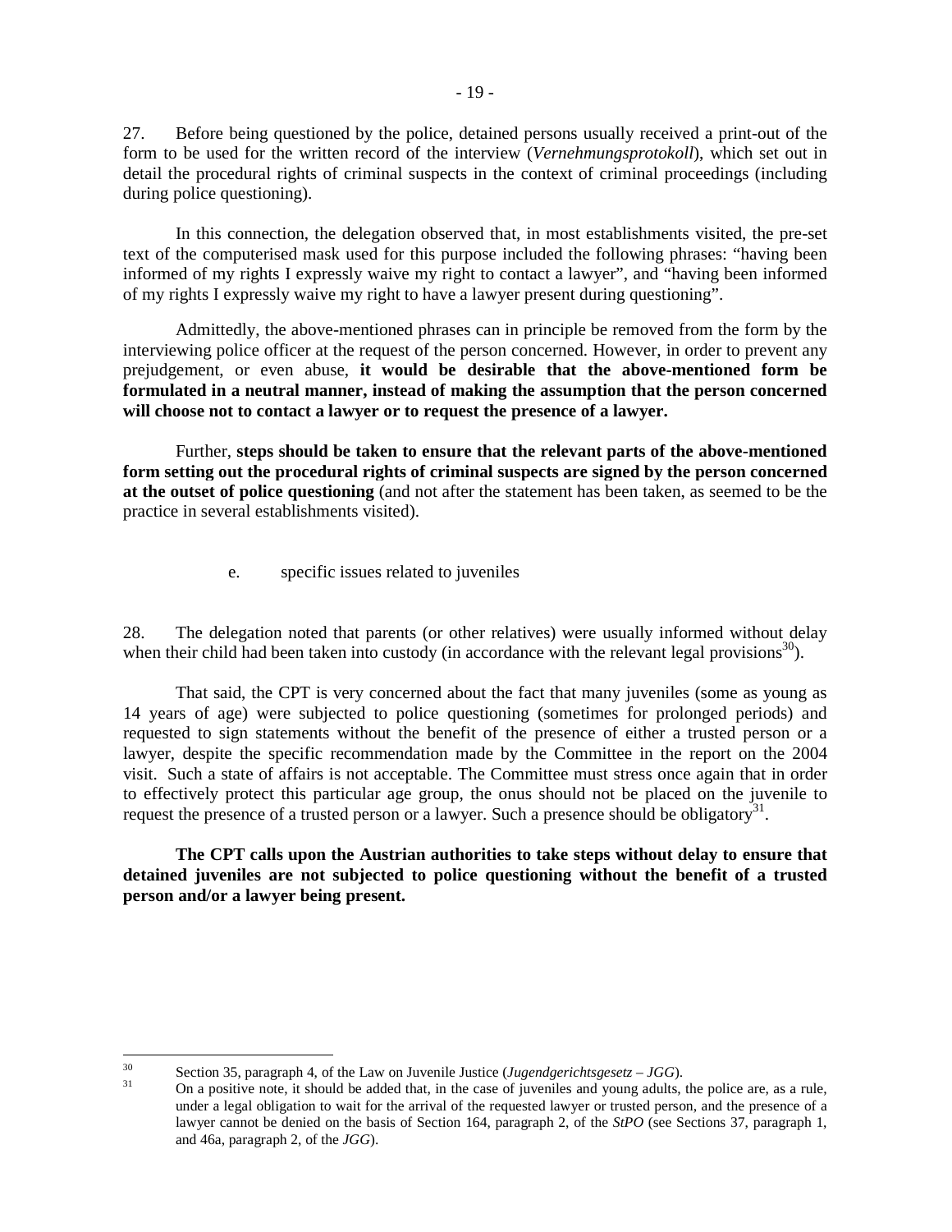27. Before being questioned by the police, detained persons usually received a print-out of the form to be used for the written record of the interview (*Vernehmungsprotokoll*), which set out in detail the procedural rights of criminal suspects in the context of criminal proceedings (including during police questioning).

In this connection, the delegation observed that, in most establishments visited, the pre-set text of the computerised mask used for this purpose included the following phrases: "having been informed of my rights I expressly waive my right to contact a lawyer", and "having been informed of my rights I expressly waive my right to have a lawyer present during questioning".

Admittedly, the above-mentioned phrases can in principle be removed from the form by the interviewing police officer at the request of the person concerned. However, in order to prevent any prejudgement, or even abuse, **it would be desirable that the above-mentioned form be formulated in a neutral manner, instead of making the assumption that the person concerned will choose not to contact a lawyer or to request the presence of a lawyer.**

Further, **steps should be taken to ensure that the relevant parts of the above-mentioned form setting out the procedural rights of criminal suspects are signed by the person concerned at the outset of police questioning** (and not after the statement has been taken, as seemed to be the practice in several establishments visited).

e. specific issues related to juveniles

28. The delegation noted that parents (or other relatives) were usually informed without delay when their child had been taken into custody (in accordance with the relevant legal provisions[30]).

That said, the CPT is very concerned about the fact that many juveniles (some as young as 14 years of age) were subjected to police questioning (sometimes for prolonged periods) and requested to sign statements without the benefit of the presence of either a trusted person or a lawyer, despite the specific recommendation made by the Committee in the report on the 2004 visit. Such a state of affairs is not acceptable. The Committee must stress once again that in order to effectively protect this particular age group, the onus should not be placed on the juvenile to request the presence of a trusted person or a lawyer. Such a presence should be obligatory[31].

**The CPT calls upon the Austrian authorities to take steps without delay to ensure that detained juveniles are not subjected to police questioning without the benefit of a trusted person and/or a lawyer being present.**

---

[30] Section 35, paragraph 4, of the Law on Juvenile Justice (*Jugendgerichtsgesetz – JGG*).

[31] On a positive note, it should be added that, in the case of juveniles and young adults, the police are, as a rule, under a legal obligation to wait for the arrival of the requested lawyer or trusted person, and the presence of a lawyer cannot be denied on the basis of Section 164, paragraph 2, of the *StPO* (see Sections 37, paragraph 1, and 46a, paragraph 2, of the *JGG*).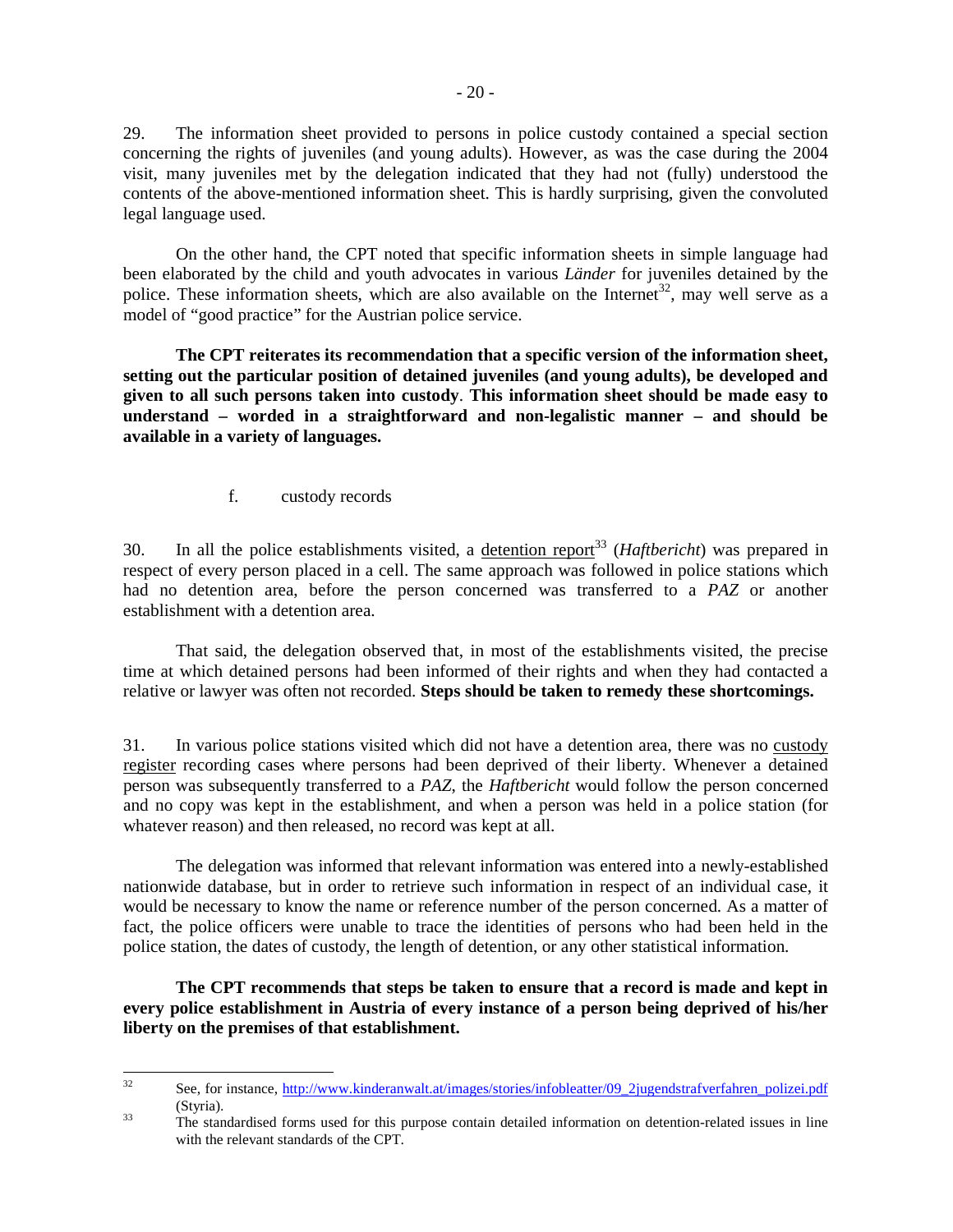29. The information sheet provided to persons in police custody contained a special section concerning the rights of juveniles (and young adults). However, as was the case during the 2004 visit, many juveniles met by the delegation indicated that they had not (fully) understood the contents of the above-mentioned information sheet. This is hardly surprising, given the convoluted legal language used.

On the other hand, the CPT noted that specific information sheets in simple language had been elaborated by the child and youth advocates in various *Länder* for juveniles detained by the police. These information sheets, which are also available on the Internet[32], may well serve as a model of "good practice" for the Austrian police service.

**The CPT reiterates its recommendation that a specific version of the information sheet, setting out the particular position of detained juveniles (and young adults), be developed and given to all such persons taken into custody**. **This information sheet should be made easy to understand – worded in a straightforward and non-legalistic manner – and should be available in a variety of languages.**

f. custody records

30. In all the police establishments visited, a detention report[33] (*Haftbericht*) was prepared in respect of every person placed in a cell. The same approach was followed in police stations which had no detention area, before the person concerned was transferred to a *PAZ* or another establishment with a detention area.

That said, the delegation observed that, in most of the establishments visited, the precise time at which detained persons had been informed of their rights and when they had contacted a relative or lawyer was often not recorded. **Steps should be taken to remedy these shortcomings.**

31. In various police stations visited which did not have a detention area, there was no custody register recording cases where persons had been deprived of their liberty. Whenever a detained person was subsequently transferred to a *PAZ*, the *Haftbericht* would follow the person concerned and no copy was kept in the establishment, and when a person was held in a police station (for whatever reason) and then released, no record was kept at all.

The delegation was informed that relevant information was entered into a newly-established nationwide database, but in order to retrieve such information in respect of an individual case, it would be necessary to know the name or reference number of the person concerned. As a matter of fact, the police officers were unable to trace the identities of persons who had been held in the police station, the dates of custody, the length of detention, or any other statistical information.

**The CPT recommends that steps be taken to ensure that a record is made and kept in every police establishment in Austria of every instance of a person being deprived of his/her liberty on the premises of that establishment.**

---

[32] See, for instance, http://www.kinderanwalt.at/images/stories/infobleatter/09_2jugendstrafverfahren_polizei.pdf (Styria).

[33] The standardised forms used for this purpose contain detailed information on detention-related issues in line with the relevant standards of the CPT.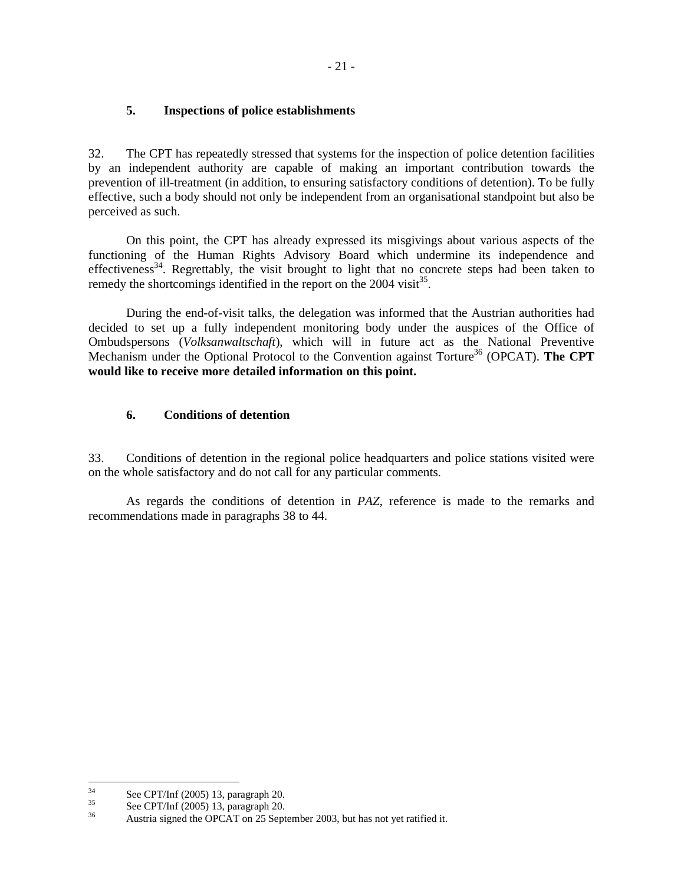### 5. Inspections of police establishments

32. The CPT has repeatedly stressed that systems for the inspection of police detention facilities by an independent authority are capable of making an important contribution towards the prevention of ill-treatment (in addition, to ensuring satisfactory conditions of detention). To be fully effective, such a body should not only be independent from an organisational standpoint but also be perceived as such.

On this point, the CPT has already expressed its misgivings about various aspects of the functioning of the Human Rights Advisory Board which undermine its independence and effectiveness[34]. Regrettably, the visit brought to light that no concrete steps had been taken to remedy the shortcomings identified in the report on the 2004 visit[35].

During the end-of-visit talks, the delegation was informed that the Austrian authorities had decided to set up a fully independent monitoring body under the auspices of the Office of Ombudspersons (*Volksanwaltschaft*), which will in future act as the National Preventive Mechanism under the Optional Protocol to the Convention against Torture[36] (OPCAT). **The CPT would like to receive more detailed information on this point.**

### 6. Conditions of detention

33. Conditions of detention in the regional police headquarters and police stations visited were on the whole satisfactory and do not call for any particular comments.

As regards the conditions of detention in *PAZ*, reference is made to the remarks and recommendations made in paragraphs 38 to 44.

---

[34] See CPT/Inf (2005) 13, paragraph 20.

[35] See CPT/Inf (2005) 13, paragraph 20.

[36] Austria signed the OPCAT on 25 September 2003, but has not yet ratified it.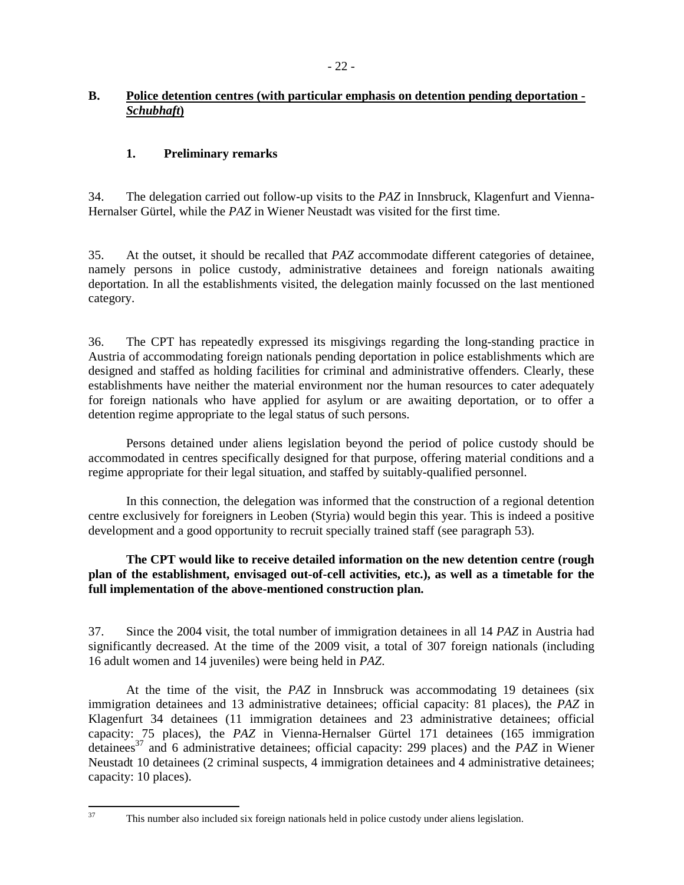## B. <u>Police detention centres (with particular emphasis on detention pending deportation - *Schubhaft*)</u>

### 1. Preliminary remarks

34. The delegation carried out follow-up visits to the *PAZ* in Innsbruck, Klagenfurt and Vienna-Hernalser Gürtel, while the *PAZ* in Wiener Neustadt was visited for the first time.

35. At the outset, it should be recalled that *PAZ* accommodate different categories of detainee, namely persons in police custody, administrative detainees and foreign nationals awaiting deportation. In all the establishments visited, the delegation mainly focussed on the last mentioned category.

36. The CPT has repeatedly expressed its misgivings regarding the long-standing practice in Austria of accommodating foreign nationals pending deportation in police establishments which are designed and staffed as holding facilities for criminal and administrative offenders. Clearly, these establishments have neither the material environment nor the human resources to cater adequately for foreign nationals who have applied for asylum or are awaiting deportation, or to offer a detention regime appropriate to the legal status of such persons.

Persons detained under aliens legislation beyond the period of police custody should be accommodated in centres specifically designed for that purpose, offering material conditions and a regime appropriate for their legal situation, and staffed by suitably-qualified personnel.

In this connection, the delegation was informed that the construction of a regional detention centre exclusively for foreigners in Leoben (Styria) would begin this year. This is indeed a positive development and a good opportunity to recruit specially trained staff (see paragraph 53).

**The CPT would like to receive detailed information on the new detention centre (rough plan of the establishment, envisaged out-of-cell activities, etc.), as well as a timetable for the full implementation of the above-mentioned construction plan.**

37. Since the 2004 visit, the total number of immigration detainees in all 14 *PAZ* in Austria had significantly decreased. At the time of the 2009 visit, a total of 307 foreign nationals (including 16 adult women and 14 juveniles) were being held in *PAZ*.

At the time of the visit, the *PAZ* in Innsbruck was accommodating 19 detainees (six immigration detainees and 13 administrative detainees; official capacity: 81 places), the *PAZ* in Klagenfurt 34 detainees (11 immigration detainees and 23 administrative detainees; official capacity: 75 places), the *PAZ* in Vienna-Hernalser Gürtel 171 detainees (165 immigration detainees[37] and 6 administrative detainees; official capacity: 299 places) and the *PAZ* in Wiener Neustadt 10 detainees (2 criminal suspects, 4 immigration detainees and 4 administrative detainees; capacity: 10 places).

---

[37] This number also included six foreign nationals held in police custody under aliens legislation.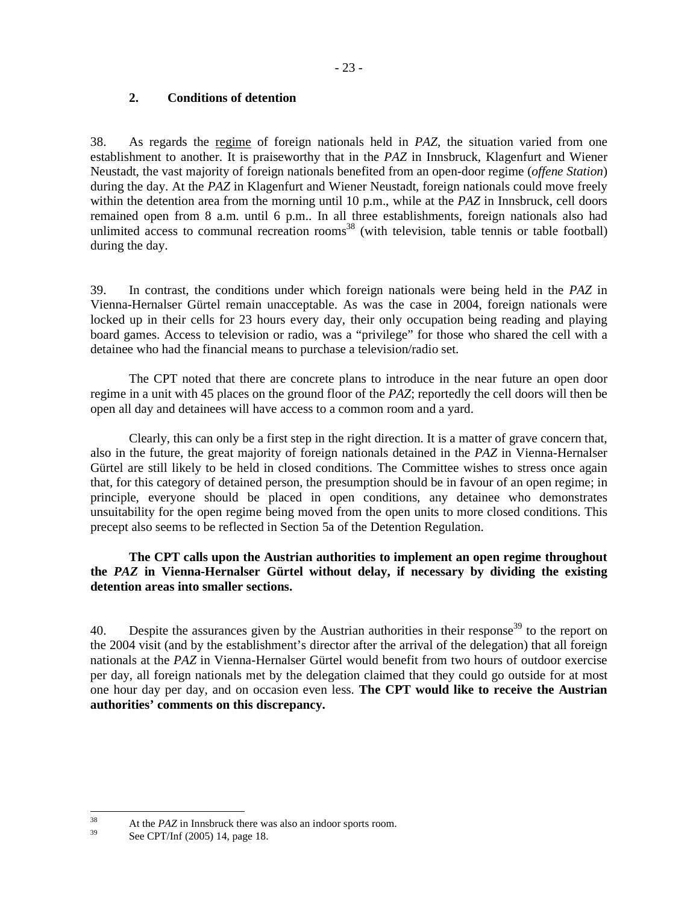### 2. Conditions of detention

38. As regards the regime of foreign nationals held in *PAZ*, the situation varied from one establishment to another. It is praiseworthy that in the *PAZ* in Innsbruck, Klagenfurt and Wiener Neustadt, the vast majority of foreign nationals benefited from an open-door regime (*offene Station*) during the day. At the *PAZ* in Klagenfurt and Wiener Neustadt, foreign nationals could move freely within the detention area from the morning until 10 p.m., while at the *PAZ* in Innsbruck, cell doors remained open from 8 a.m. until 6 p.m.. In all three establishments, foreign nationals also had unlimited access to communal recreation rooms[38] (with television, table tennis or table football) during the day.

39. In contrast, the conditions under which foreign nationals were being held in the *PAZ* in Vienna-Hernalser Gürtel remain unacceptable. As was the case in 2004, foreign nationals were locked up in their cells for 23 hours every day, their only occupation being reading and playing board games. Access to television or radio, was a "privilege" for those who shared the cell with a detainee who had the financial means to purchase a television/radio set.

The CPT noted that there are concrete plans to introduce in the near future an open door regime in a unit with 45 places on the ground floor of the *PAZ*; reportedly the cell doors will then be open all day and detainees will have access to a common room and a yard.

Clearly, this can only be a first step in the right direction. It is a matter of grave concern that, also in the future, the great majority of foreign nationals detained in the *PAZ* in Vienna-Hernalser Gürtel are still likely to be held in closed conditions. The Committee wishes to stress once again that, for this category of detained person, the presumption should be in favour of an open regime; in principle, everyone should be placed in open conditions, any detainee who demonstrates unsuitability for the open regime being moved from the open units to more closed conditions. This precept also seems to be reflected in Section 5a of the Detention Regulation.

**The CPT calls upon the Austrian authorities to implement an open regime throughout the *PAZ* in Vienna-Hernalser Gürtel without delay, if necessary by dividing the existing detention areas into smaller sections.**

40. Despite the assurances given by the Austrian authorities in their response[39] to the report on the 2004 visit (and by the establishment's director after the arrival of the delegation) that all foreign nationals at the *PAZ* in Vienna-Hernalser Gürtel would benefit from two hours of outdoor exercise per day, all foreign nationals met by the delegation claimed that they could go outside for at most one hour day per day, and on occasion even less. **The CPT would like to receive the Austrian authorities' comments on this discrepancy.**

---

[38] At the *PAZ* in Innsbruck there was also an indoor sports room.

[39] See CPT/Inf (2005) 14, page 18.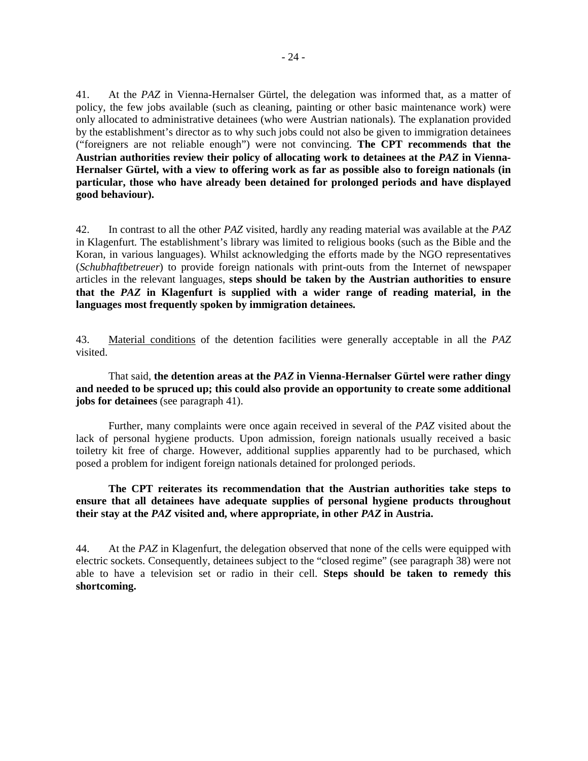41. At the *PAZ* in Vienna-Hernalser Gürtel, the delegation was informed that, as a matter of policy, the few jobs available (such as cleaning, painting or other basic maintenance work) were only allocated to administrative detainees (who were Austrian nationals). The explanation provided by the establishment's director as to why such jobs could not also be given to immigration detainees ("foreigners are not reliable enough") were not convincing. **The CPT recommends that the Austrian authorities review their policy of allocating work to detainees at the *PAZ* in Vienna-Hernalser Gürtel, with a view to offering work as far as possible also to foreign nationals (in particular, those who have already been detained for prolonged periods and have displayed good behaviour).**

42. In contrast to all the other *PAZ* visited, hardly any reading material was available at the *PAZ* in Klagenfurt. The establishment's library was limited to religious books (such as the Bible and the Koran, in various languages). Whilst acknowledging the efforts made by the NGO representatives (*Schubhaftbetreuer*) to provide foreign nationals with print-outs from the Internet of newspaper articles in the relevant languages, **steps should be taken by the Austrian authorities to ensure that the *PAZ* in Klagenfurt is supplied with a wider range of reading material, in the languages most frequently spoken by immigration detainees.**

43. Material conditions of the detention facilities were generally acceptable in all the *PAZ* visited.

That said, **the detention areas at the *PAZ* in Vienna-Hernalser Gürtel were rather dingy and needed to be spruced up; this could also provide an opportunity to create some additional jobs for detainees** (see paragraph 41).

Further, many complaints were once again received in several of the *PAZ* visited about the lack of personal hygiene products. Upon admission, foreign nationals usually received a basic toiletry kit free of charge. However, additional supplies apparently had to be purchased, which posed a problem for indigent foreign nationals detained for prolonged periods.

**The CPT reiterates its recommendation that the Austrian authorities take steps to ensure that all detainees have adequate supplies of personal hygiene products throughout their stay at the *PAZ* visited and, where appropriate, in other *PAZ* in Austria.**

44. At the *PAZ* in Klagenfurt, the delegation observed that none of the cells were equipped with electric sockets. Consequently, detainees subject to the "closed regime" (see paragraph 38) were not able to have a television set or radio in their cell. **Steps should be taken to remedy this shortcoming.**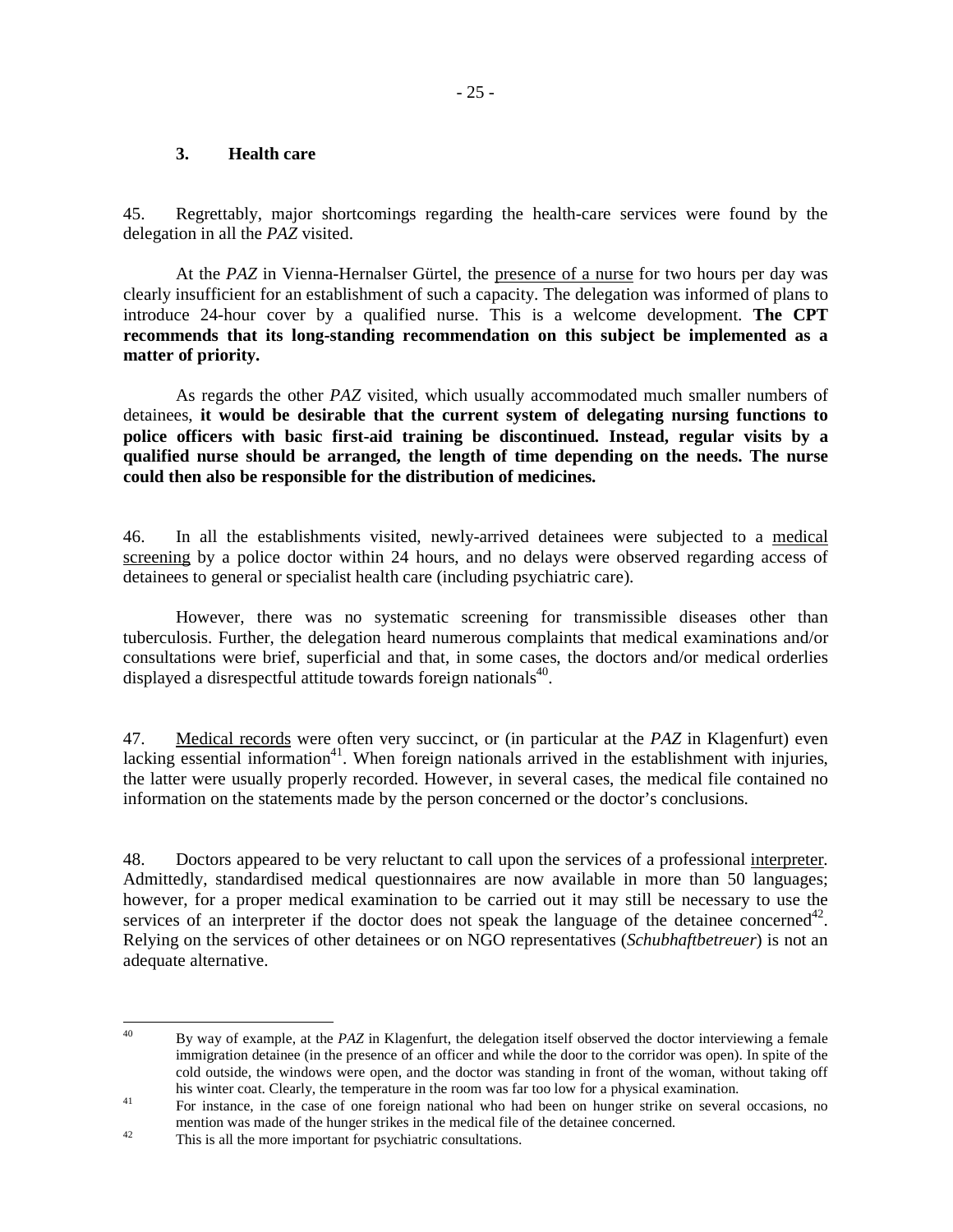### 3. Health care

45. Regrettably, major shortcomings regarding the health-care services were found by the delegation in all the *PAZ* visited.

At the *PAZ* in Vienna-Hernalser Gürtel, the presence of a nurse for two hours per day was clearly insufficient for an establishment of such a capacity. The delegation was informed of plans to introduce 24-hour cover by a qualified nurse. This is a welcome development. **The CPT recommends that its long-standing recommendation on this subject be implemented as a matter of priority.**

As regards the other *PAZ* visited, which usually accommodated much smaller numbers of detainees, **it would be desirable that the current system of delegating nursing functions to police officers with basic first-aid training be discontinued. Instead, regular visits by a qualified nurse should be arranged, the length of time depending on the needs. The nurse could then also be responsible for the distribution of medicines.**

46. In all the establishments visited, newly-arrived detainees were subjected to a medical screening by a police doctor within 24 hours, and no delays were observed regarding access of detainees to general or specialist health care (including psychiatric care).

However, there was no systematic screening for transmissible diseases other than tuberculosis. Further, the delegation heard numerous complaints that medical examinations and/or consultations were brief, superficial and that, in some cases, the doctors and/or medical orderlies displayed a disrespectful attitude towards foreign nationals[40].

47. Medical records were often very succinct, or (in particular at the *PAZ* in Klagenfurt) even lacking essential information[41]. When foreign nationals arrived in the establishment with injuries, the latter were usually properly recorded. However, in several cases, the medical file contained no information on the statements made by the person concerned or the doctor's conclusions.

48. Doctors appeared to be very reluctant to call upon the services of a professional interpreter. Admittedly, standardised medical questionnaires are now available in more than 50 languages; however, for a proper medical examination to be carried out it may still be necessary to use the services of an interpreter if the doctor does not speak the language of the detainee concerned[42]. Relying on the services of other detainees or on NGO representatives (*Schubhaftbetreuer*) is not an adequate alternative.

---

[40] By way of example, at the *PAZ* in Klagenfurt, the delegation itself observed the doctor interviewing a female immigration detainee (in the presence of an officer and while the door to the corridor was open). In spite of the cold outside, the windows were open, and the doctor was standing in front of the woman, without taking off his winter coat. Clearly, the temperature in the room was far too low for a physical examination.

[41] For instance, in the case of one foreign national who had been on hunger strike on several occasions, no mention was made of the hunger strikes in the medical file of the detainee concerned.

[42] This is all the more important for psychiatric consultations.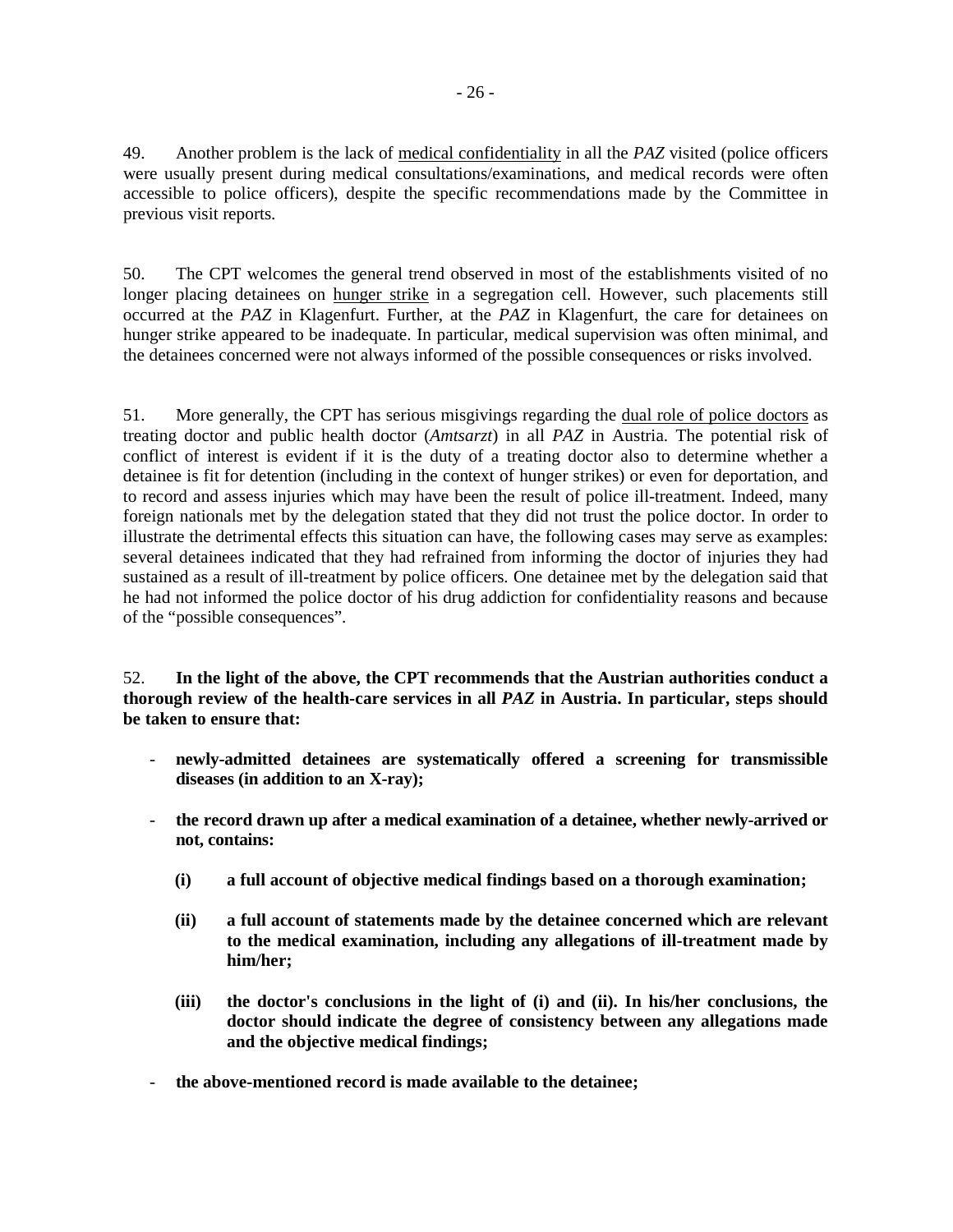49. Another problem is the lack of medical confidentiality in all the *PAZ* visited (police officers were usually present during medical consultations/examinations, and medical records were often accessible to police officers), despite the specific recommendations made by the Committee in previous visit reports.

50. The CPT welcomes the general trend observed in most of the establishments visited of no longer placing detainees on hunger strike in a segregation cell. However, such placements still occurred at the *PAZ* in Klagenfurt. Further, at the *PAZ* in Klagenfurt, the care for detainees on hunger strike appeared to be inadequate. In particular, medical supervision was often minimal, and the detainees concerned were not always informed of the possible consequences or risks involved.

51. More generally, the CPT has serious misgivings regarding the dual role of police doctors as treating doctor and public health doctor (*Amtsarzt*) in all *PAZ* in Austria. The potential risk of conflict of interest is evident if it is the duty of a treating doctor also to determine whether a detainee is fit for detention (including in the context of hunger strikes) or even for deportation, and to record and assess injuries which may have been the result of police ill-treatment. Indeed, many foreign nationals met by the delegation stated that they did not trust the police doctor. In order to illustrate the detrimental effects this situation can have, the following cases may serve as examples: several detainees indicated that they had refrained from informing the doctor of injuries they had sustained as a result of ill-treatment by police officers. One detainee met by the delegation said that he had not informed the police doctor of his drug addiction for confidentiality reasons and because of the "possible consequences".

52. **In the light of the above, the CPT recommends that the Austrian authorities conduct a thorough review of the health-care services in all *PAZ* in Austria. In particular, steps should be taken to ensure that:**

- **newly-admitted detainees are systematically offered a screening for transmissible diseases (in addition to an X-ray);**

- **the record drawn up after a medical examination of a detainee, whether newly-arrived or not, contains:**

  **(i) a full account of objective medical findings based on a thorough examination;**

  **(ii) a full account of statements made by the detainee concerned which are relevant to the medical examination, including any allegations of ill-treatment made by him/her;**

  **(iii) the doctor's conclusions in the light of (i) and (ii). In his/her conclusions, the doctor should indicate the degree of consistency between any allegations made and the objective medical findings;**

- **the above-mentioned record is made available to the detainee;**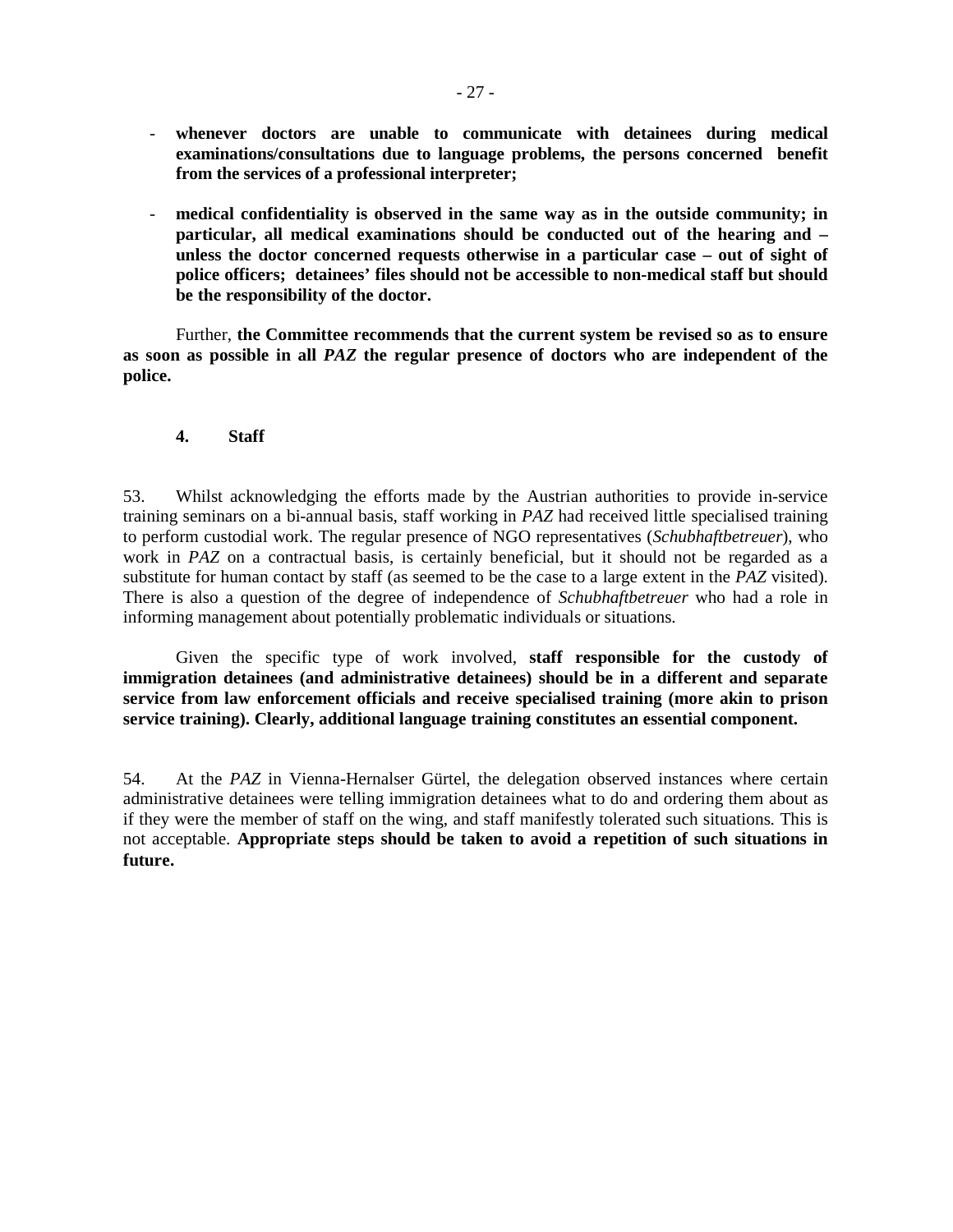- **whenever doctors are unable to communicate with detainees during medical examinations/consultations due to language problems, the persons concerned benefit from the services of a professional interpreter;**

- **medical confidentiality is observed in the same way as in the outside community; in particular, all medical examinations should be conducted out of the hearing and – unless the doctor concerned requests otherwise in a particular case – out of sight of police officers; detainees' files should not be accessible to non-medical staff but should be the responsibility of the doctor.**

Further, **the Committee recommends that the current system be revised so as to ensure as soon as possible in all *PAZ* the regular presence of doctors who are independent of the police.**

### 4. Staff

53. Whilst acknowledging the efforts made by the Austrian authorities to provide in-service training seminars on a bi-annual basis, staff working in *PAZ* had received little specialised training to perform custodial work. The regular presence of NGO representatives (*Schubhaftbetreuer*), who work in *PAZ* on a contractual basis, is certainly beneficial, but it should not be regarded as a substitute for human contact by staff (as seemed to be the case to a large extent in the *PAZ* visited). There is also a question of the degree of independence of *Schubhaftbetreuer* who had a role in informing management about potentially problematic individuals or situations.

Given the specific type of work involved, **staff responsible for the custody of immigration detainees (and administrative detainees) should be in a different and separate service from law enforcement officials and receive specialised training (more akin to prison service training). Clearly, additional language training constitutes an essential component.**

54. At the *PAZ* in Vienna-Hernalser Gürtel, the delegation observed instances where certain administrative detainees were telling immigration detainees what to do and ordering them about as if they were the member of staff on the wing, and staff manifestly tolerated such situations. This is not acceptable. **Appropriate steps should be taken to avoid a repetition of such situations in future.**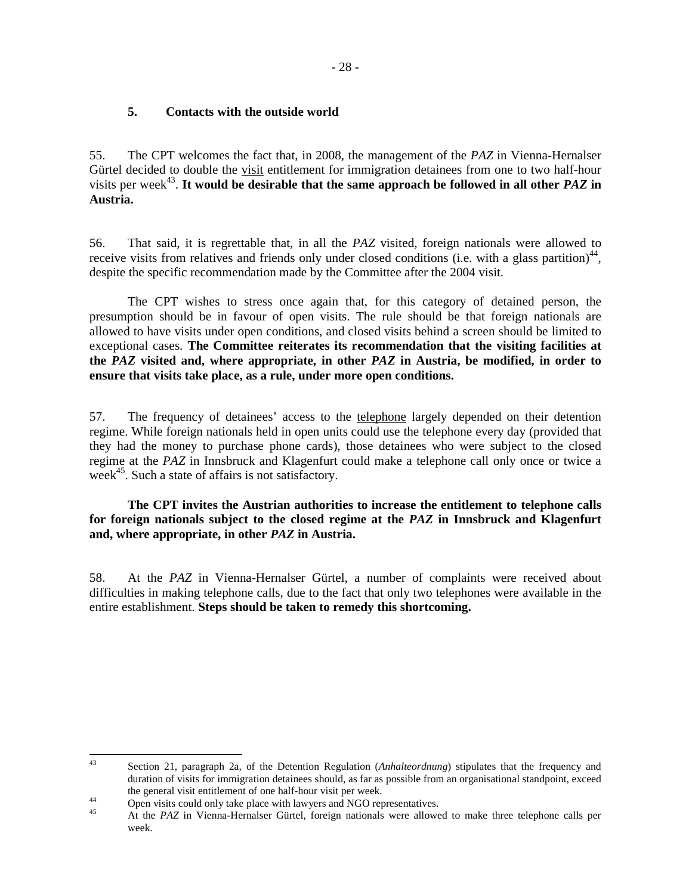### 5. Contacts with the outside world

55. The CPT welcomes the fact that, in 2008, the management of the *PAZ* in Vienna-Hernalser Gürtel decided to double the visit entitlement for immigration detainees from one to two half-hour visits per week[43]. **It would be desirable that the same approach be followed in all other *PAZ* in Austria.**

56. That said, it is regrettable that, in all the *PAZ* visited, foreign nationals were allowed to receive visits from relatives and friends only under closed conditions (i.e. with a glass partition)[44], despite the specific recommendation made by the Committee after the 2004 visit.

The CPT wishes to stress once again that, for this category of detained person, the presumption should be in favour of open visits. The rule should be that foreign nationals are allowed to have visits under open conditions, and closed visits behind a screen should be limited to exceptional cases. **The Committee reiterates its recommendation that the visiting facilities at the *PAZ* visited and, where appropriate, in other *PAZ* in Austria, be modified, in order to ensure that visits take place, as a rule, under more open conditions.**

57. The frequency of detainees' access to the telephone largely depended on their detention regime. While foreign nationals held in open units could use the telephone every day (provided that they had the money to purchase phone cards), those detainees who were subject to the closed regime at the *PAZ* in Innsbruck and Klagenfurt could make a telephone call only once or twice a week[45]. Such a state of affairs is not satisfactory.

**The CPT invites the Austrian authorities to increase the entitlement to telephone calls for foreign nationals subject to the closed regime at the *PAZ* in Innsbruck and Klagenfurt and, where appropriate, in other *PAZ* in Austria.**

58. At the *PAZ* in Vienna-Hernalser Gürtel, a number of complaints were received about difficulties in making telephone calls, due to the fact that only two telephones were available in the entire establishment. **Steps should be taken to remedy this shortcoming.**

---

[43] Section 21, paragraph 2a, of the Detention Regulation (*Anhalteordnung*) stipulates that the frequency and duration of visits for immigration detainees should, as far as possible from an organisational standpoint, exceed the general visit entitlement of one half-hour visit per week.

[44] Open visits could only take place with lawyers and NGO representatives.

[45] At the *PAZ* in Vienna-Hernalser Gürtel, foreign nationals were allowed to make three telephone calls per week.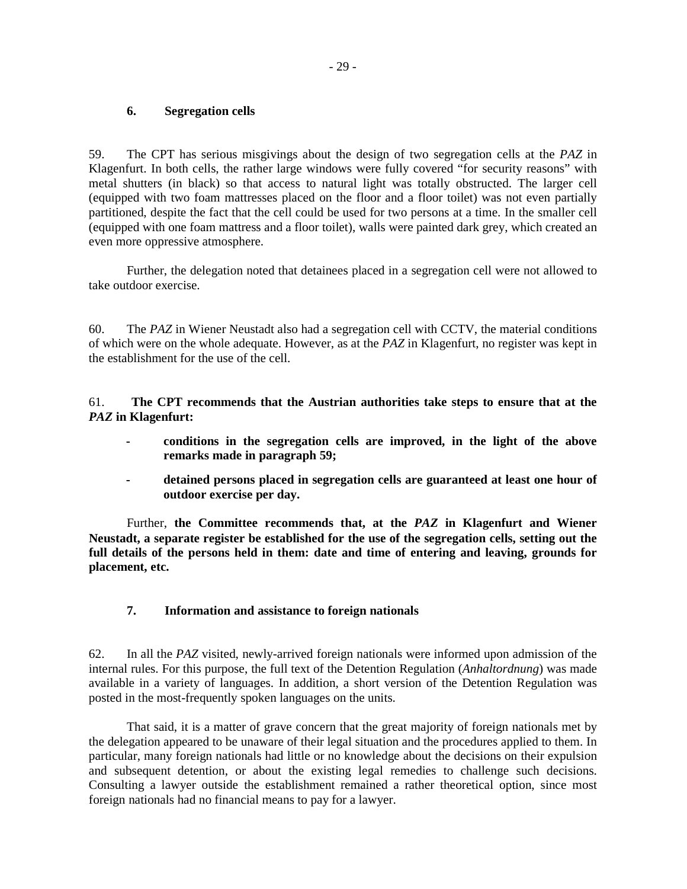### 6. Segregation cells

59. The CPT has serious misgivings about the design of two segregation cells at the *PAZ* in Klagenfurt. In both cells, the rather large windows were fully covered "for security reasons" with metal shutters (in black) so that access to natural light was totally obstructed. The larger cell (equipped with two foam mattresses placed on the floor and a floor toilet) was not even partially partitioned, despite the fact that the cell could be used for two persons at a time. In the smaller cell (equipped with one foam mattress and a floor toilet), walls were painted dark grey, which created an even more oppressive atmosphere.

Further, the delegation noted that detainees placed in a segregation cell were not allowed to take outdoor exercise.

60. The *PAZ* in Wiener Neustadt also had a segregation cell with CCTV, the material conditions of which were on the whole adequate. However, as at the *PAZ* in Klagenfurt, no register was kept in the establishment for the use of the cell.

61. **The CPT recommends that the Austrian authorities take steps to ensure that at the *PAZ* in Klagenfurt:**

- **conditions in the segregation cells are improved, in the light of the above remarks made in paragraph 59;**
- **detained persons placed in segregation cells are guaranteed at least one hour of outdoor exercise per day.**

Further, **the Committee recommends that, at the *PAZ* in Klagenfurt and Wiener Neustadt, a separate register be established for the use of the segregation cells, setting out the full details of the persons held in them: date and time of entering and leaving, grounds for placement, etc.**

### 7. Information and assistance to foreign nationals

62. In all the *PAZ* visited, newly-arrived foreign nationals were informed upon admission of the internal rules. For this purpose, the full text of the Detention Regulation (*Anhaltordnung*) was made available in a variety of languages. In addition, a short version of the Detention Regulation was posted in the most-frequently spoken languages on the units.

That said, it is a matter of grave concern that the great majority of foreign nationals met by the delegation appeared to be unaware of their legal situation and the procedures applied to them. In particular, many foreign nationals had little or no knowledge about the decisions on their expulsion and subsequent detention, or about the existing legal remedies to challenge such decisions. Consulting a lawyer outside the establishment remained a rather theoretical option, since most foreign nationals had no financial means to pay for a lawyer.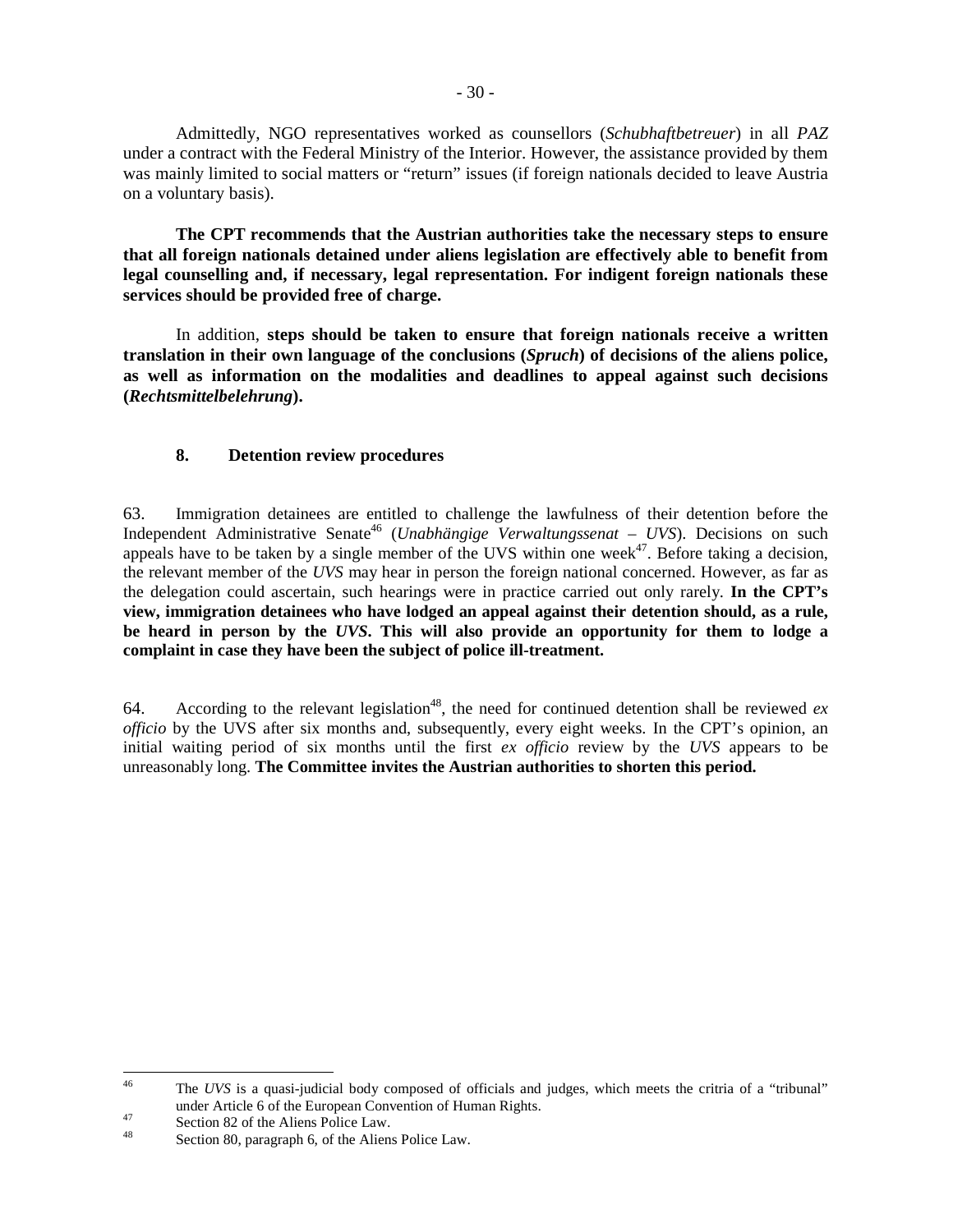Admittedly, NGO representatives worked as counsellors (*Schubhaftbetreuer*) in all *PAZ* under a contract with the Federal Ministry of the Interior. However, the assistance provided by them was mainly limited to social matters or "return" issues (if foreign nationals decided to leave Austria on a voluntary basis).

**The CPT recommends that the Austrian authorities take the necessary steps to ensure that all foreign nationals detained under aliens legislation are effectively able to benefit from legal counselling and, if necessary, legal representation. For indigent foreign nationals these services should be provided free of charge.**

In addition, **steps should be taken to ensure that foreign nationals receive a written translation in their own language of the conclusions (*Spruch*) of decisions of the aliens police, as well as information on the modalities and deadlines to appeal against such decisions (*Rechtsmittelbelehrung*).**

### 8. Detention review procedures

63. Immigration detainees are entitled to challenge the lawfulness of their detention before the Independent Administrative Senate[46] (*Unabhängige Verwaltungssenat – UVS*). Decisions on such appeals have to be taken by a single member of the UVS within one week[47]. Before taking a decision, the relevant member of the *UVS* may hear in person the foreign national concerned. However, as far as the delegation could ascertain, such hearings were in practice carried out only rarely. **In the CPT's view, immigration detainees who have lodged an appeal against their detention should, as a rule, be heard in person by the *UVS*. This will also provide an opportunity for them to lodge a complaint in case they have been the subject of police ill-treatment.**

64. According to the relevant legislation[48], the need for continued detention shall be reviewed *ex officio* by the UVS after six months and, subsequently, every eight weeks. In the CPT's opinion, an initial waiting period of six months until the first *ex officio* review by the *UVS* appears to be unreasonably long. **The Committee invites the Austrian authorities to shorten this period.**

---

[46] The *UVS* is a quasi-judicial body composed of officials and judges, which meets the critria of a "tribunal" under Article 6 of the European Convention of Human Rights.

[47] Section 82 of the Aliens Police Law.

[48] Section 80, paragraph 6, of the Aliens Police Law.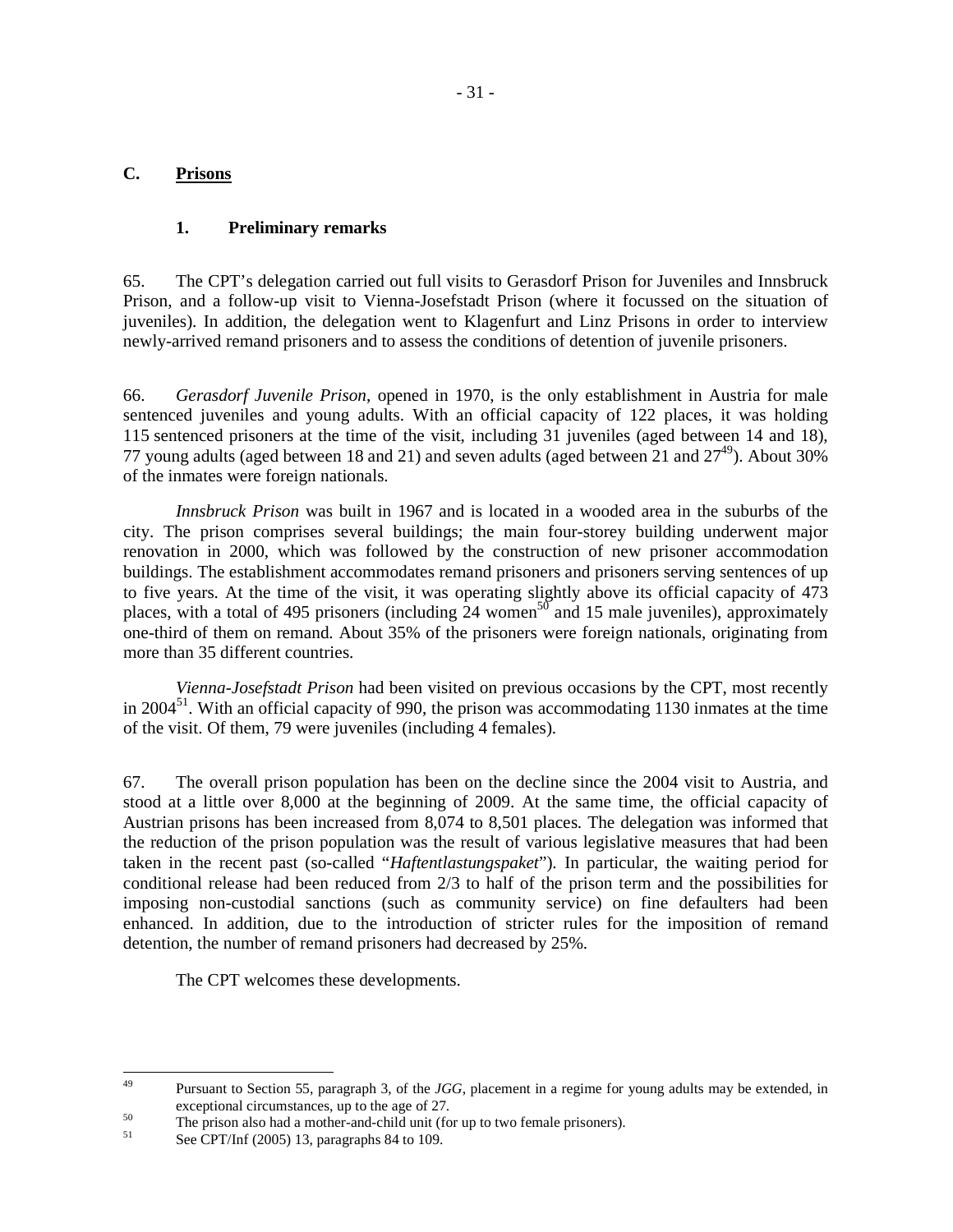## C. Prisons

### 1. Preliminary remarks

65. The CPT's delegation carried out full visits to Gerasdorf Prison for Juveniles and Innsbruck Prison, and a follow-up visit to Vienna-Josefstadt Prison (where it focussed on the situation of juveniles). In addition, the delegation went to Klagenfurt and Linz Prisons in order to interview newly-arrived remand prisoners and to assess the conditions of detention of juvenile prisoners.

66. *Gerasdorf Juvenile Prison*, opened in 1970, is the only establishment in Austria for male sentenced juveniles and young adults. With an official capacity of 122 places, it was holding 115 sentenced prisoners at the time of the visit, including 31 juveniles (aged between 14 and 18), 77 young adults (aged between 18 and 21) and seven adults (aged between 21 and 27[49]). About 30% of the inmates were foreign nationals.

*Innsbruck Prison* was built in 1967 and is located in a wooded area in the suburbs of the city. The prison comprises several buildings; the main four-storey building underwent major renovation in 2000, which was followed by the construction of new prisoner accommodation buildings. The establishment accommodates remand prisoners and prisoners serving sentences of up to five years. At the time of the visit, it was operating slightly above its official capacity of 473 places, with a total of 495 prisoners (including 24 women[50] and 15 male juveniles), approximately one-third of them on remand. About 35% of the prisoners were foreign nationals, originating from more than 35 different countries.

*Vienna-Josefstadt Prison* had been visited on previous occasions by the CPT, most recently in 2004[51]. With an official capacity of 990, the prison was accommodating 1130 inmates at the time of the visit. Of them, 79 were juveniles (including 4 females).

67. The overall prison population has been on the decline since the 2004 visit to Austria, and stood at a little over 8,000 at the beginning of 2009. At the same time, the official capacity of Austrian prisons has been increased from 8,074 to 8,501 places. The delegation was informed that the reduction of the prison population was the result of various legislative measures that had been taken in the recent past (so-called "*Haftentlastungspaket*"). In particular, the waiting period for conditional release had been reduced from 2/3 to half of the prison term and the possibilities for imposing non-custodial sanctions (such as community service) on fine defaulters had been enhanced. In addition, due to the introduction of stricter rules for the imposition of remand detention, the number of remand prisoners had decreased by 25%.

The CPT welcomes these developments.

---

[49] Pursuant to Section 55, paragraph 3, of the *JGG*, placement in a regime for young adults may be extended, in exceptional circumstances, up to the age of 27.

[50] The prison also had a mother-and-child unit (for up to two female prisoners).

[51] See CPT/Inf (2005) 13, paragraphs 84 to 109.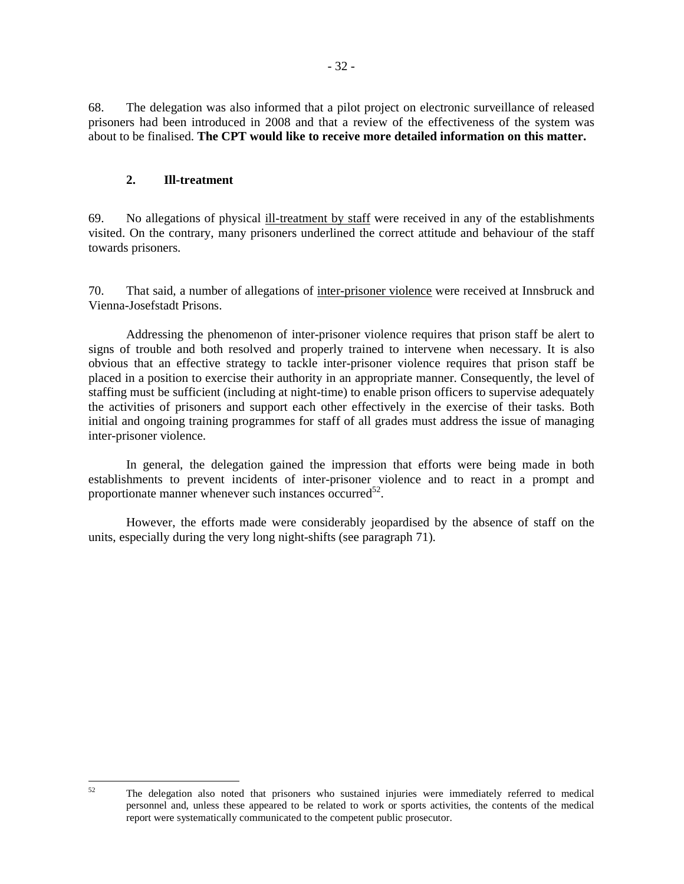68. The delegation was also informed that a pilot project on electronic surveillance of released prisoners had been introduced in 2008 and that a review of the effectiveness of the system was about to be finalised. **The CPT would like to receive more detailed information on this matter.**

## 2. Ill-treatment

69. No allegations of physical ill-treatment by staff were received in any of the establishments visited. On the contrary, many prisoners underlined the correct attitude and behaviour of the staff towards prisoners.

70. That said, a number of allegations of inter-prisoner violence were received at Innsbruck and Vienna-Josefstadt Prisons.

Addressing the phenomenon of inter-prisoner violence requires that prison staff be alert to signs of trouble and both resolved and properly trained to intervene when necessary. It is also obvious that an effective strategy to tackle inter-prisoner violence requires that prison staff be placed in a position to exercise their authority in an appropriate manner. Consequently, the level of staffing must be sufficient (including at night-time) to enable prison officers to supervise adequately the activities of prisoners and support each other effectively in the exercise of their tasks. Both initial and ongoing training programmes for staff of all grades must address the issue of managing inter-prisoner violence.

In general, the delegation gained the impression that efforts were being made in both establishments to prevent incidents of inter-prisoner violence and to react in a prompt and proportionate manner whenever such instances occurred[52].

However, the efforts made were considerably jeopardised by the absence of staff on the units, especially during the very long night-shifts (see paragraph 71).

---

[52] The delegation also noted that prisoners who sustained injuries were immediately referred to medical personnel and, unless these appeared to be related to work or sports activities, the contents of the medical report were systematically communicated to the competent public prosecutor.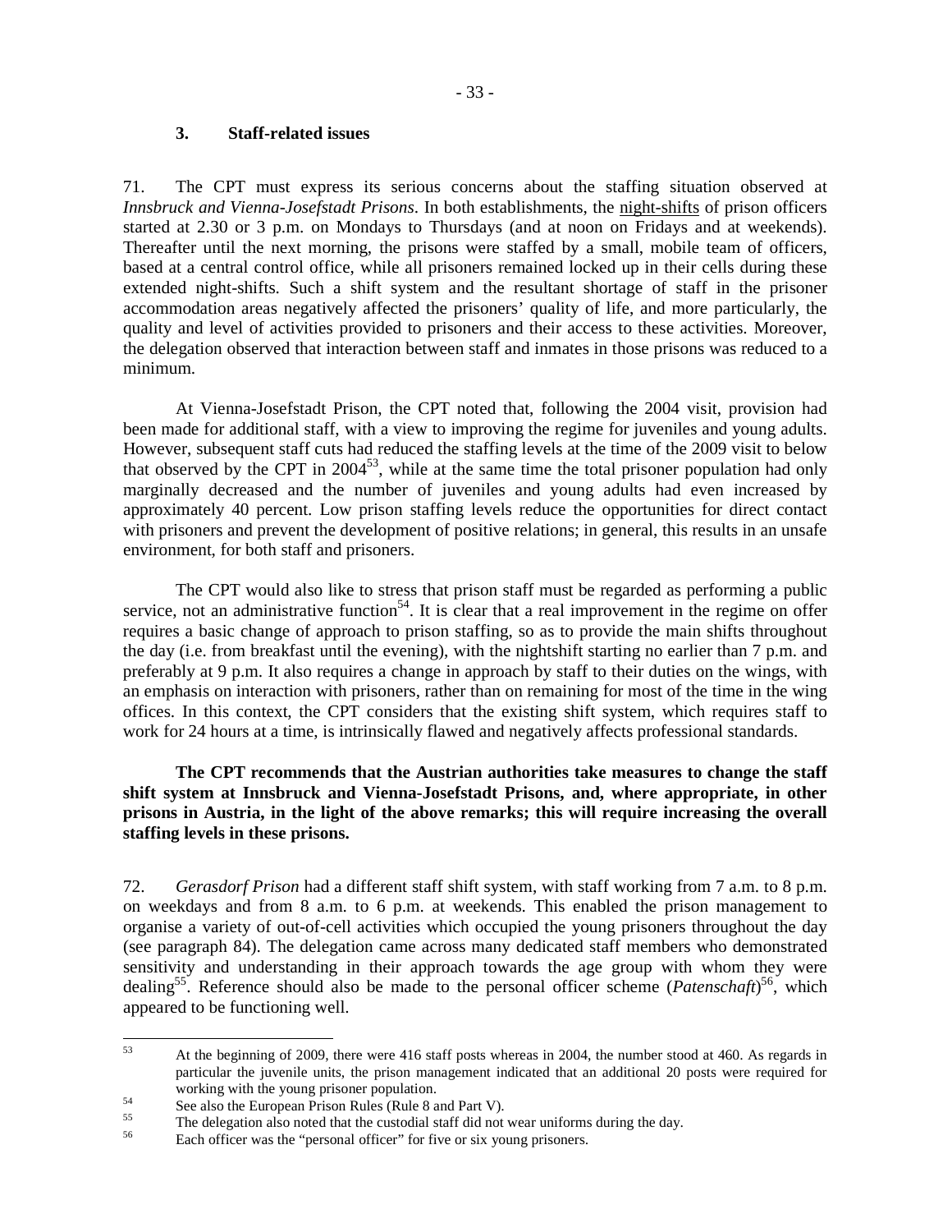### 3. Staff-related issues

71. The CPT must express its serious concerns about the staffing situation observed at *Innsbruck and Vienna-Josefstadt Prisons*. In both establishments, the night-shifts of prison officers started at 2.30 or 3 p.m. on Mondays to Thursdays (and at noon on Fridays and at weekends). Thereafter until the next morning, the prisons were staffed by a small, mobile team of officers, based at a central control office, while all prisoners remained locked up in their cells during these extended night-shifts. Such a shift system and the resultant shortage of staff in the prisoner accommodation areas negatively affected the prisoners' quality of life, and more particularly, the quality and level of activities provided to prisoners and their access to these activities. Moreover, the delegation observed that interaction between staff and inmates in those prisons was reduced to a minimum.

At Vienna-Josefstadt Prison, the CPT noted that, following the 2004 visit, provision had been made for additional staff, with a view to improving the regime for juveniles and young adults. However, subsequent staff cuts had reduced the staffing levels at the time of the 2009 visit to below that observed by the CPT in 2004[53], while at the same time the total prisoner population had only marginally decreased and the number of juveniles and young adults had even increased by approximately 40 percent. Low prison staffing levels reduce the opportunities for direct contact with prisoners and prevent the development of positive relations; in general, this results in an unsafe environment, for both staff and prisoners.

The CPT would also like to stress that prison staff must be regarded as performing a public service, not an administrative function[54]. It is clear that a real improvement in the regime on offer requires a basic change of approach to prison staffing, so as to provide the main shifts throughout the day (i.e. from breakfast until the evening), with the nightshift starting no earlier than 7 p.m. and preferably at 9 p.m. It also requires a change in approach by staff to their duties on the wings, with an emphasis on interaction with prisoners, rather than on remaining for most of the time in the wing offices. In this context, the CPT considers that the existing shift system, which requires staff to work for 24 hours at a time, is intrinsically flawed and negatively affects professional standards.

**The CPT recommends that the Austrian authorities take measures to change the staff shift system at Innsbruck and Vienna-Josefstadt Prisons, and, where appropriate, in other prisons in Austria, in the light of the above remarks; this will require increasing the overall staffing levels in these prisons.**

72. *Gerasdorf Prison* had a different staff shift system, with staff working from 7 a.m. to 8 p.m. on weekdays and from 8 a.m. to 6 p.m. at weekends. This enabled the prison management to organise a variety of out-of-cell activities which occupied the young prisoners throughout the day (see paragraph 84). The delegation came across many dedicated staff members who demonstrated sensitivity and understanding in their approach towards the age group with whom they were dealing[55]. Reference should also be made to the personal officer scheme (*Patenschaft*)[56], which appeared to be functioning well.

---

[53] At the beginning of 2009, there were 416 staff posts whereas in 2004, the number stood at 460. As regards in particular the juvenile units, the prison management indicated that an additional 20 posts were required for working with the young prisoner population.

[54] See also the European Prison Rules (Rule 8 and Part V).

[55] The delegation also noted that the custodial staff did not wear uniforms during the day.

[56] Each officer was the "personal officer" for five or six young prisoners.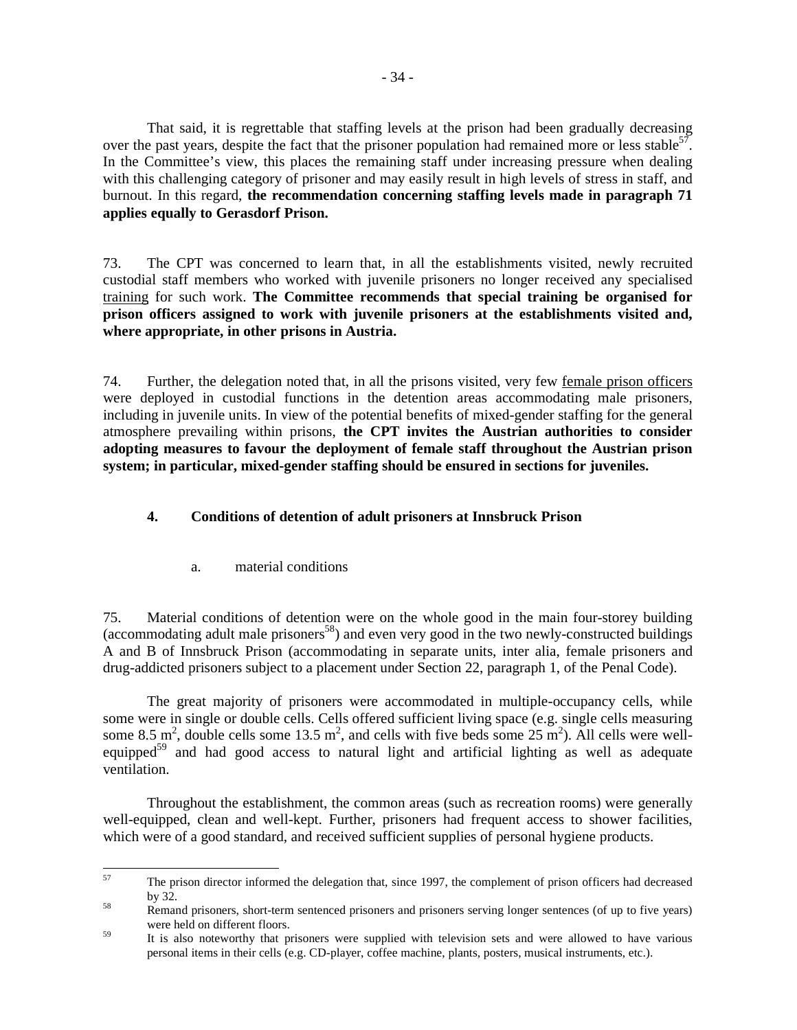That said, it is regrettable that staffing levels at the prison had been gradually decreasing over the past years, despite the fact that the prisoner population had remained more or less stable[57]. In the Committee's view, this places the remaining staff under increasing pressure when dealing with this challenging category of prisoner and may easily result in high levels of stress in staff, and burnout. In this regard, **the recommendation concerning staffing levels made in paragraph 71 applies equally to Gerasdorf Prison.**

73. The CPT was concerned to learn that, in all the establishments visited, newly recruited custodial staff members who worked with juvenile prisoners no longer received any specialised training for such work. **The Committee recommends that special training be organised for prison officers assigned to work with juvenile prisoners at the establishments visited and, where appropriate, in other prisons in Austria.**

74. Further, the delegation noted that, in all the prisons visited, very few female prison officers were deployed in custodial functions in the detention areas accommodating male prisoners, including in juvenile units. In view of the potential benefits of mixed-gender staffing for the general atmosphere prevailing within prisons, **the CPT invites the Austrian authorities to consider adopting measures to favour the deployment of female staff throughout the Austrian prison system; in particular, mixed-gender staffing should be ensured in sections for juveniles.**

### 4. Conditions of detention of adult prisoners at Innsbruck Prison

#### a. material conditions

75. Material conditions of detention were on the whole good in the main four-storey building (accommodating adult male prisoners[58]) and even very good in the two newly-constructed buildings A and B of Innsbruck Prison (accommodating in separate units, inter alia, female prisoners and drug-addicted prisoners subject to a placement under Section 22, paragraph 1, of the Penal Code).

The great majority of prisoners were accommodated in multiple-occupancy cells, while some were in single or double cells. Cells offered sufficient living space (e.g. single cells measuring some 8.5 $m^2$, double cells some 13.5 $m^2$, and cells with five beds some 25 $m^2$). All cells were well-equipped[59] and had good access to natural light and artificial lighting as well as adequate ventilation.

Throughout the establishment, the common areas (such as recreation rooms) were generally well-equipped, clean and well-kept. Further, prisoners had frequent access to shower facilities, which were of a good standard, and received sufficient supplies of personal hygiene products.

---

[57] The prison director informed the delegation that, since 1997, the complement of prison officers had decreased by 32.

[58] Remand prisoners, short-term sentenced prisoners and prisoners serving longer sentences (of up to five years) were held on different floors.

[59] It is also noteworthy that prisoners were supplied with television sets and were allowed to have various personal items in their cells (e.g. CD-player, coffee machine, plants, posters, musical instruments, etc.).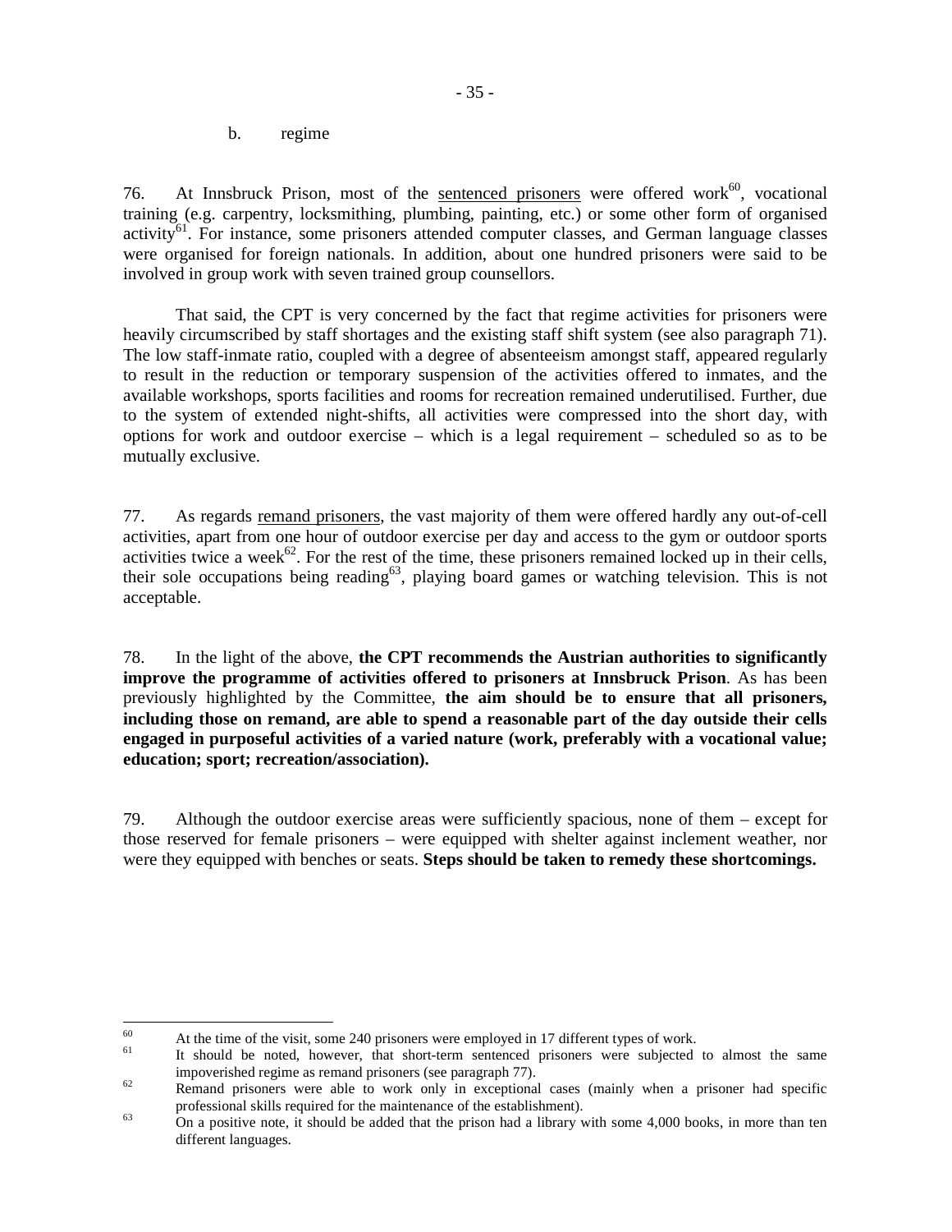b. regime

76. At Innsbruck Prison, most of the sentenced prisoners were offered work[60], vocational training (e.g. carpentry, locksmithing, plumbing, painting, etc.) or some other form of organised activity[61]. For instance, some prisoners attended computer classes, and German language classes were organised for foreign nationals. In addition, about one hundred prisoners were said to be involved in group work with seven trained group counsellors.

That said, the CPT is very concerned by the fact that regime activities for prisoners were heavily circumscribed by staff shortages and the existing staff shift system (see also paragraph 71). The low staff-inmate ratio, coupled with a degree of absenteeism amongst staff, appeared regularly to result in the reduction or temporary suspension of the activities offered to inmates, and the available workshops, sports facilities and rooms for recreation remained underutilised. Further, due to the system of extended night-shifts, all activities were compressed into the short day, with options for work and outdoor exercise – which is a legal requirement – scheduled so as to be mutually exclusive.

77. As regards remand prisoners, the vast majority of them were offered hardly any out-of-cell activities, apart from one hour of outdoor exercise per day and access to the gym or outdoor sports activities twice a week[62]. For the rest of the time, these prisoners remained locked up in their cells, their sole occupations being reading[63], playing board games or watching television. This is not acceptable.

78. In the light of the above, **the CPT recommends the Austrian authorities to significantly improve the programme of activities offered to prisoners at Innsbruck Prison**. As has been previously highlighted by the Committee, **the aim should be to ensure that all prisoners, including those on remand, are able to spend a reasonable part of the day outside their cells engaged in purposeful activities of a varied nature (work, preferably with a vocational value; education; sport; recreation/association).**

79. Although the outdoor exercise areas were sufficiently spacious, none of them – except for those reserved for female prisoners – were equipped with shelter against inclement weather, nor were they equipped with benches or seats. **Steps should be taken to remedy these shortcomings.**

---

[60] At the time of the visit, some 240 prisoners were employed in 17 different types of work.

[61] It should be noted, however, that short-term sentenced prisoners were subjected to almost the same impoverished regime as remand prisoners (see paragraph 77).

[62] Remand prisoners were able to work only in exceptional cases (mainly when a prisoner had specific professional skills required for the maintenance of the establishment).

[63] On a positive note, it should be added that the prison had a library with some 4,000 books, in more than ten different languages.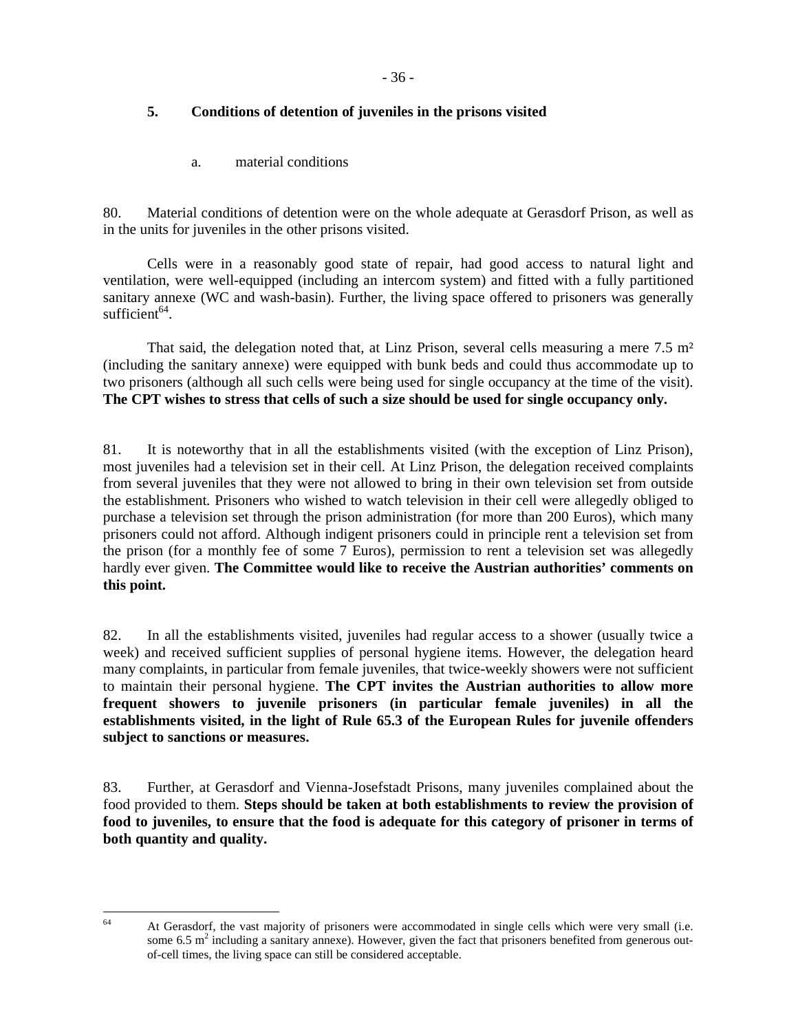## 5. Conditions of detention of juveniles in the prisons visited

### a. material conditions

80. Material conditions of detention were on the whole adequate at Gerasdorf Prison, as well as in the units for juveniles in the other prisons visited.

Cells were in a reasonably good state of repair, had good access to natural light and ventilation, were well-equipped (including an intercom system) and fitted with a fully partitioned sanitary annexe (WC and wash-basin). Further, the living space offered to prisoners was generally sufficient[64].

That said, the delegation noted that, at Linz Prison, several cells measuring a mere 7.5 m² (including the sanitary annexe) were equipped with bunk beds and could thus accommodate up to two prisoners (although all such cells were being used for single occupancy at the time of the visit). **The CPT wishes to stress that cells of such a size should be used for single occupancy only.**

81. It is noteworthy that in all the establishments visited (with the exception of Linz Prison), most juveniles had a television set in their cell. At Linz Prison, the delegation received complaints from several juveniles that they were not allowed to bring in their own television set from outside the establishment. Prisoners who wished to watch television in their cell were allegedly obliged to purchase a television set through the prison administration (for more than 200 Euros), which many prisoners could not afford. Although indigent prisoners could in principle rent a television set from the prison (for a monthly fee of some 7 Euros), permission to rent a television set was allegedly hardly ever given. **The Committee would like to receive the Austrian authorities' comments on this point.**

82. In all the establishments visited, juveniles had regular access to a shower (usually twice a week) and received sufficient supplies of personal hygiene items. However, the delegation heard many complaints, in particular from female juveniles, that twice-weekly showers were not sufficient to maintain their personal hygiene. **The CPT invites the Austrian authorities to allow more frequent showers to juvenile prisoners (in particular female juveniles) in all the establishments visited, in the light of Rule 65.3 of the European Rules for juvenile offenders subject to sanctions or measures.**

83. Further, at Gerasdorf and Vienna-Josefstadt Prisons, many juveniles complained about the food provided to them. **Steps should be taken at both establishments to review the provision of food to juveniles, to ensure that the food is adequate for this category of prisoner in terms of both quantity and quality.**

---

[64] At Gerasdorf, the vast majority of prisoners were accommodated in single cells which were very small (i.e. some 6.5 m² including a sanitary annexe). However, given the fact that prisoners benefited from generous out-of-cell times, the living space can still be considered acceptable.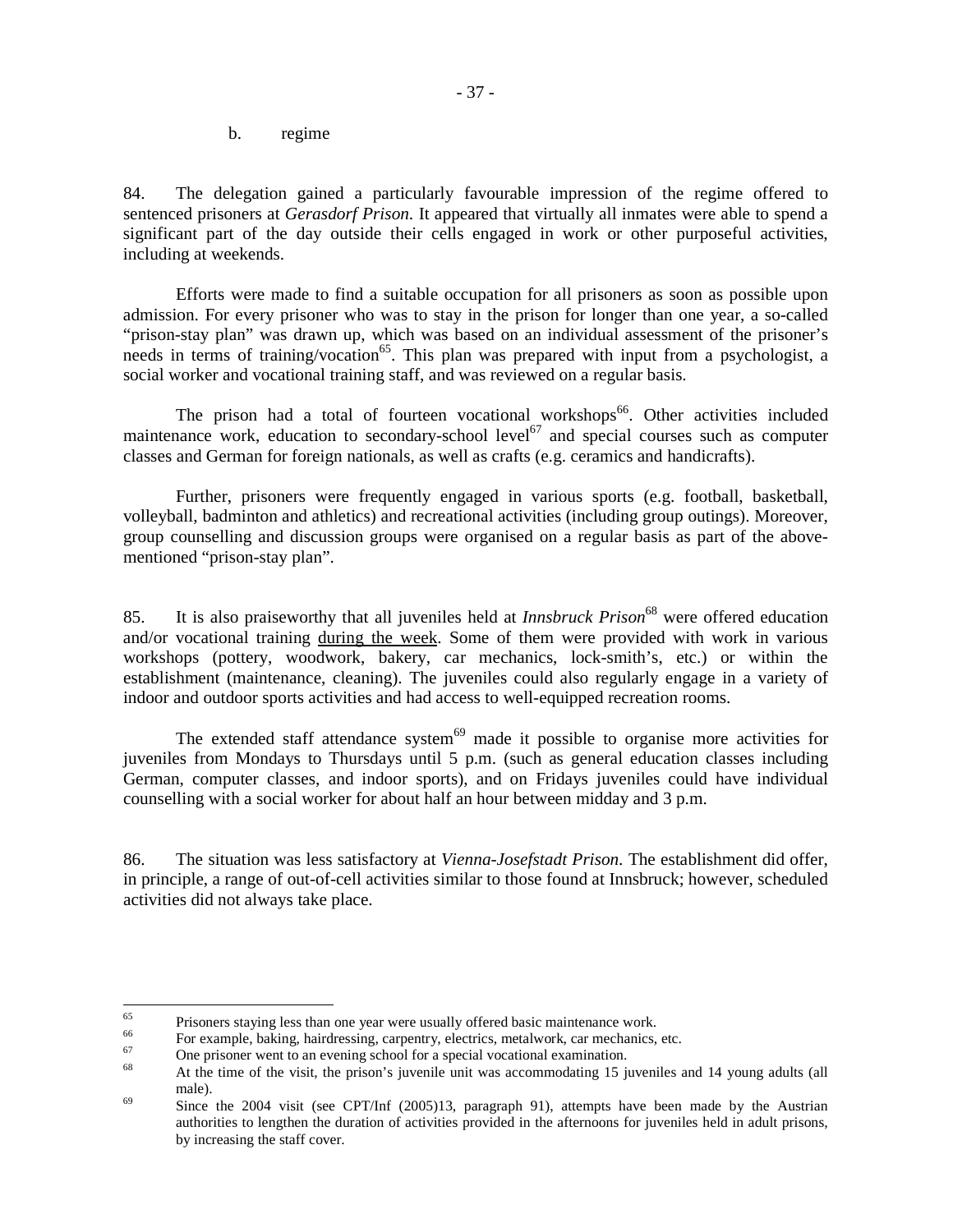b. regime

84. The delegation gained a particularly favourable impression of the regime offered to sentenced prisoners at *Gerasdorf Prison*. It appeared that virtually all inmates were able to spend a significant part of the day outside their cells engaged in work or other purposeful activities, including at weekends.

Efforts were made to find a suitable occupation for all prisoners as soon as possible upon admission. For every prisoner who was to stay in the prison for longer than one year, a so-called "prison-stay plan" was drawn up, which was based on an individual assessment of the prisoner's needs in terms of training/vocation[65]. This plan was prepared with input from a psychologist, a social worker and vocational training staff, and was reviewed on a regular basis.

The prison had a total of fourteen vocational workshops[66]. Other activities included maintenance work, education to secondary-school level[67] and special courses such as computer classes and German for foreign nationals, as well as crafts (e.g. ceramics and handicrafts).

Further, prisoners were frequently engaged in various sports (e.g. football, basketball, volleyball, badminton and athletics) and recreational activities (including group outings). Moreover, group counselling and discussion groups were organised on a regular basis as part of the above-mentioned "prison-stay plan".

85. It is also praiseworthy that all juveniles held at *Innsbruck Prison*[68] were offered education and/or vocational training <u>during the week</u>. Some of them were provided with work in various workshops (pottery, woodwork, bakery, car mechanics, lock-smith's, etc.) or within the establishment (maintenance, cleaning). The juveniles could also regularly engage in a variety of indoor and outdoor sports activities and had access to well-equipped recreation rooms.

The extended staff attendance system[69] made it possible to organise more activities for juveniles from Mondays to Thursdays until 5 p.m. (such as general education classes including German, computer classes, and indoor sports), and on Fridays juveniles could have individual counselling with a social worker for about half an hour between midday and 3 p.m.

86. The situation was less satisfactory at *Vienna-Josefstadt Prison*. The establishment did offer, in principle, a range of out-of-cell activities similar to those found at Innsbruck; however, scheduled activities did not always take place.

---

[65] Prisoners staying less than one year were usually offered basic maintenance work.

[66] For example, baking, hairdressing, carpentry, electrics, metalwork, car mechanics, etc.

[67] One prisoner went to an evening school for a special vocational examination.

[68] At the time of the visit, the prison's juvenile unit was accommodating 15 juveniles and 14 young adults (all male).

[69] Since the 2004 visit (see CPT/Inf (2005)13, paragraph 91), attempts have been made by the Austrian authorities to lengthen the duration of activities provided in the afternoons for juveniles held in adult prisons, by increasing the staff cover.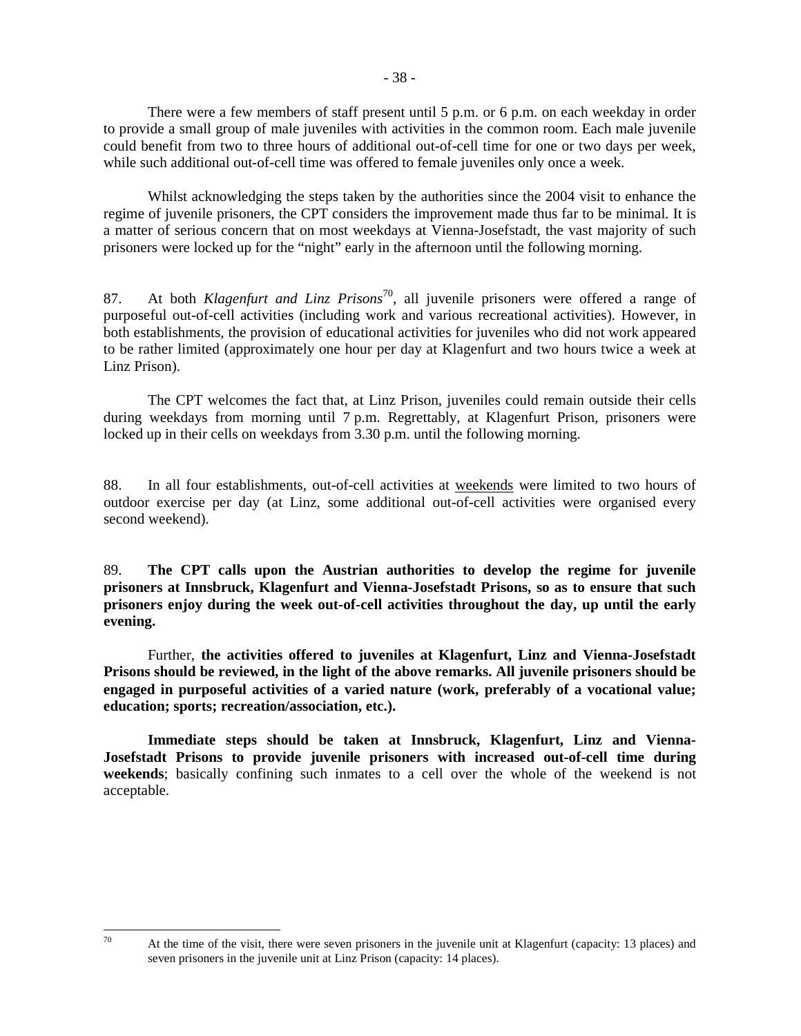There were a few members of staff present until 5 p.m. or 6 p.m. on each weekday in order to provide a small group of male juveniles with activities in the common room. Each male juvenile could benefit from two to three hours of additional out-of-cell time for one or two days per week, while such additional out-of-cell time was offered to female juveniles only once a week.

Whilst acknowledging the steps taken by the authorities since the 2004 visit to enhance the regime of juvenile prisoners, the CPT considers the improvement made thus far to be minimal. It is a matter of serious concern that on most weekdays at Vienna-Josefstadt, the vast majority of such prisoners were locked up for the "night" early in the afternoon until the following morning.

87. At both *Klagenfurt and Linz Prisons*[70], all juvenile prisoners were offered a range of purposeful out-of-cell activities (including work and various recreational activities). However, in both establishments, the provision of educational activities for juveniles who did not work appeared to be rather limited (approximately one hour per day at Klagenfurt and two hours twice a week at Linz Prison).

The CPT welcomes the fact that, at Linz Prison, juveniles could remain outside their cells during weekdays from morning until 7 p.m. Regrettably, at Klagenfurt Prison, prisoners were locked up in their cells on weekdays from 3.30 p.m. until the following morning.

88. In all four establishments, out-of-cell activities at weekends were limited to two hours of outdoor exercise per day (at Linz, some additional out-of-cell activities were organised every second weekend).

89. **The CPT calls upon the Austrian authorities to develop the regime for juvenile prisoners at Innsbruck, Klagenfurt and Vienna-Josefstadt Prisons, so as to ensure that such prisoners enjoy during the week out-of-cell activities throughout the day, up until the early evening.**

Further, **the activities offered to juveniles at Klagenfurt, Linz and Vienna-Josefstadt Prisons should be reviewed, in the light of the above remarks. All juvenile prisoners should be engaged in purposeful activities of a varied nature (work, preferably of a vocational value; education; sports; recreation/association, etc.).**

**Immediate steps should be taken at Innsbruck, Klagenfurt, Linz and Vienna-Josefstadt Prisons to provide juvenile prisoners with increased out-of-cell time during weekends**; basically confining such inmates to a cell over the whole of the weekend is not acceptable.

[70] At the time of the visit, there were seven prisoners in the juvenile unit at Klagenfurt (capacity: 13 places) and seven prisoners in the juvenile unit at Linz Prison (capacity: 14 places).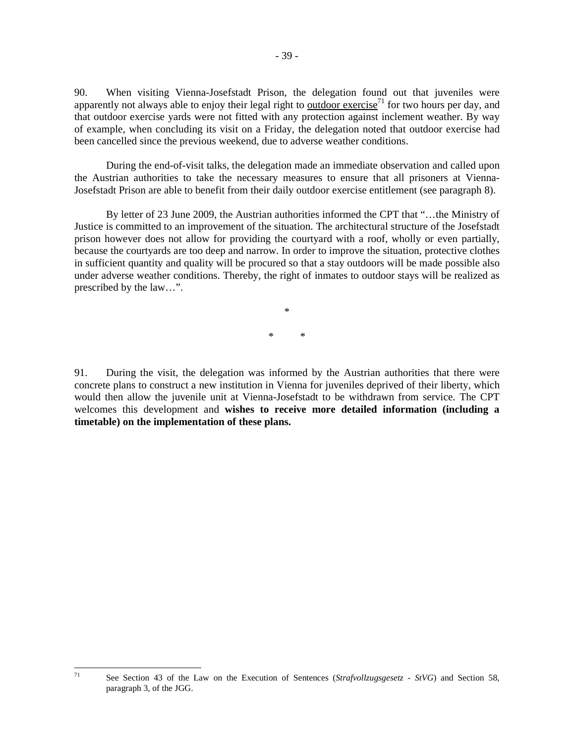90. When visiting Vienna-Josefstadt Prison, the delegation found out that juveniles were apparently not always able to enjoy their legal right to outdoor exercise[71] for two hours per day, and that outdoor exercise yards were not fitted with any protection against inclement weather. By way of example, when concluding its visit on a Friday, the delegation noted that outdoor exercise had been cancelled since the previous weekend, due to adverse weather conditions.

During the end-of-visit talks, the delegation made an immediate observation and called upon the Austrian authorities to take the necessary measures to ensure that all prisoners at Vienna-Josefstadt Prison are able to benefit from their daily outdoor exercise entitlement (see paragraph 8).

By letter of 23 June 2009, the Austrian authorities informed the CPT that "…the Ministry of Justice is committed to an improvement of the situation. The architectural structure of the Josefstadt prison however does not allow for providing the courtyard with a roof, wholly or even partially, because the courtyards are too deep and narrow. In order to improve the situation, protective clothes in sufficient quantity and quality will be procured so that a stay outdoors will be made possible also under adverse weather conditions. Thereby, the right of inmates to outdoor stays will be realized as prescribed by the law…".

*

\* *

91. During the visit, the delegation was informed by the Austrian authorities that there were concrete plans to construct a new institution in Vienna for juveniles deprived of their liberty, which would then allow the juvenile unit at Vienna-Josefstadt to be withdrawn from service. The CPT welcomes this development and **wishes to receive more detailed information (including a timetable) on the implementation of these plans.**

---

[71] See Section 43 of the Law on the Execution of Sentences (*Strafvollzugsgesetz - StVG*) and Section 58, paragraph 3, of the JGG.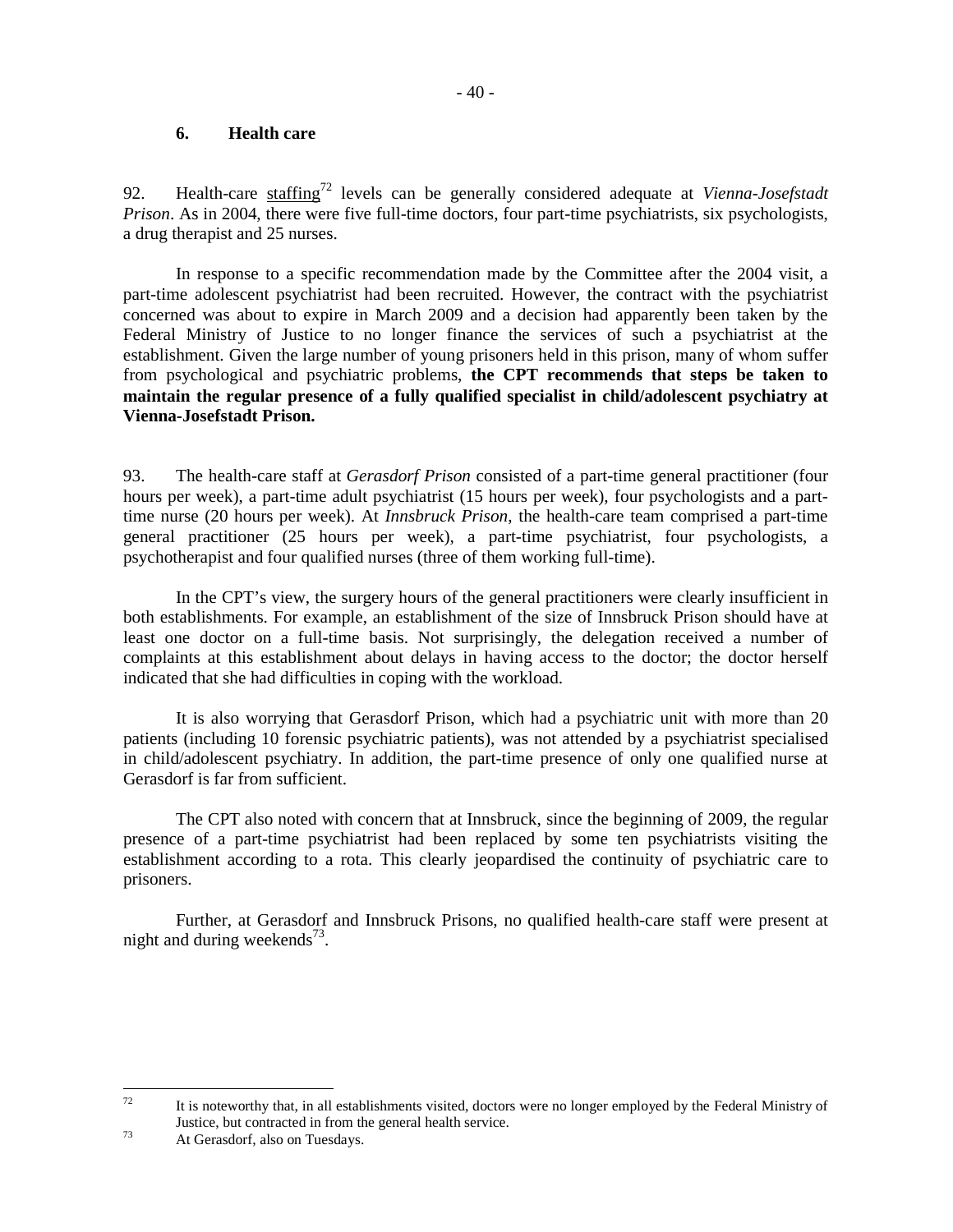### 6. Health care

92. Health-care staffing[72] levels can be generally considered adequate at *Vienna-Josefstadt Prison*. As in 2004, there were five full-time doctors, four part-time psychiatrists, six psychologists, a drug therapist and 25 nurses.

In response to a specific recommendation made by the Committee after the 2004 visit, a part-time adolescent psychiatrist had been recruited. However, the contract with the psychiatrist concerned was about to expire in March 2009 and a decision had apparently been taken by the Federal Ministry of Justice to no longer finance the services of such a psychiatrist at the establishment. Given the large number of young prisoners held in this prison, many of whom suffer from psychological and psychiatric problems, **the CPT recommends that steps be taken to maintain the regular presence of a fully qualified specialist in child/adolescent psychiatry at Vienna-Josefstadt Prison.**

93. The health-care staff at *Gerasdorf Prison* consisted of a part-time general practitioner (four hours per week), a part-time adult psychiatrist (15 hours per week), four psychologists and a part-time nurse (20 hours per week). At *Innsbruck Prison*, the health-care team comprised a part-time general practitioner (25 hours per week), a part-time psychiatrist, four psychologists, a psychotherapist and four qualified nurses (three of them working full-time).

In the CPT's view, the surgery hours of the general practitioners were clearly insufficient in both establishments. For example, an establishment of the size of Innsbruck Prison should have at least one doctor on a full-time basis. Not surprisingly, the delegation received a number of complaints at this establishment about delays in having access to the doctor; the doctor herself indicated that she had difficulties in coping with the workload.

It is also worrying that Gerasdorf Prison, which had a psychiatric unit with more than 20 patients (including 10 forensic psychiatric patients), was not attended by a psychiatrist specialised in child/adolescent psychiatry. In addition, the part-time presence of only one qualified nurse at Gerasdorf is far from sufficient.

The CPT also noted with concern that at Innsbruck, since the beginning of 2009, the regular presence of a part-time psychiatrist had been replaced by some ten psychiatrists visiting the establishment according to a rota. This clearly jeopardised the continuity of psychiatric care to prisoners.

Further, at Gerasdorf and Innsbruck Prisons, no qualified health-care staff were present at night and during weekends[73].

---

[72] It is noteworthy that, in all establishments visited, doctors were no longer employed by the Federal Ministry of Justice, but contracted in from the general health service.

[73] At Gerasdorf, also on Tuesdays.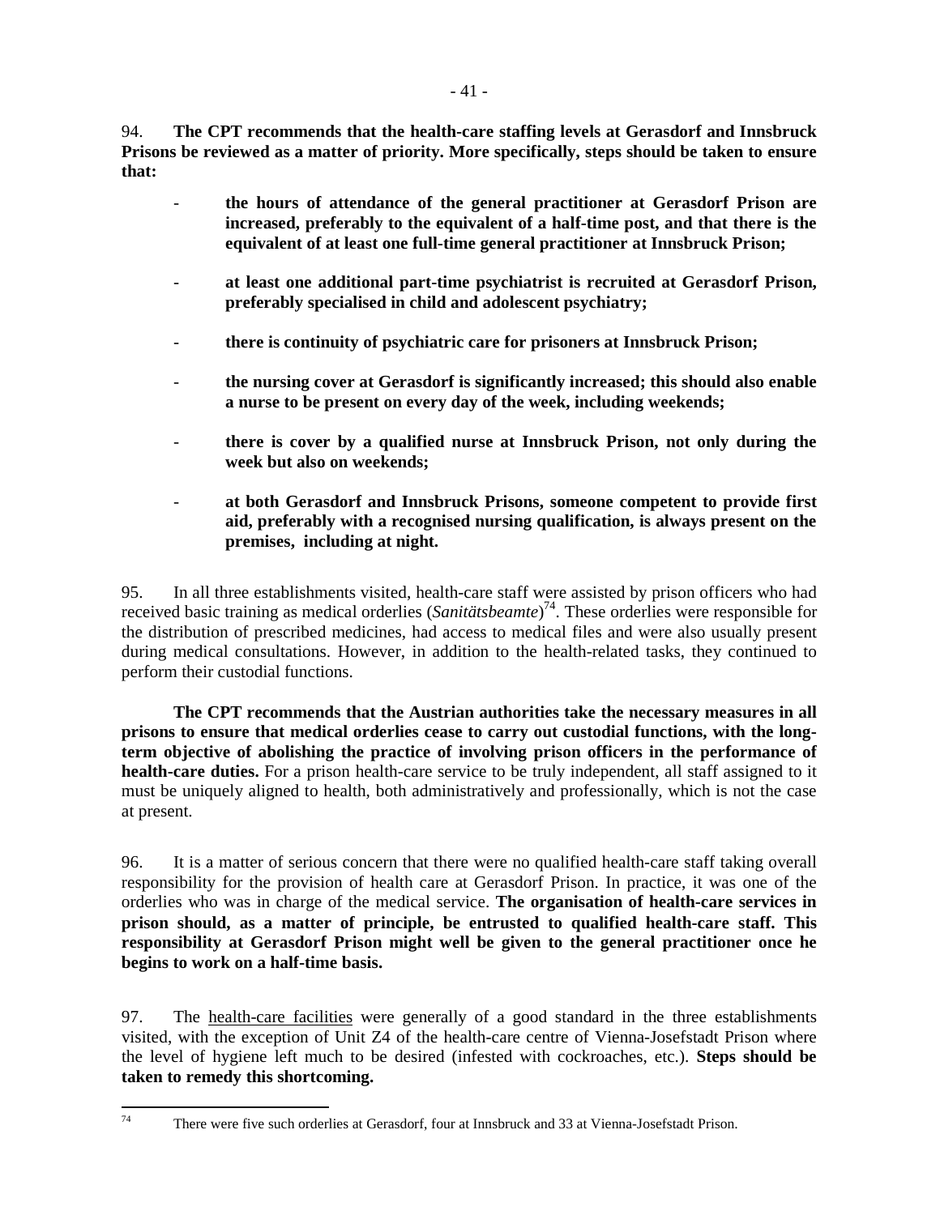94. **The CPT recommends that the health-care staffing levels at Gerasdorf and Innsbruck Prisons be reviewed as a matter of priority. More specifically, steps should be taken to ensure that:**

- **the hours of attendance of the general practitioner at Gerasdorf Prison are increased, preferably to the equivalent of a half-time post, and that there is the equivalent of at least one full-time general practitioner at Innsbruck Prison;**

- **at least one additional part-time psychiatrist is recruited at Gerasdorf Prison, preferably specialised in child and adolescent psychiatry;**

- **there is continuity of psychiatric care for prisoners at Innsbruck Prison;**

- **the nursing cover at Gerasdorf is significantly increased; this should also enable a nurse to be present on every day of the week, including weekends;**

- **there is cover by a qualified nurse at Innsbruck Prison, not only during the week but also on weekends;**

- **at both Gerasdorf and Innsbruck Prisons, someone competent to provide first aid, preferably with a recognised nursing qualification, is always present on the premises, including at night.**

95. In all three establishments visited, health-care staff were assisted by prison officers who had received basic training as medical orderlies (*Sanitätsbeamte*)[74]. These orderlies were responsible for the distribution of prescribed medicines, had access to medical files and were also usually present during medical consultations. However, in addition to the health-related tasks, they continued to perform their custodial functions.

**The CPT recommends that the Austrian authorities take the necessary measures in all prisons to ensure that medical orderlies cease to carry out custodial functions, with the long-term objective of abolishing the practice of involving prison officers in the performance of health-care duties.** For a prison health-care service to be truly independent, all staff assigned to it must be uniquely aligned to health, both administratively and professionally, which is not the case at present.

96. It is a matter of serious concern that there were no qualified health-care staff taking overall responsibility for the provision of health care at Gerasdorf Prison. In practice, it was one of the orderlies who was in charge of the medical service. **The organisation of health-care services in prison should, as a matter of principle, be entrusted to qualified health-care staff. This responsibility at Gerasdorf Prison might well be given to the general practitioner once he begins to work on a half-time basis.**

97. The <u>health-care facilities</u> were generally of a good standard in the three establishments visited, with the exception of Unit Z4 of the health-care centre of Vienna-Josefstadt Prison where the level of hygiene left much to be desired (infested with cockroaches, etc.). **Steps should be taken to remedy this shortcoming.**

---

[74] There were five such orderlies at Gerasdorf, four at Innsbruck and 33 at Vienna-Josefstadt Prison.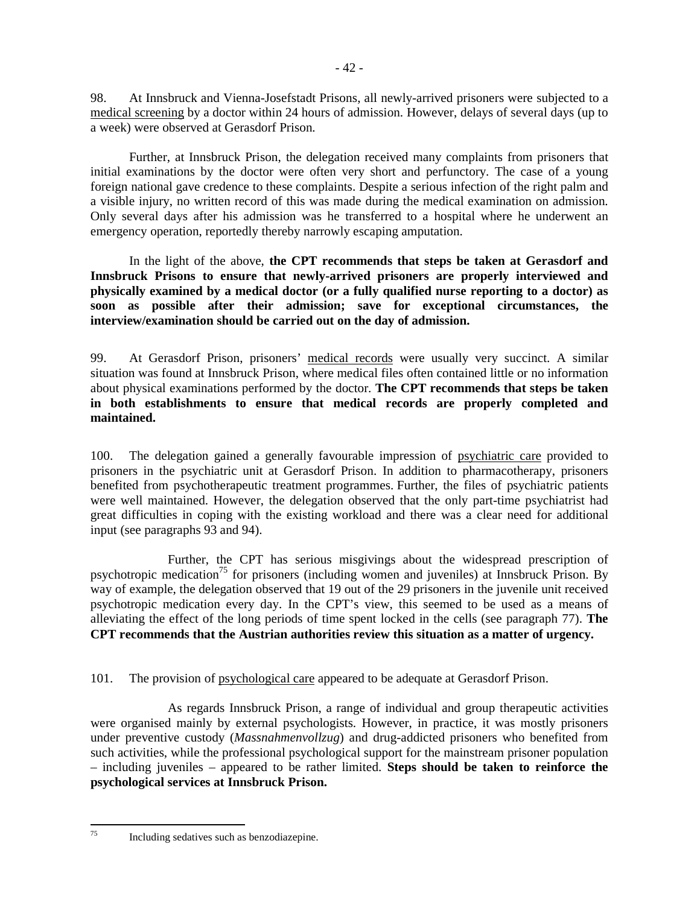98. At Innsbruck and Vienna-Josefstadt Prisons, all newly-arrived prisoners were subjected to a medical screening by a doctor within 24 hours of admission. However, delays of several days (up to a week) were observed at Gerasdorf Prison.

Further, at Innsbruck Prison, the delegation received many complaints from prisoners that initial examinations by the doctor were often very short and perfunctory. The case of a young foreign national gave credence to these complaints. Despite a serious infection of the right palm and a visible injury, no written record of this was made during the medical examination on admission. Only several days after his admission was he transferred to a hospital where he underwent an emergency operation, reportedly thereby narrowly escaping amputation.

In the light of the above, **the CPT recommends that steps be taken at Gerasdorf and Innsbruck Prisons to ensure that newly-arrived prisoners are properly interviewed and physically examined by a medical doctor (or a fully qualified nurse reporting to a doctor) as soon as possible after their admission; save for exceptional circumstances, the interview/examination should be carried out on the day of admission.**

99. At Gerasdorf Prison, prisoners' medical records were usually very succinct. A similar situation was found at Innsbruck Prison, where medical files often contained little or no information about physical examinations performed by the doctor. **The CPT recommends that steps be taken in both establishments to ensure that medical records are properly completed and maintained.**

100. The delegation gained a generally favourable impression of psychiatric care provided to prisoners in the psychiatric unit at Gerasdorf Prison. In addition to pharmacotherapy, prisoners benefited from psychotherapeutic treatment programmes. Further, the files of psychiatric patients were well maintained. However, the delegation observed that the only part-time psychiatrist had great difficulties in coping with the existing workload and there was a clear need for additional input (see paragraphs 93 and 94).

Further, the CPT has serious misgivings about the widespread prescription of psychotropic medication[75] for prisoners (including women and juveniles) at Innsbruck Prison. By way of example, the delegation observed that 19 out of the 29 prisoners in the juvenile unit received psychotropic medication every day. In the CPT's view, this seemed to be used as a means of alleviating the effect of the long periods of time spent locked in the cells (see paragraph 77). **The CPT recommends that the Austrian authorities review this situation as a matter of urgency.**

101. The provision of psychological care appeared to be adequate at Gerasdorf Prison.

As regards Innsbruck Prison, a range of individual and group therapeutic activities were organised mainly by external psychologists. However, in practice, it was mostly prisoners under preventive custody (*Massnahmenvollzug*) and drug-addicted prisoners who benefited from such activities, while the professional psychological support for the mainstream prisoner population – including juveniles – appeared to be rather limited. **Steps should be taken to reinforce the psychological services at Innsbruck Prison.**

---

[75] Including sedatives such as benzodiazepine.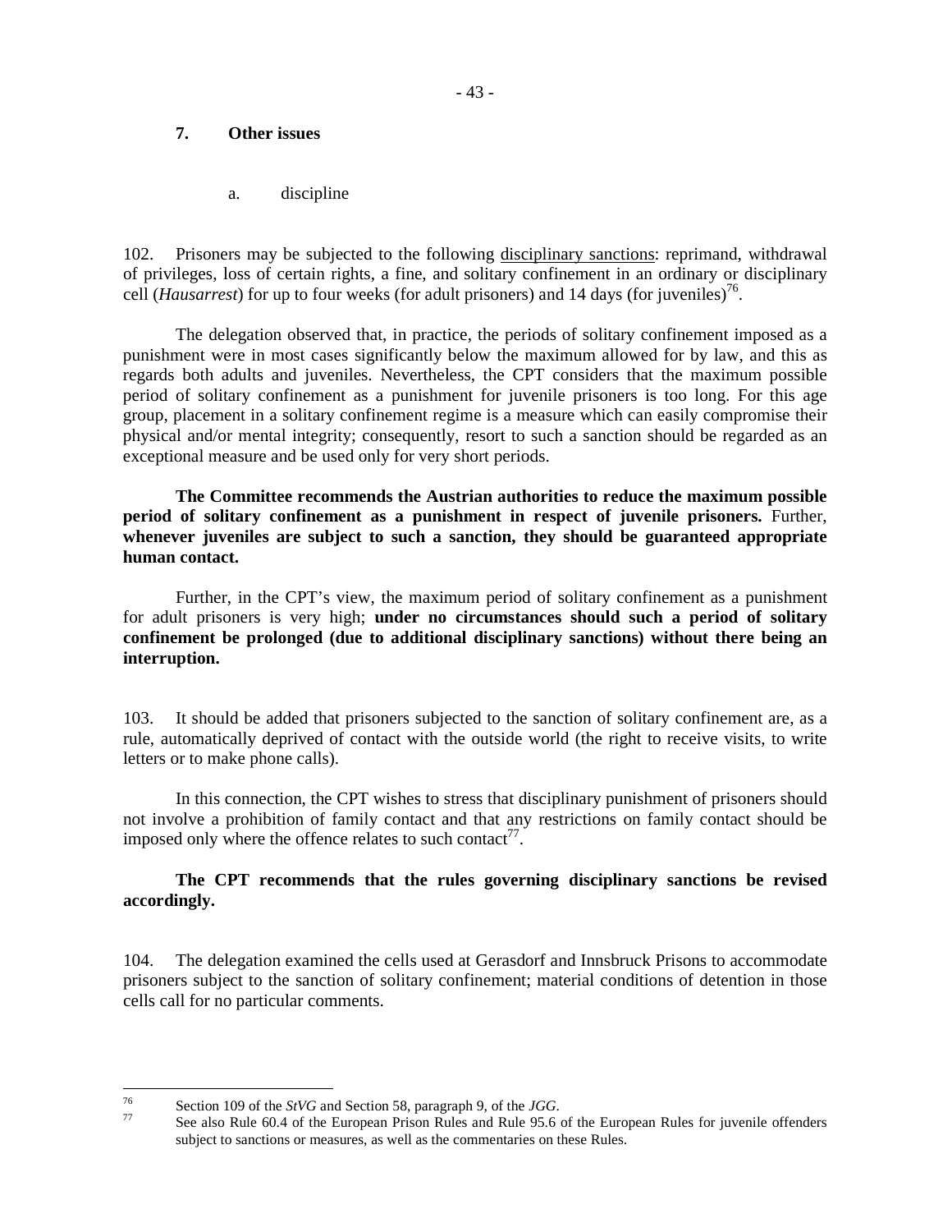## 7. Other issues

### a. discipline

102. Prisoners may be subjected to the following disciplinary sanctions: reprimand, withdrawal of privileges, loss of certain rights, a fine, and solitary confinement in an ordinary or disciplinary cell (*Hausarrest*) for up to four weeks (for adult prisoners) and 14 days (for juveniles)[76].

The delegation observed that, in practice, the periods of solitary confinement imposed as a punishment were in most cases significantly below the maximum allowed for by law, and this as regards both adults and juveniles. Nevertheless, the CPT considers that the maximum possible period of solitary confinement as a punishment for juvenile prisoners is too long. For this age group, placement in a solitary confinement regime is a measure which can easily compromise their physical and/or mental integrity; consequently, resort to such a sanction should be regarded as an exceptional measure and be used only for very short periods.

**The Committee recommends the Austrian authorities to reduce the maximum possible period of solitary confinement as a punishment in respect of juvenile prisoners.** Further, **whenever juveniles are subject to such a sanction, they should be guaranteed appropriate human contact.**

Further, in the CPT's view, the maximum period of solitary confinement as a punishment for adult prisoners is very high; **under no circumstances should such a period of solitary confinement be prolonged (due to additional disciplinary sanctions) without there being an interruption.**

103. It should be added that prisoners subjected to the sanction of solitary confinement are, as a rule, automatically deprived of contact with the outside world (the right to receive visits, to write letters or to make phone calls).

In this connection, the CPT wishes to stress that disciplinary punishment of prisoners should not involve a prohibition of family contact and that any restrictions on family contact should be imposed only where the offence relates to such contact[77].

**The CPT recommends that the rules governing disciplinary sanctions be revised accordingly.**

104. The delegation examined the cells used at Gerasdorf and Innsbruck Prisons to accommodate prisoners subject to the sanction of solitary confinement; material conditions of detention in those cells call for no particular comments.

---

[76] Section 109 of the *StVG* and Section 58, paragraph 9, of the *JGG*.

[77] See also Rule 60.4 of the European Prison Rules and Rule 95.6 of the European Rules for juvenile offenders subject to sanctions or measures, as well as the commentaries on these Rules.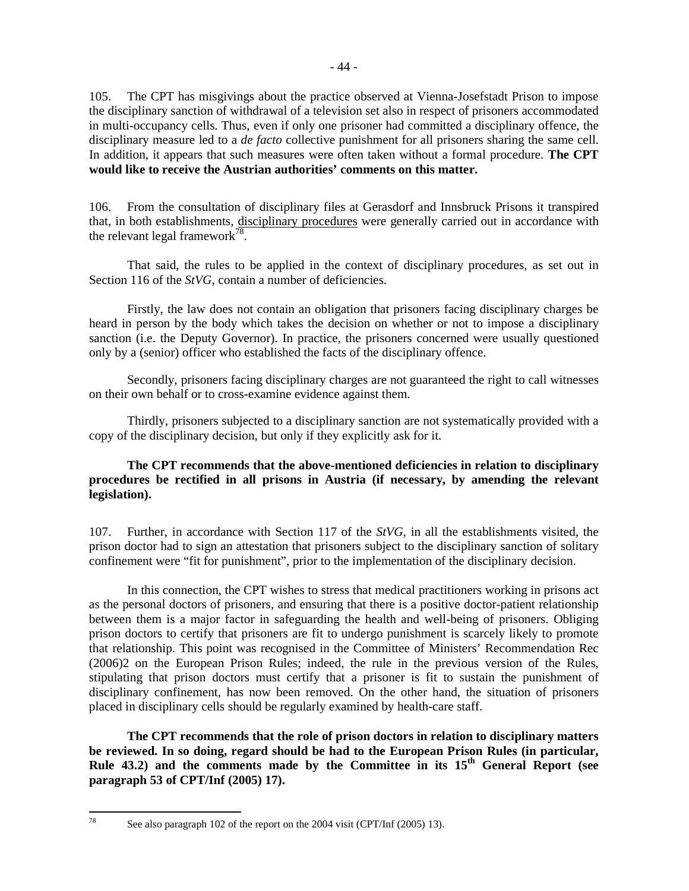105. The CPT has misgivings about the practice observed at Vienna-Josefstadt Prison to impose the disciplinary sanction of withdrawal of a television set also in respect of prisoners accommodated in multi-occupancy cells. Thus, even if only one prisoner had committed a disciplinary offence, the disciplinary measure led to a *de facto* collective punishment for all prisoners sharing the same cell. In addition, it appears that such measures were often taken without a formal procedure. **The CPT would like to receive the Austrian authorities' comments on this matter.**

106. From the consultation of disciplinary files at Gerasdorf and Innsbruck Prisons it transpired that, in both establishments, <u>disciplinary procedures</u> were generally carried out in accordance with the relevant legal framework[78].

That said, the rules to be applied in the context of disciplinary procedures, as set out in Section 116 of the *StVG*, contain a number of deficiencies.

Firstly, the law does not contain an obligation that prisoners facing disciplinary charges be heard in person by the body which takes the decision on whether or not to impose a disciplinary sanction (i.e. the Deputy Governor). In practice, the prisoners concerned were usually questioned only by a (senior) officer who established the facts of the disciplinary offence.

Secondly, prisoners facing disciplinary charges are not guaranteed the right to call witnesses on their own behalf or to cross-examine evidence against them.

Thirdly, prisoners subjected to a disciplinary sanction are not systematically provided with a copy of the disciplinary decision, but only if they explicitly ask for it.

**The CPT recommends that the above-mentioned deficiencies in relation to disciplinary procedures be rectified in all prisons in Austria (if necessary, by amending the relevant legislation).**

107. Further, in accordance with Section 117 of the *StVG*, in all the establishments visited, the prison doctor had to sign an attestation that prisoners subject to the disciplinary sanction of solitary confinement were "fit for punishment", prior to the implementation of the disciplinary decision.

In this connection, the CPT wishes to stress that medical practitioners working in prisons act as the personal doctors of prisoners, and ensuring that there is a positive doctor-patient relationship between them is a major factor in safeguarding the health and well-being of prisoners. Obliging prison doctors to certify that prisoners are fit to undergo punishment is scarcely likely to promote that relationship. This point was recognised in the Committee of Ministers' Recommendation Rec (2006)2 on the European Prison Rules; indeed, the rule in the previous version of the Rules, stipulating that prison doctors must certify that a prisoner is fit to sustain the punishment of disciplinary confinement, has now been removed. On the other hand, the situation of prisoners placed in disciplinary cells should be regularly examined by health-care staff.

**The CPT recommends that the role of prison doctors in relation to disciplinary matters be reviewed. In so doing, regard should be had to the European Prison Rules (in particular, Rule 43.2) and the comments made by the Committee in its 15th General Report (see paragraph 53 of CPT/Inf (2005) 17).**

---

[78] See also paragraph 102 of the report on the 2004 visit (CPT/Inf (2005) 13).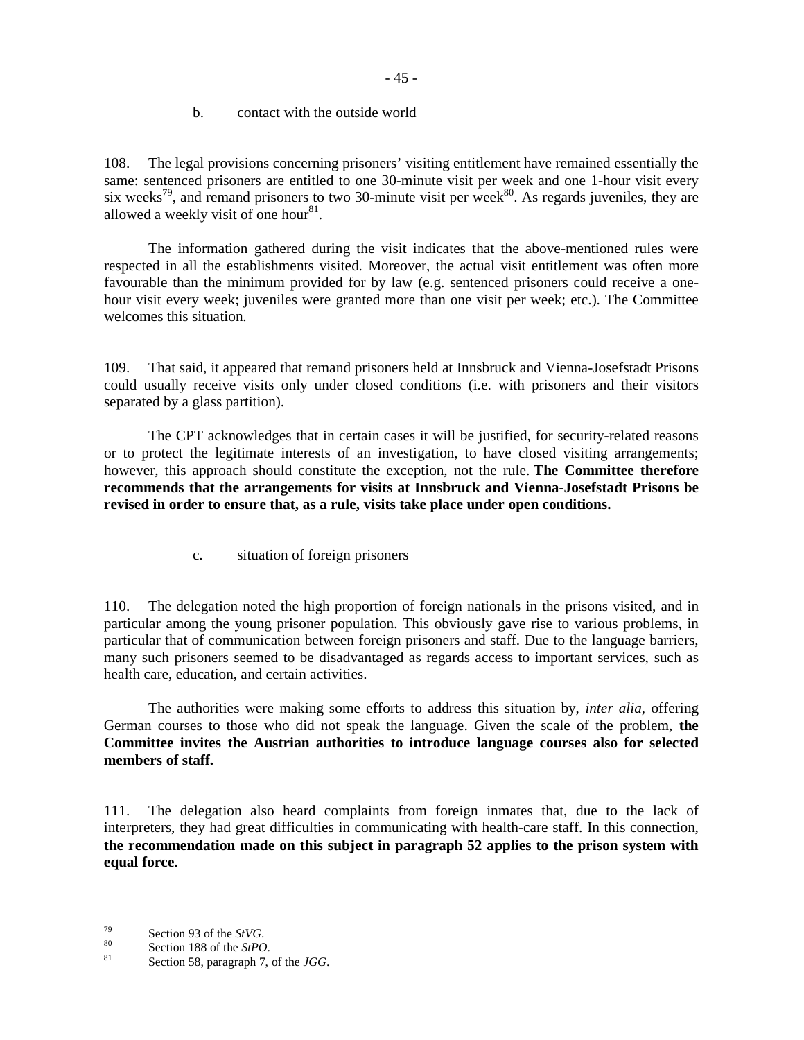b. contact with the outside world

108. The legal provisions concerning prisoners' visiting entitlement have remained essentially the same: sentenced prisoners are entitled to one 30-minute visit per week and one 1-hour visit every six weeks[79], and remand prisoners to two 30-minute visit per week[80]. As regards juveniles, they are allowed a weekly visit of one hour[81].

The information gathered during the visit indicates that the above-mentioned rules were respected in all the establishments visited. Moreover, the actual visit entitlement was often more favourable than the minimum provided for by law (e.g. sentenced prisoners could receive a one-hour visit every week; juveniles were granted more than one visit per week; etc.). The Committee welcomes this situation.

109. That said, it appeared that remand prisoners held at Innsbruck and Vienna-Josefstadt Prisons could usually receive visits only under closed conditions (i.e. with prisoners and their visitors separated by a glass partition).

The CPT acknowledges that in certain cases it will be justified, for security-related reasons or to protect the legitimate interests of an investigation, to have closed visiting arrangements; however, this approach should constitute the exception, not the rule. **The Committee therefore recommends that the arrangements for visits at Innsbruck and Vienna-Josefstadt Prisons be revised in order to ensure that, as a rule, visits take place under open conditions.**

c. situation of foreign prisoners

110. The delegation noted the high proportion of foreign nationals in the prisons visited, and in particular among the young prisoner population. This obviously gave rise to various problems, in particular that of communication between foreign prisoners and staff. Due to the language barriers, many such prisoners seemed to be disadvantaged as regards access to important services, such as health care, education, and certain activities.

The authorities were making some efforts to address this situation by, *inter alia*, offering German courses to those who did not speak the language. Given the scale of the problem, **the Committee invites the Austrian authorities to introduce language courses also for selected members of staff.**

111. The delegation also heard complaints from foreign inmates that, due to the lack of interpreters, they had great difficulties in communicating with health-care staff. In this connection, **the recommendation made on this subject in paragraph 52 applies to the prison system with equal force.**

---

[79] Section 93 of the *StVG*.

[80] Section 188 of the *StPO*.

[81] Section 58, paragraph 7, of the *JGG*.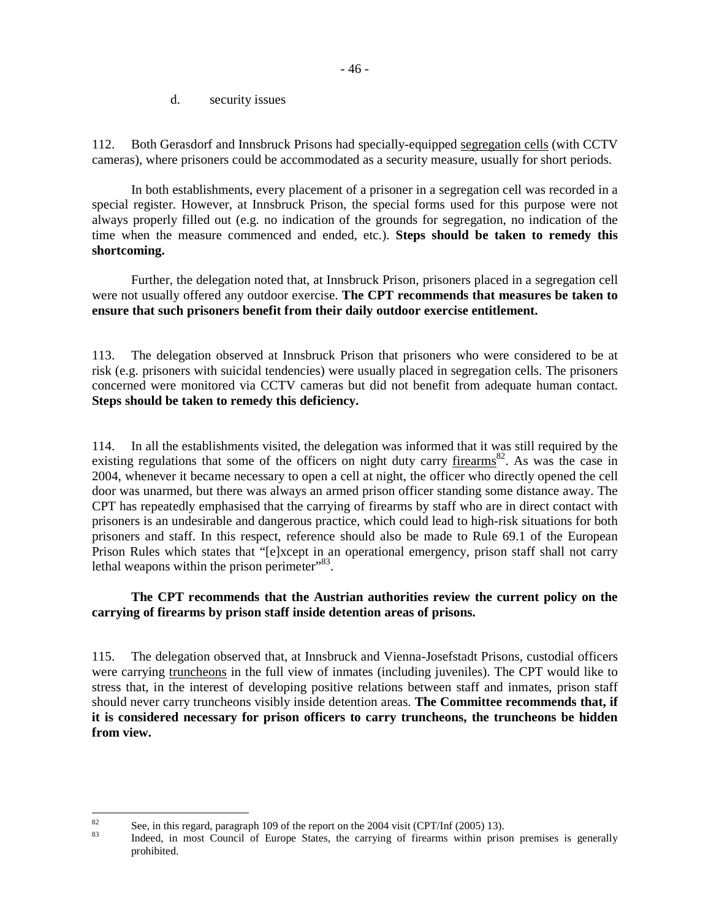d. security issues

112. Both Gerasdorf and Innsbruck Prisons had specially-equipped segregation cells (with CCTV cameras), where prisoners could be accommodated as a security measure, usually for short periods.

In both establishments, every placement of a prisoner in a segregation cell was recorded in a special register. However, at Innsbruck Prison, the special forms used for this purpose were not always properly filled out (e.g. no indication of the grounds for segregation, no indication of the time when the measure commenced and ended, etc.). **Steps should be taken to remedy this shortcoming.**

Further, the delegation noted that, at Innsbruck Prison, prisoners placed in a segregation cell were not usually offered any outdoor exercise. **The CPT recommends that measures be taken to ensure that such prisoners benefit from their daily outdoor exercise entitlement.**

113. The delegation observed at Innsbruck Prison that prisoners who were considered to be at risk (e.g. prisoners with suicidal tendencies) were usually placed in segregation cells. The prisoners concerned were monitored via CCTV cameras but did not benefit from adequate human contact. **Steps should be taken to remedy this deficiency.**

114. In all the establishments visited, the delegation was informed that it was still required by the existing regulations that some of the officers on night duty carry firearms[82]. As was the case in 2004, whenever it became necessary to open a cell at night, the officer who directly opened the cell door was unarmed, but there was always an armed prison officer standing some distance away. The CPT has repeatedly emphasised that the carrying of firearms by staff who are in direct contact with prisoners is an undesirable and dangerous practice, which could lead to high-risk situations for both prisoners and staff. In this respect, reference should also be made to Rule 69.1 of the European Prison Rules which states that "[e]xcept in an operational emergency, prison staff shall not carry lethal weapons within the prison perimeter"[83].

**The CPT recommends that the Austrian authorities review the current policy on the carrying of firearms by prison staff inside detention areas of prisons.**

115. The delegation observed that, at Innsbruck and Vienna-Josefstadt Prisons, custodial officers were carrying truncheons in the full view of inmates (including juveniles). The CPT would like to stress that, in the interest of developing positive relations between staff and inmates, prison staff should never carry truncheons visibly inside detention areas. **The Committee recommends that, if it is considered necessary for prison officers to carry truncheons, the truncheons be hidden from view.**

---

[82] See, in this regard, paragraph 109 of the report on the 2004 visit (CPT/Inf (2005) 13).

[83] Indeed, in most Council of Europe States, the carrying of firearms within prison premises is generally prohibited.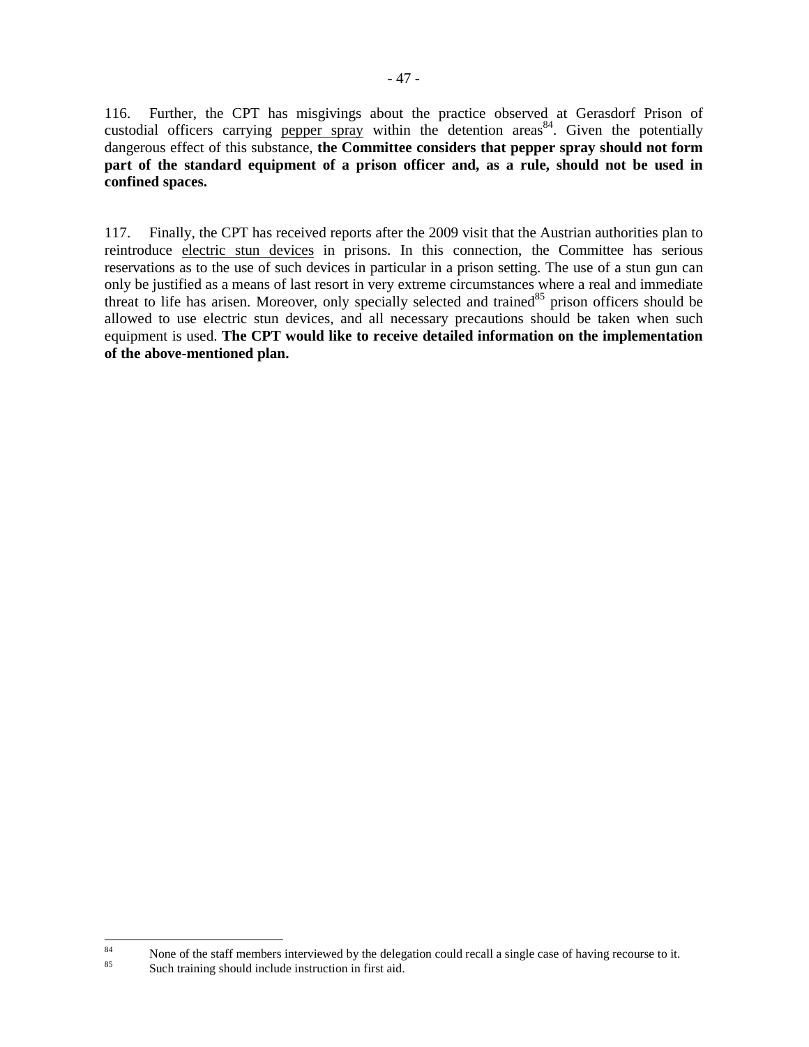116. Further, the CPT has misgivings about the practice observed at Gerasdorf Prison of custodial officers carrying pepper spray within the detention areas[84]. Given the potentially dangerous effect of this substance, **the Committee considers that pepper spray should not form part of the standard equipment of a prison officer and, as a rule, should not be used in confined spaces.**

117. Finally, the CPT has received reports after the 2009 visit that the Austrian authorities plan to reintroduce electric stun devices in prisons. In this connection, the Committee has serious reservations as to the use of such devices in particular in a prison setting. The use of a stun gun can only be justified as a means of last resort in very extreme circumstances where a real and immediate threat to life has arisen. Moreover, only specially selected and trained[85] prison officers should be allowed to use electric stun devices, and all necessary precautions should be taken when such equipment is used. **The CPT would like to receive detailed information on the implementation of the above-mentioned plan.**

---

[84] None of the staff members interviewed by the delegation could recall a single case of having recourse to it.

[85] Such training should include instruction in first aid.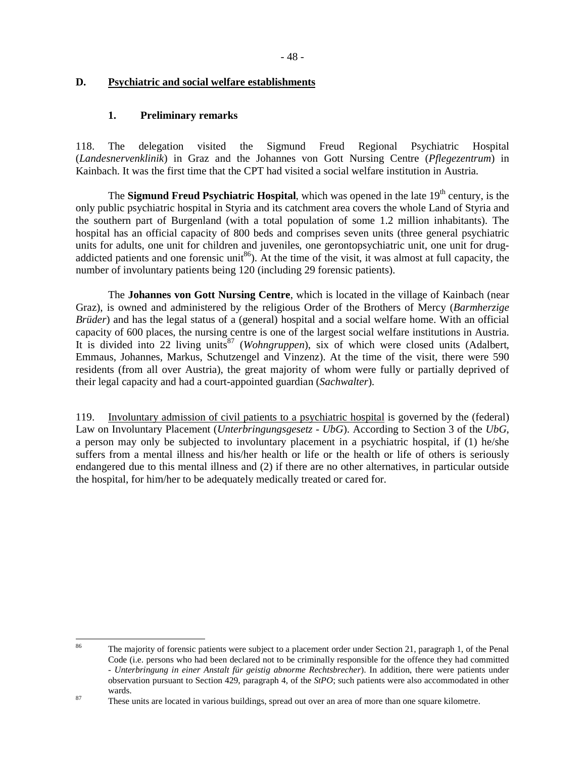## D. Psychiatric and social welfare establishments

### 1. Preliminary remarks

118. The delegation visited the Sigmund Freud Regional Psychiatric Hospital (*Landesnervenklinik*) in Graz and the Johannes von Gott Nursing Centre (*Pflegezentrum*) in Kainbach. It was the first time that the CPT had visited a social welfare institution in Austria.

The **Sigmund Freud Psychiatric Hospital**, which was opened in the late 19th century, is the only public psychiatric hospital in Styria and its catchment area covers the whole Land of Styria and the southern part of Burgenland (with a total population of some 1.2 million inhabitants). The hospital has an official capacity of 800 beds and comprises seven units (three general psychiatric units for adults, one unit for children and juveniles, one gerontopsychiatric unit, one unit for drug-addicted patients and one forensic unit[86]). At the time of the visit, it was almost at full capacity, the number of involuntary patients being 120 (including 29 forensic patients).

The **Johannes von Gott Nursing Centre**, which is located in the village of Kainbach (near Graz), is owned and administered by the religious Order of the Brothers of Mercy (*Barmherzige Brüder*) and has the legal status of a (general) hospital and a social welfare home. With an official capacity of 600 places, the nursing centre is one of the largest social welfare institutions in Austria. It is divided into 22 living units[87] (*Wohngruppen*), six of which were closed units (Adalbert, Emmaus, Johannes, Markus, Schutzengel and Vinzenz). At the time of the visit, there were 590 residents (from all over Austria), the great majority of whom were fully or partially deprived of their legal capacity and had a court-appointed guardian (*Sachwalter*).

119. Involuntary admission of civil patients to a psychiatric hospital is governed by the (federal) Law on Involuntary Placement (*Unterbringungsgesetz - UbG*). According to Section 3 of the *UbG*, a person may only be subjected to involuntary placement in a psychiatric hospital, if (1) he/she suffers from a mental illness and his/her health or life or the health or life of others is seriously endangered due to this mental illness and (2) if there are no other alternatives, in particular outside the hospital, for him/her to be adequately medically treated or cared for.

---

[86] The majority of forensic patients were subject to a placement order under Section 21, paragraph 1, of the Penal Code (i.e. persons who had been declared not to be criminally responsible for the offence they had committed - *Unterbringung in einer Anstalt für geistig abnorme Rechtsbrecher*). In addition, there were patients under observation pursuant to Section 429, paragraph 4, of the *StPO*; such patients were also accommodated in other wards.

[87] These units are located in various buildings, spread out over an area of more than one square kilometre.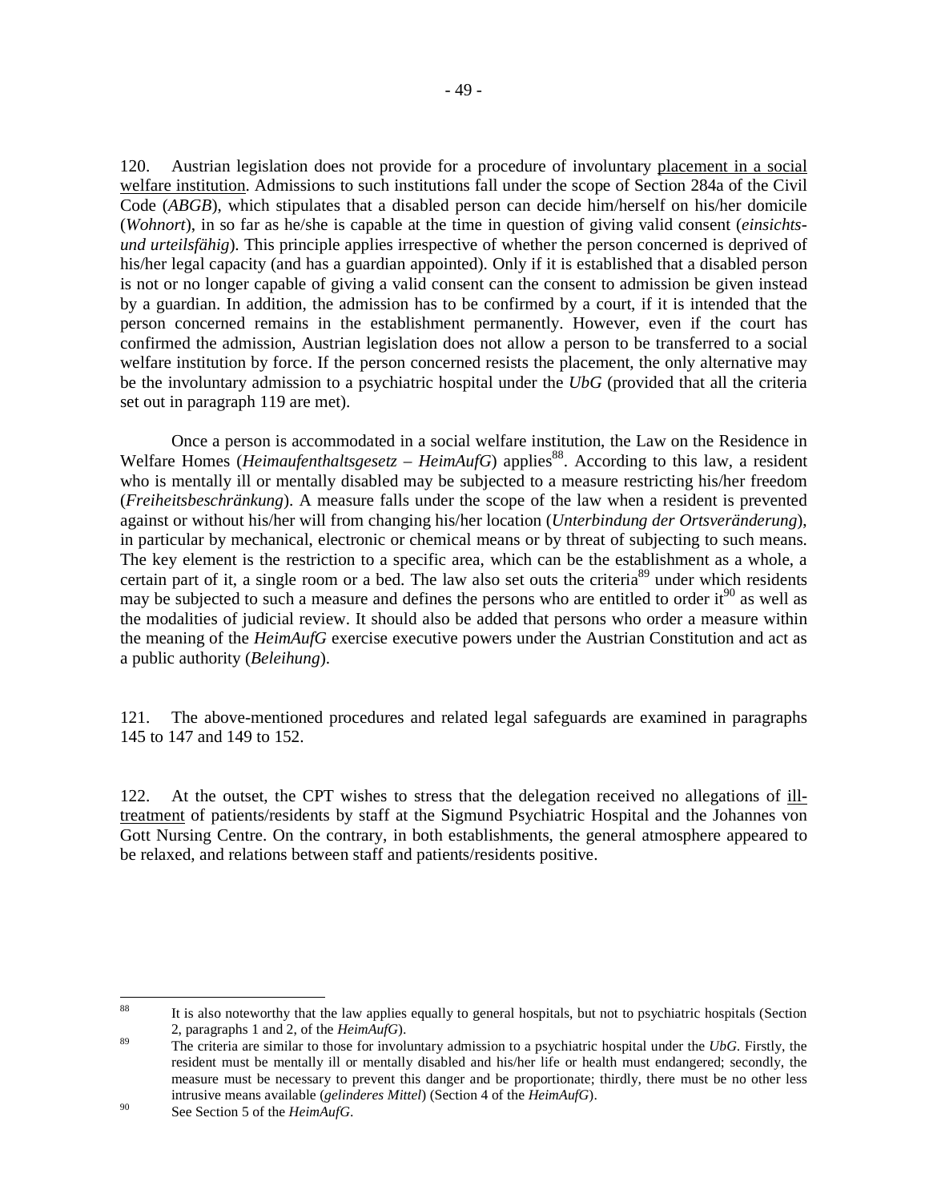120. Austrian legislation does not provide for a procedure of involuntary placement in a social welfare institution. Admissions to such institutions fall under the scope of Section 284a of the Civil Code (*ABGB*), which stipulates that a disabled person can decide him/herself on his/her domicile (*Wohnort*), in so far as he/she is capable at the time in question of giving valid consent (*einsichts- und urteilsfähig*). This principle applies irrespective of whether the person concerned is deprived of his/her legal capacity (and has a guardian appointed). Only if it is established that a disabled person is not or no longer capable of giving a valid consent can the consent to admission be given instead by a guardian. In addition, the admission has to be confirmed by a court, if it is intended that the person concerned remains in the establishment permanently. However, even if the court has confirmed the admission, Austrian legislation does not allow a person to be transferred to a social welfare institution by force. If the person concerned resists the placement, the only alternative may be the involuntary admission to a psychiatric hospital under the *UbG* (provided that all the criteria set out in paragraph 119 are met).

Once a person is accommodated in a social welfare institution, the Law on the Residence in Welfare Homes (*Heimaufenthaltsgesetz – HeimAufG*) applies[88]. According to this law, a resident who is mentally ill or mentally disabled may be subjected to a measure restricting his/her freedom (*Freiheitsbeschränkung*). A measure falls under the scope of the law when a resident is prevented against or without his/her will from changing his/her location (*Unterbindung der Ortsveränderung*), in particular by mechanical, electronic or chemical means or by threat of subjecting to such means. The key element is the restriction to a specific area, which can be the establishment as a whole, a certain part of it, a single room or a bed. The law also set outs the criteria[89] under which residents may be subjected to such a measure and defines the persons who are entitled to order it[90] as well as the modalities of judicial review. It should also be added that persons who order a measure within the meaning of the *HeimAufG* exercise executive powers under the Austrian Constitution and act as a public authority (*Beleihung*).

121. The above-mentioned procedures and related legal safeguards are examined in paragraphs 145 to 147 and 149 to 152.

122. At the outset, the CPT wishes to stress that the delegation received no allegations of ill-treatment of patients/residents by staff at the Sigmund Psychiatric Hospital and the Johannes von Gott Nursing Centre. On the contrary, in both establishments, the general atmosphere appeared to be relaxed, and relations between staff and patients/residents positive.

---

[88] It is also noteworthy that the law applies equally to general hospitals, but not to psychiatric hospitals (Section 2, paragraphs 1 and 2, of the *HeimAufG*).

[89] The criteria are similar to those for involuntary admission to a psychiatric hospital under the *UbG*. Firstly, the resident must be mentally ill or mentally disabled and his/her life or health must endangered; secondly, the measure must be necessary to prevent this danger and be proportionate; thirdly, there must be no other less intrusive means available (*gelinderes Mittel*) (Section 4 of the *HeimAufG*).

[90] See Section 5 of the *HeimAufG*.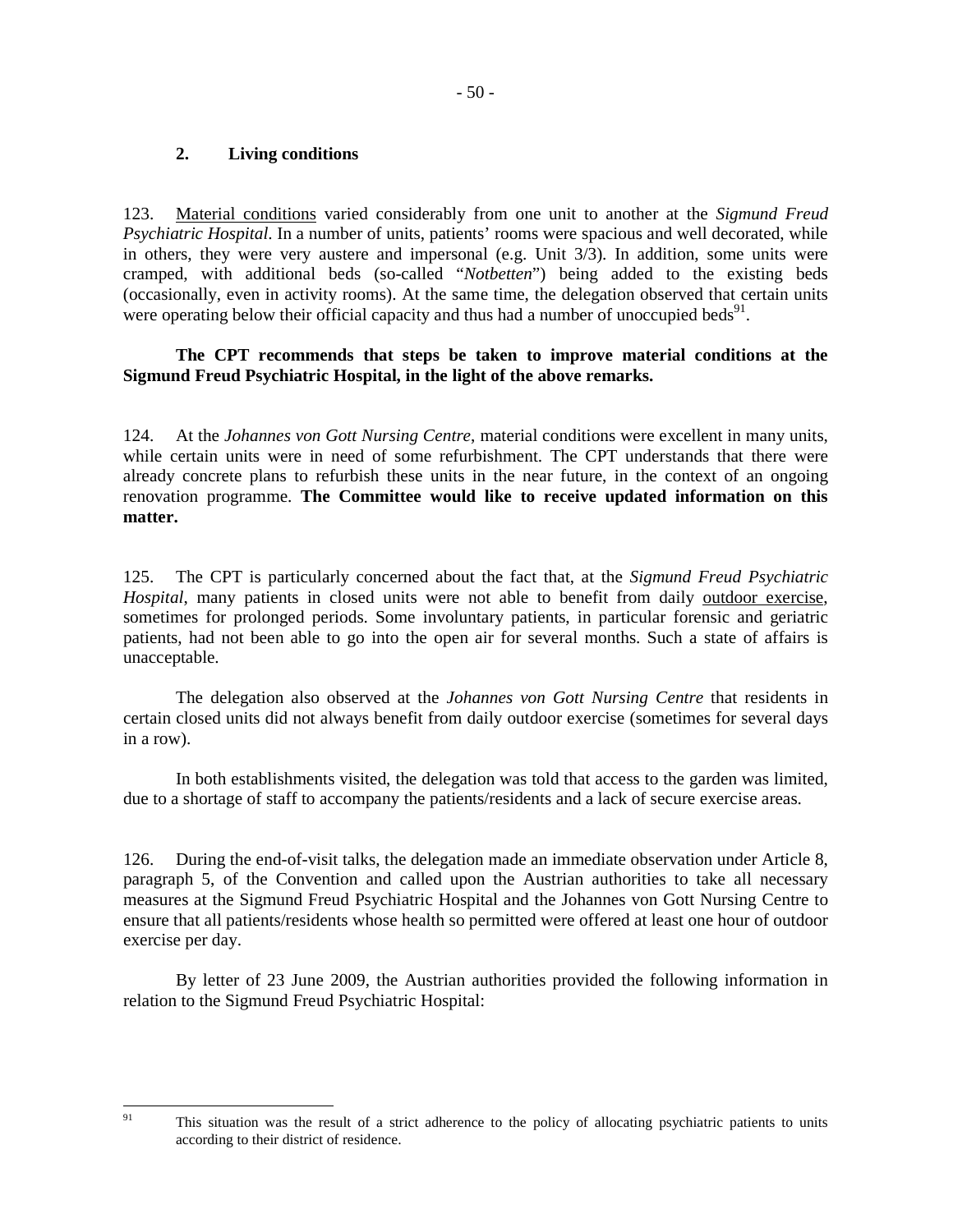### 2. Living conditions

123. Material conditions varied considerably from one unit to another at the *Sigmund Freud Psychiatric Hospital*. In a number of units, patients' rooms were spacious and well decorated, while in others, they were very austere and impersonal (e.g. Unit 3/3). In addition, some units were cramped, with additional beds (so-called "*Notbetten*") being added to the existing beds (occasionally, even in activity rooms). At the same time, the delegation observed that certain units were operating below their official capacity and thus had a number of unoccupied beds[91].

**The CPT recommends that steps be taken to improve material conditions at the Sigmund Freud Psychiatric Hospital, in the light of the above remarks.**

124. At the *Johannes von Gott Nursing Centre*, material conditions were excellent in many units, while certain units were in need of some refurbishment. The CPT understands that there were already concrete plans to refurbish these units in the near future, in the context of an ongoing renovation programme. **The Committee would like to receive updated information on this matter.**

125. The CPT is particularly concerned about the fact that, at the *Sigmund Freud Psychiatric Hospital*, many patients in closed units were not able to benefit from daily outdoor exercise, sometimes for prolonged periods. Some involuntary patients, in particular forensic and geriatric patients, had not been able to go into the open air for several months. Such a state of affairs is unacceptable.

The delegation also observed at the *Johannes von Gott Nursing Centre* that residents in certain closed units did not always benefit from daily outdoor exercise (sometimes for several days in a row).

In both establishments visited, the delegation was told that access to the garden was limited, due to a shortage of staff to accompany the patients/residents and a lack of secure exercise areas.

126. During the end-of-visit talks, the delegation made an immediate observation under Article 8, paragraph 5, of the Convention and called upon the Austrian authorities to take all necessary measures at the Sigmund Freud Psychiatric Hospital and the Johannes von Gott Nursing Centre to ensure that all patients/residents whose health so permitted were offered at least one hour of outdoor exercise per day.

By letter of 23 June 2009, the Austrian authorities provided the following information in relation to the Sigmund Freud Psychiatric Hospital:

---

[91] This situation was the result of a strict adherence to the policy of allocating psychiatric patients to units according to their district of residence.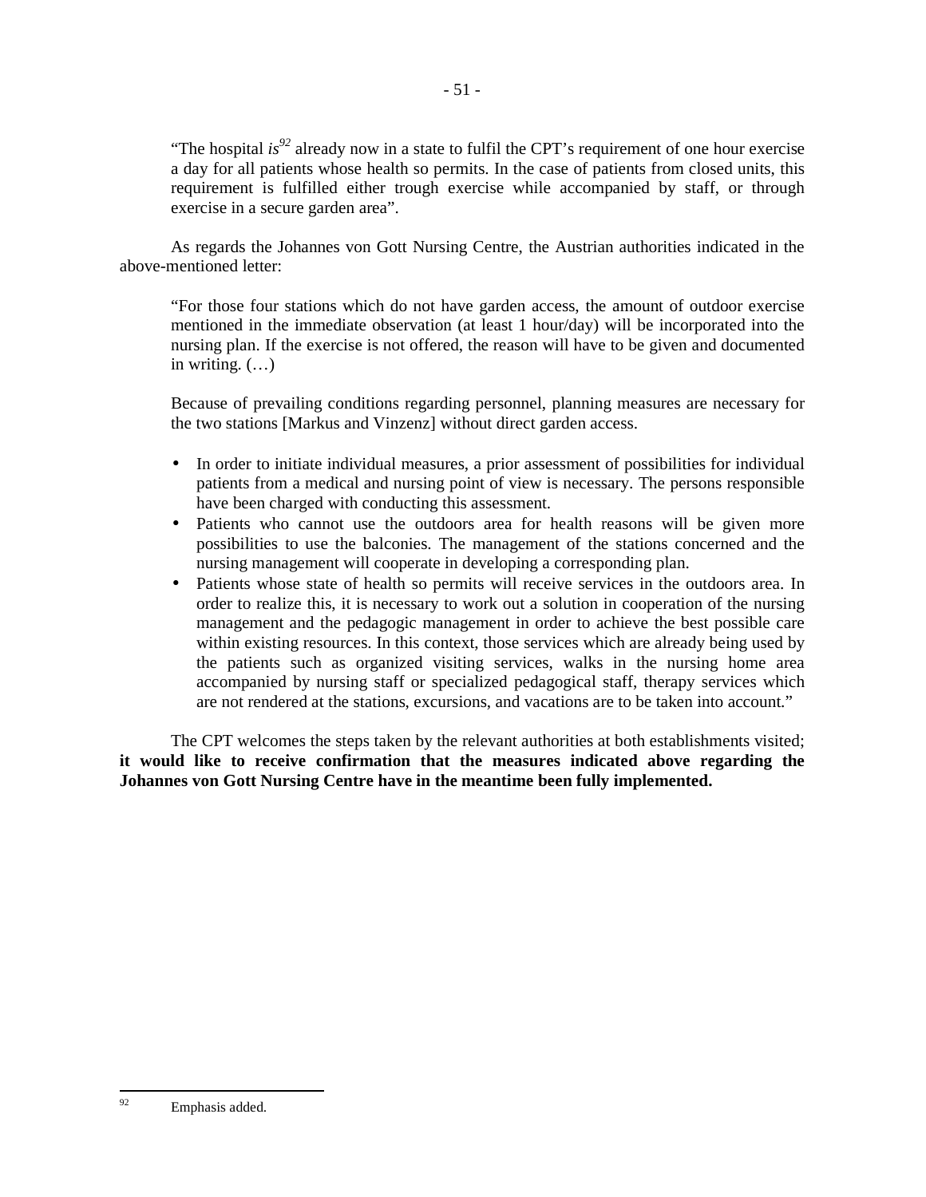"The hospital *is*[92] already now in a state to fulfil the CPT's requirement of one hour exercise a day for all patients whose health so permits. In the case of patients from closed units, this requirement is fulfilled either trough exercise while accompanied by staff, or through exercise in a secure garden area".

As regards the Johannes von Gott Nursing Centre, the Austrian authorities indicated in the above-mentioned letter:

"For those four stations which do not have garden access, the amount of outdoor exercise mentioned in the immediate observation (at least 1 hour/day) will be incorporated into the nursing plan. If the exercise is not offered, the reason will have to be given and documented in writing. (…)

Because of prevailing conditions regarding personnel, planning measures are necessary for the two stations [Markus and Vinzenz] without direct garden access.

- In order to initiate individual measures, a prior assessment of possibilities for individual patients from a medical and nursing point of view is necessary. The persons responsible have been charged with conducting this assessment.
- Patients who cannot use the outdoors area for health reasons will be given more possibilities to use the balconies. The management of the stations concerned and the nursing management will cooperate in developing a corresponding plan.
- Patients whose state of health so permits will receive services in the outdoors area. In order to realize this, it is necessary to work out a solution in cooperation of the nursing management and the pedagogic management in order to achieve the best possible care within existing resources. In this context, those services which are already being used by the patients such as organized visiting services, walks in the nursing home area accompanied by nursing staff or specialized pedagogical staff, therapy services which are not rendered at the stations, excursions, and vacations are to be taken into account."

The CPT welcomes the steps taken by the relevant authorities at both establishments visited; **it would like to receive confirmation that the measures indicated above regarding the Johannes von Gott Nursing Centre have in the meantime been fully implemented.**

---

[92] Emphasis added.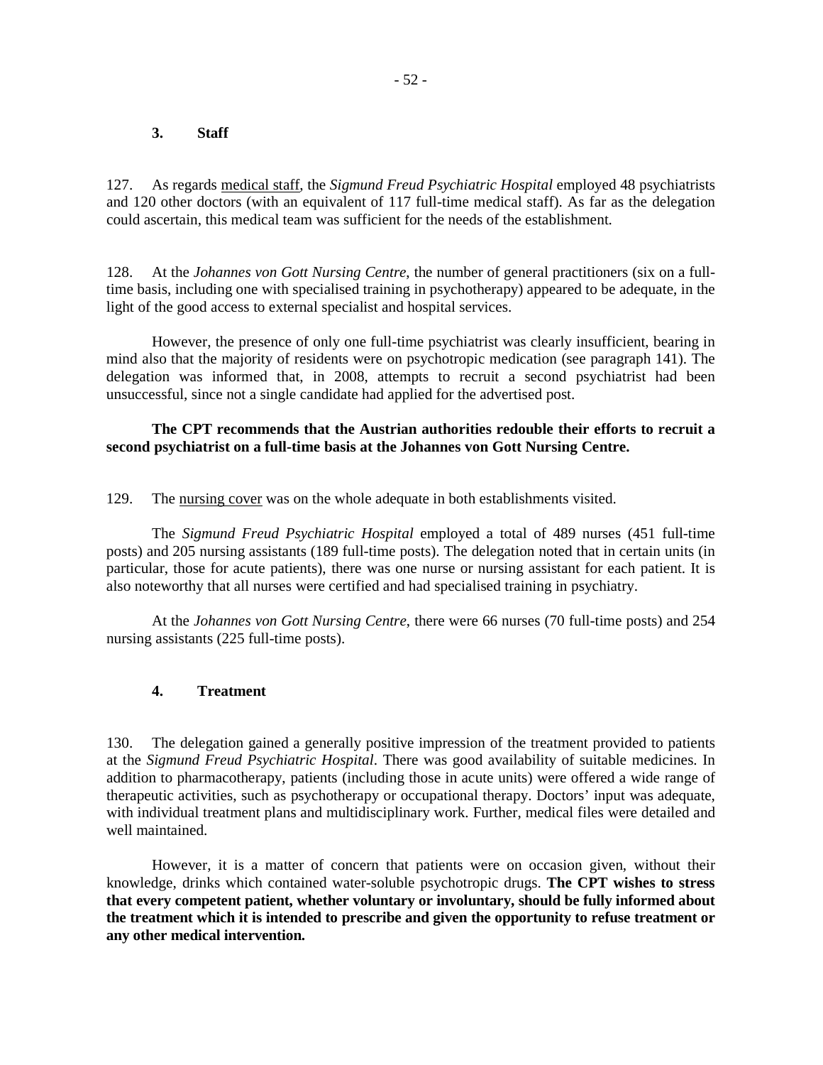### 3. Staff

127. As regards <u>medical staff</u>, the *Sigmund Freud Psychiatric Hospital* employed 48 psychiatrists and 120 other doctors (with an equivalent of 117 full-time medical staff). As far as the delegation could ascertain, this medical team was sufficient for the needs of the establishment.

128. At the *Johannes von Gott Nursing Centre*, the number of general practitioners (six on a full-time basis, including one with specialised training in psychotherapy) appeared to be adequate, in the light of the good access to external specialist and hospital services.

However, the presence of only one full-time psychiatrist was clearly insufficient, bearing in mind also that the majority of residents were on psychotropic medication (see paragraph 141). The delegation was informed that, in 2008, attempts to recruit a second psychiatrist had been unsuccessful, since not a single candidate had applied for the advertised post.

**The CPT recommends that the Austrian authorities redouble their efforts to recruit a second psychiatrist on a full-time basis at the Johannes von Gott Nursing Centre.**

129. The <u>nursing cover</u> was on the whole adequate in both establishments visited.

The *Sigmund Freud Psychiatric Hospital* employed a total of 489 nurses (451 full-time posts) and 205 nursing assistants (189 full-time posts). The delegation noted that in certain units (in particular, those for acute patients), there was one nurse or nursing assistant for each patient. It is also noteworthy that all nurses were certified and had specialised training in psychiatry.

At the *Johannes von Gott Nursing Centre*, there were 66 nurses (70 full-time posts) and 254 nursing assistants (225 full-time posts).

### 4. Treatment

130. The delegation gained a generally positive impression of the treatment provided to patients at the *Sigmund Freud Psychiatric Hospital*. There was good availability of suitable medicines. In addition to pharmacotherapy, patients (including those in acute units) were offered a wide range of therapeutic activities, such as psychotherapy or occupational therapy. Doctors' input was adequate, with individual treatment plans and multidisciplinary work. Further, medical files were detailed and well maintained.

However, it is a matter of concern that patients were on occasion given, without their knowledge, drinks which contained water-soluble psychotropic drugs. **The CPT wishes to stress that every competent patient, whether voluntary or involuntary, should be fully informed about the treatment which it is intended to prescribe and given the opportunity to refuse treatment or any other medical intervention.**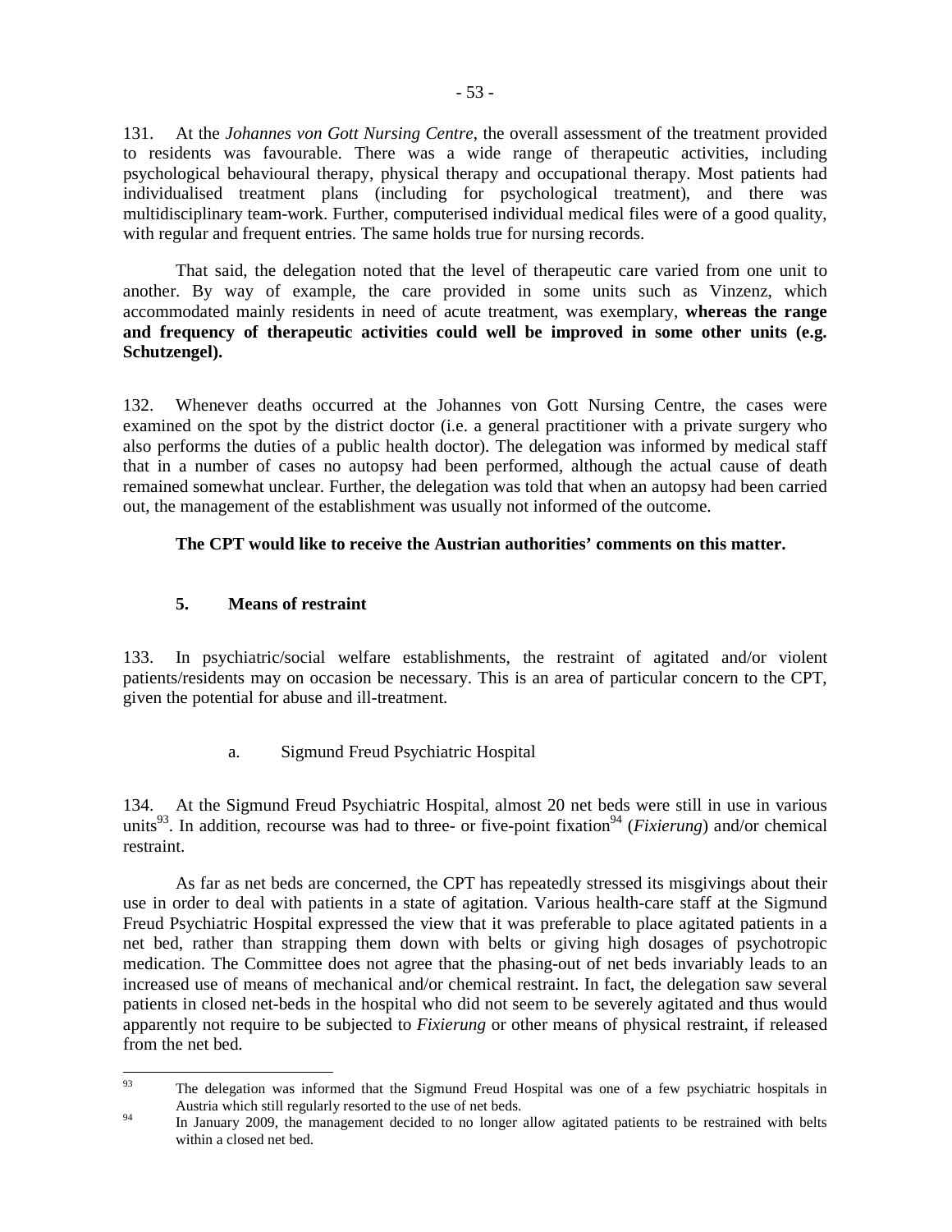131. At the *Johannes von Gott Nursing Centre*, the overall assessment of the treatment provided to residents was favourable. There was a wide range of therapeutic activities, including psychological behavioural therapy, physical therapy and occupational therapy. Most patients had individualised treatment plans (including for psychological treatment), and there was multidisciplinary team-work. Further, computerised individual medical files were of a good quality, with regular and frequent entries. The same holds true for nursing records.

That said, the delegation noted that the level of therapeutic care varied from one unit to another. By way of example, the care provided in some units such as Vinzenz, which accommodated mainly residents in need of acute treatment, was exemplary, **whereas the range and frequency of therapeutic activities could well be improved in some other units (e.g. Schutzengel).**

132. Whenever deaths occurred at the Johannes von Gott Nursing Centre, the cases were examined on the spot by the district doctor (i.e. a general practitioner with a private surgery who also performs the duties of a public health doctor). The delegation was informed by medical staff that in a number of cases no autopsy had been performed, although the actual cause of death remained somewhat unclear. Further, the delegation was told that when an autopsy had been carried out, the management of the establishment was usually not informed of the outcome.

**The CPT would like to receive the Austrian authorities' comments on this matter.**

### 5. Means of restraint

133. In psychiatric/social welfare establishments, the restraint of agitated and/or violent patients/residents may on occasion be necessary. This is an area of particular concern to the CPT, given the potential for abuse and ill-treatment.

#### a. Sigmund Freud Psychiatric Hospital

134. At the Sigmund Freud Psychiatric Hospital, almost 20 net beds were still in use in various units[93]. In addition, recourse was had to three- or five-point fixation[94] (*Fixierung*) and/or chemical restraint.

As far as net beds are concerned, the CPT has repeatedly stressed its misgivings about their use in order to deal with patients in a state of agitation. Various health-care staff at the Sigmund Freud Psychiatric Hospital expressed the view that it was preferable to place agitated patients in a net bed, rather than strapping them down with belts or giving high dosages of psychotropic medication. The Committee does not agree that the phasing-out of net beds invariably leads to an increased use of means of mechanical and/or chemical restraint. In fact, the delegation saw several patients in closed net-beds in the hospital who did not seem to be severely agitated and thus would apparently not require to be subjected to *Fixierung* or other means of physical restraint, if released from the net bed.

---

[93] The delegation was informed that the Sigmund Freud Hospital was one of a few psychiatric hospitals in Austria which still regularly resorted to the use of net beds.

[94] In January 2009, the management decided to no longer allow agitated patients to be restrained with belts within a closed net bed.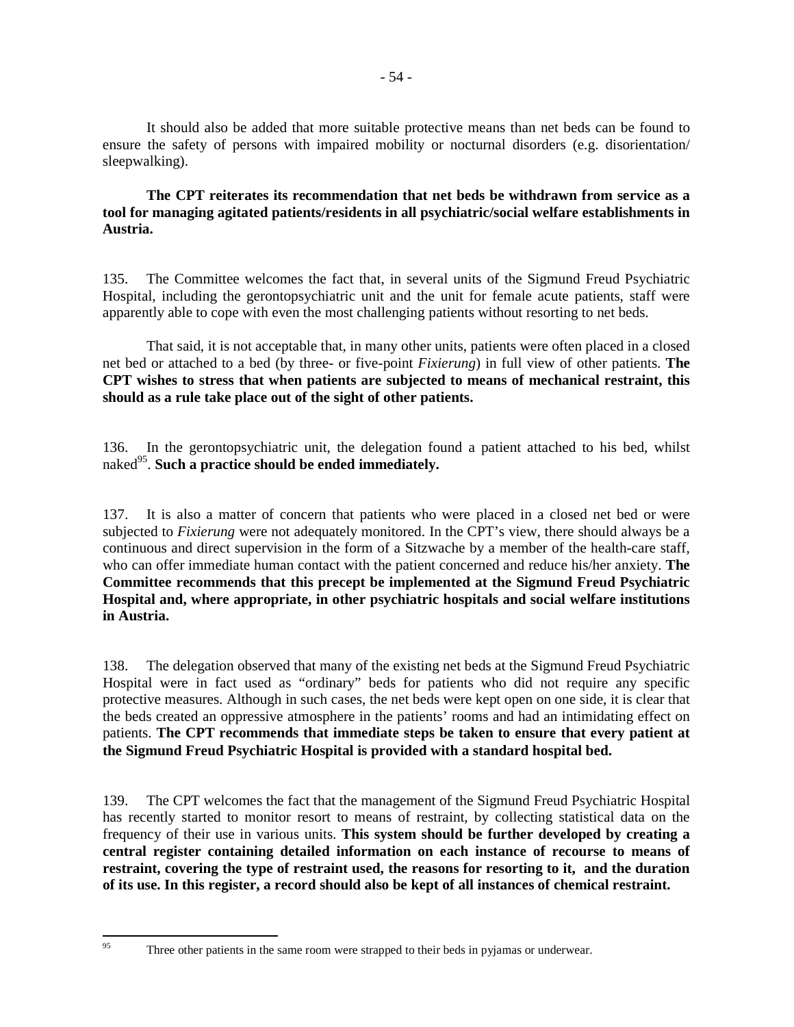It should also be added that more suitable protective means than net beds can be found to ensure the safety of persons with impaired mobility or nocturnal disorders (e.g. disorientation/ sleepwalking).

**The CPT reiterates its recommendation that net beds be withdrawn from service as a tool for managing agitated patients/residents in all psychiatric/social welfare establishments in Austria.**

135. The Committee welcomes the fact that, in several units of the Sigmund Freud Psychiatric Hospital, including the gerontopsychiatric unit and the unit for female acute patients, staff were apparently able to cope with even the most challenging patients without resorting to net beds.

That said, it is not acceptable that, in many other units, patients were often placed in a closed net bed or attached to a bed (by three- or five-point *Fixierung*) in full view of other patients. **The CPT wishes to stress that when patients are subjected to means of mechanical restraint, this should as a rule take place out of the sight of other patients.**

136. In the gerontopsychiatric unit, the delegation found a patient attached to his bed, whilst naked[95]. **Such a practice should be ended immediately.**

137. It is also a matter of concern that patients who were placed in a closed net bed or were subjected to *Fixierung* were not adequately monitored. In the CPT's view, there should always be a continuous and direct supervision in the form of a Sitzwache by a member of the health-care staff, who can offer immediate human contact with the patient concerned and reduce his/her anxiety. **The Committee recommends that this precept be implemented at the Sigmund Freud Psychiatric Hospital and, where appropriate, in other psychiatric hospitals and social welfare institutions in Austria.**

138. The delegation observed that many of the existing net beds at the Sigmund Freud Psychiatric Hospital were in fact used as "ordinary" beds for patients who did not require any specific protective measures. Although in such cases, the net beds were kept open on one side, it is clear that the beds created an oppressive atmosphere in the patients' rooms and had an intimidating effect on patients. **The CPT recommends that immediate steps be taken to ensure that every patient at the Sigmund Freud Psychiatric Hospital is provided with a standard hospital bed.**

139. The CPT welcomes the fact that the management of the Sigmund Freud Psychiatric Hospital has recently started to monitor resort to means of restraint, by collecting statistical data on the frequency of their use in various units. **This system should be further developed by creating a central register containing detailed information on each instance of recourse to means of restraint, covering the type of restraint used, the reasons for resorting to it, and the duration of its use. In this register, a record should also be kept of all instances of chemical restraint.**

---

[95] Three other patients in the same room were strapped to their beds in pyjamas or underwear.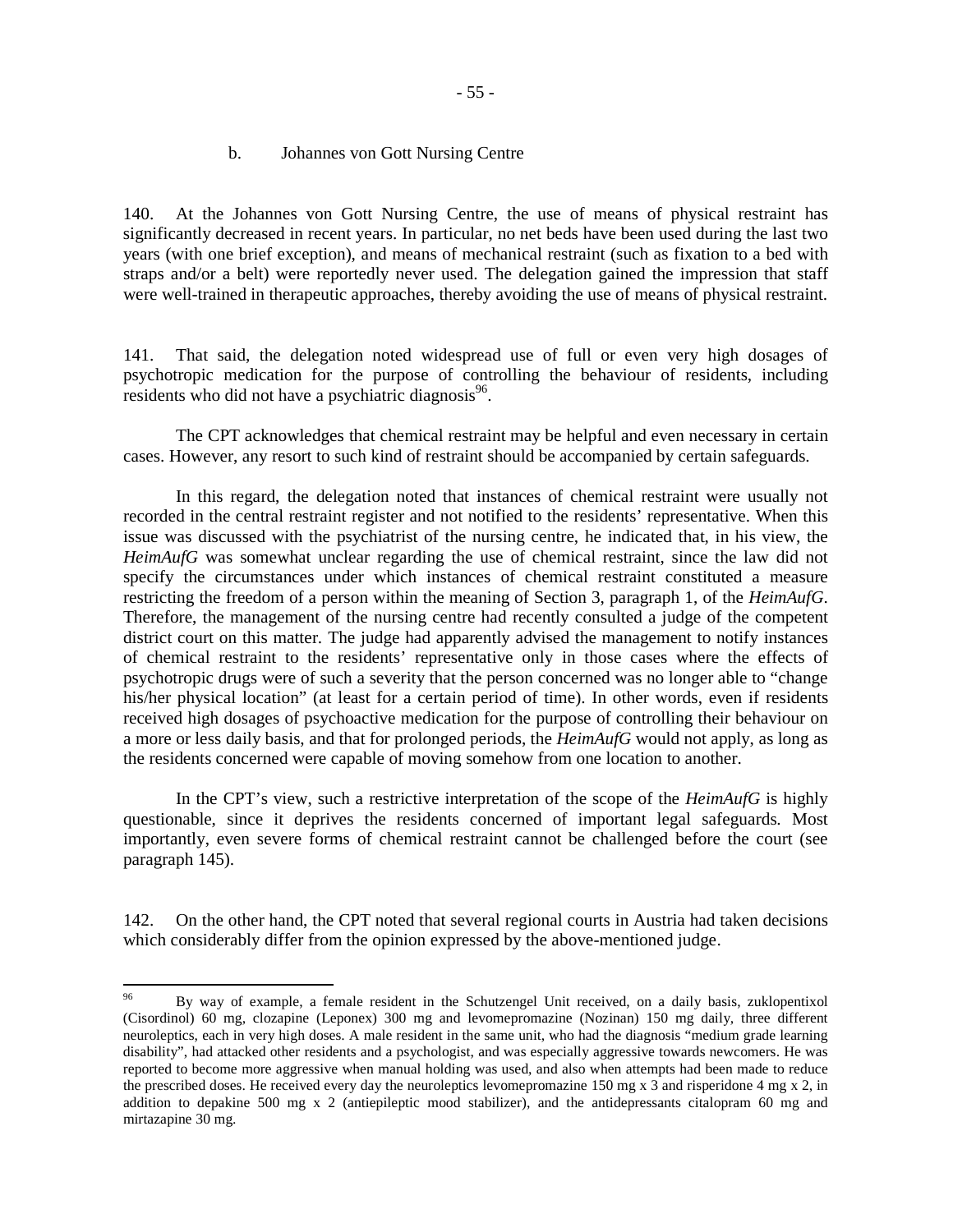### b. Johannes von Gott Nursing Centre

140. At the Johannes von Gott Nursing Centre, the use of means of physical restraint has significantly decreased in recent years. In particular, no net beds have been used during the last two years (with one brief exception), and means of mechanical restraint (such as fixation to a bed with straps and/or a belt) were reportedly never used. The delegation gained the impression that staff were well-trained in therapeutic approaches, thereby avoiding the use of means of physical restraint.

141. That said, the delegation noted widespread use of full or even very high dosages of psychotropic medication for the purpose of controlling the behaviour of residents, including residents who did not have a psychiatric diagnosis[96].

The CPT acknowledges that chemical restraint may be helpful and even necessary in certain cases. However, any resort to such kind of restraint should be accompanied by certain safeguards.

In this regard, the delegation noted that instances of chemical restraint were usually not recorded in the central restraint register and not notified to the residents' representative. When this issue was discussed with the psychiatrist of the nursing centre, he indicated that, in his view, the *HeimAufG* was somewhat unclear regarding the use of chemical restraint, since the law did not specify the circumstances under which instances of chemical restraint constituted a measure restricting the freedom of a person within the meaning of Section 3, paragraph 1, of the *HeimAufG*. Therefore, the management of the nursing centre had recently consulted a judge of the competent district court on this matter. The judge had apparently advised the management to notify instances of chemical restraint to the residents' representative only in those cases where the effects of psychotropic drugs were of such a severity that the person concerned was no longer able to "change his/her physical location" (at least for a certain period of time). In other words, even if residents received high dosages of psychoactive medication for the purpose of controlling their behaviour on a more or less daily basis, and that for prolonged periods, the *HeimAufG* would not apply, as long as the residents concerned were capable of moving somehow from one location to another.

In the CPT's view, such a restrictive interpretation of the scope of the *HeimAufG* is highly questionable, since it deprives the residents concerned of important legal safeguards. Most importantly, even severe forms of chemical restraint cannot be challenged before the court (see paragraph 145).

142. On the other hand, the CPT noted that several regional courts in Austria had taken decisions which considerably differ from the opinion expressed by the above-mentioned judge.

---

[96] By way of example, a female resident in the Schutzengel Unit received, on a daily basis, zuklopentixol (Cisordinol) 60 mg, clozapine (Leponex) 300 mg and levomepromazine (Nozinan) 150 mg daily, three different neuroleptics, each in very high doses. A male resident in the same unit, who had the diagnosis "medium grade learning disability", had attacked other residents and a psychologist, and was especially aggressive towards newcomers. He was reported to become more aggressive when manual holding was used, and also when attempts had been made to reduce the prescribed doses. He received every day the neuroleptics levomepromazine 150 mg x 3 and risperidone 4 mg x 2, in addition to depakine 500 mg x 2 (antiepileptic mood stabilizer), and the antidepressants citalopram 60 mg and mirtazapine 30 mg.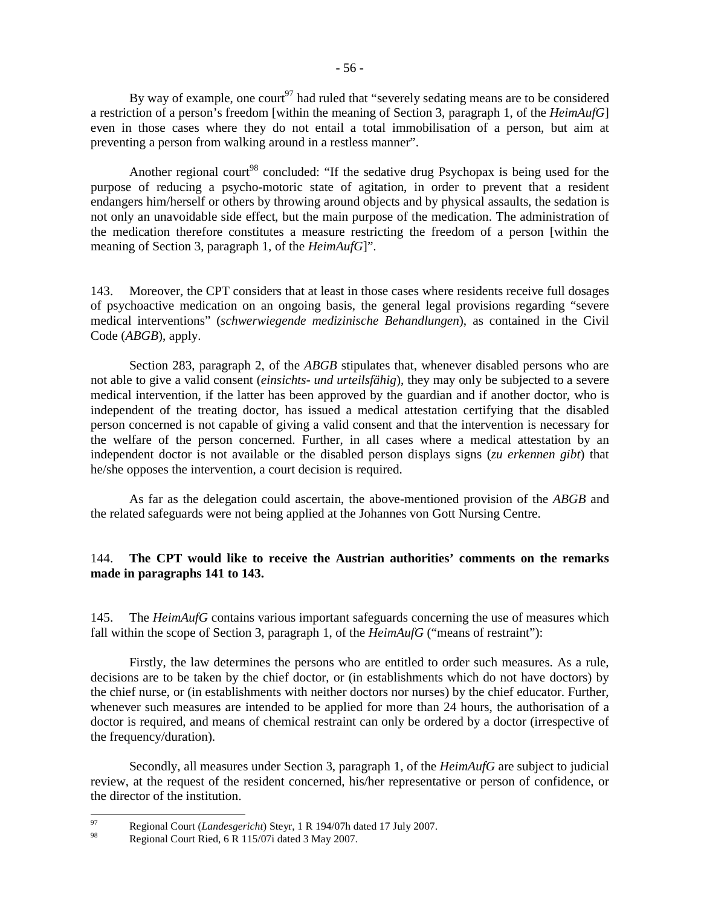By way of example, one court[97] had ruled that "severely sedating means are to be considered a restriction of a person's freedom [within the meaning of Section 3, paragraph 1, of the *HeimAufG*] even in those cases where they do not entail a total immobilisation of a person, but aim at preventing a person from walking around in a restless manner".

Another regional court[98] concluded: "If the sedative drug Psychopax is being used for the purpose of reducing a psycho-motoric state of agitation, in order to prevent that a resident endangers him/herself or others by throwing around objects and by physical assaults, the sedation is not only an unavoidable side effect, but the main purpose of the medication. The administration of the medication therefore constitutes a measure restricting the freedom of a person [within the meaning of Section 3, paragraph 1, of the *HeimAufG*]".

143. Moreover, the CPT considers that at least in those cases where residents receive full dosages of psychoactive medication on an ongoing basis, the general legal provisions regarding "severe medical interventions" (*schwerwiegende medizinische Behandlungen*), as contained in the Civil Code (*ABGB*), apply.

Section 283, paragraph 2, of the *ABGB* stipulates that, whenever disabled persons who are not able to give a valid consent (*einsichts- und urteilsfähig*), they may only be subjected to a severe medical intervention, if the latter has been approved by the guardian and if another doctor, who is independent of the treating doctor, has issued a medical attestation certifying that the disabled person concerned is not capable of giving a valid consent and that the intervention is necessary for the welfare of the person concerned. Further, in all cases where a medical attestation by an independent doctor is not available or the disabled person displays signs (*zu erkennen gibt*) that he/she opposes the intervention, a court decision is required.

As far as the delegation could ascertain, the above-mentioned provision of the *ABGB* and the related safeguards were not being applied at the Johannes von Gott Nursing Centre.

144. **The CPT would like to receive the Austrian authorities' comments on the remarks made in paragraphs 141 to 143.**

145. The *HeimAufG* contains various important safeguards concerning the use of measures which fall within the scope of Section 3, paragraph 1, of the *HeimAufG* ("means of restraint"):

Firstly, the law determines the persons who are entitled to order such measures. As a rule, decisions are to be taken by the chief doctor, or (in establishments which do not have doctors) by the chief nurse, or (in establishments with neither doctors nor nurses) by the chief educator. Further, whenever such measures are intended to be applied for more than 24 hours, the authorisation of a doctor is required, and means of chemical restraint can only be ordered by a doctor (irrespective of the frequency/duration).

Secondly, all measures under Section 3, paragraph 1, of the *HeimAufG* are subject to judicial review, at the request of the resident concerned, his/her representative or person of confidence, or the director of the institution.

---

[97] Regional Court (*Landesgericht*) Steyr, 1 R 194/07h dated 17 July 2007.

[98] Regional Court Ried, 6 R 115/07i dated 3 May 2007.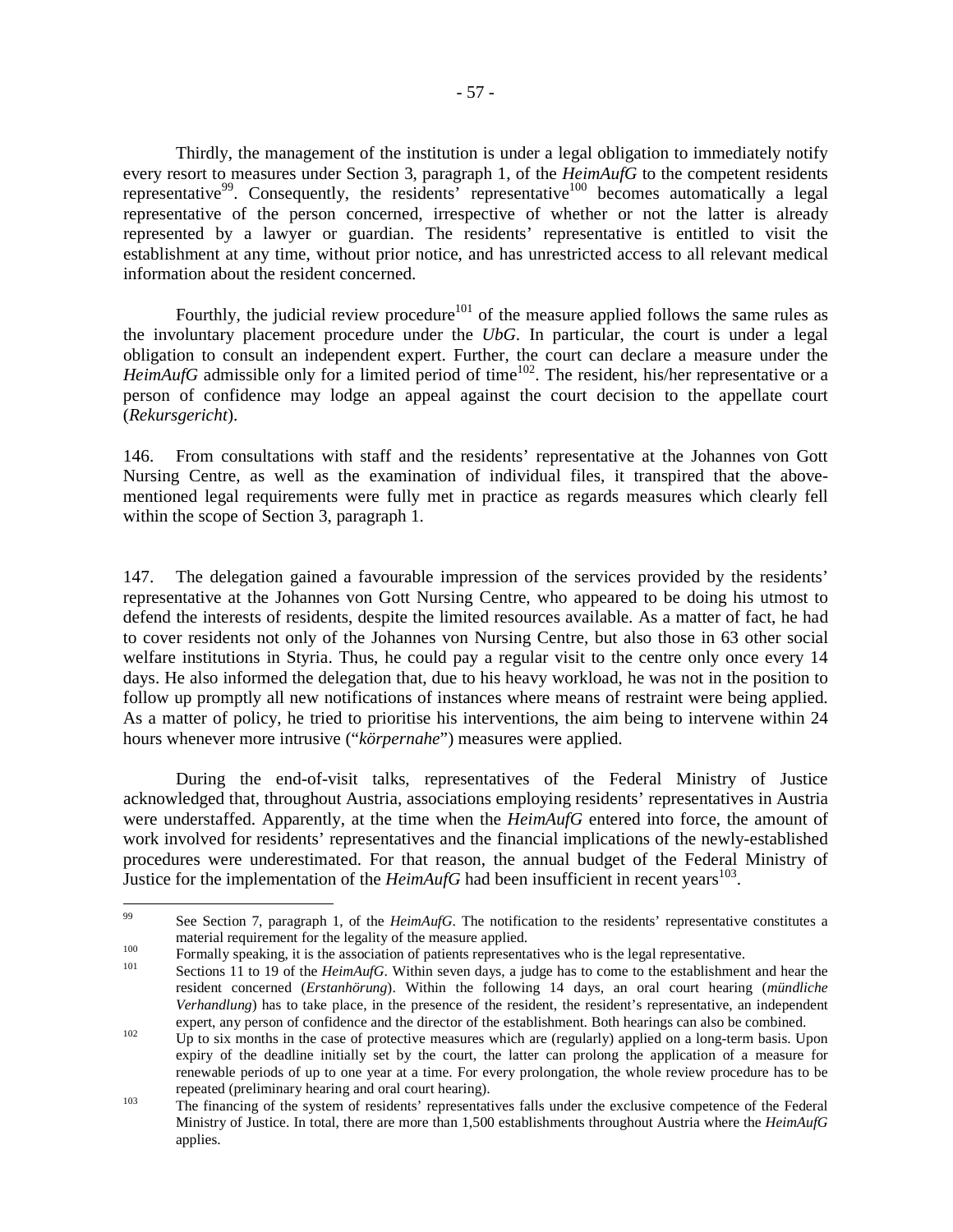Thirdly, the management of the institution is under a legal obligation to immediately notify every resort to measures under Section 3, paragraph 1, of the *HeimAufG* to the competent residents representative[99]. Consequently, the residents' representative[100] becomes automatically a legal representative of the person concerned, irrespective of whether or not the latter is already represented by a lawyer or guardian. The residents' representative is entitled to visit the establishment at any time, without prior notice, and has unrestricted access to all relevant medical information about the resident concerned.

Fourthly, the judicial review procedure[101] of the measure applied follows the same rules as the involuntary placement procedure under the *UbG*. In particular, the court is under a legal obligation to consult an independent expert. Further, the court can declare a measure under the *HeimAufG* admissible only for a limited period of time[102]. The resident, his/her representative or a person of confidence may lodge an appeal against the court decision to the appellate court (*Rekursgericht*).

146. From consultations with staff and the residents' representative at the Johannes von Gott Nursing Centre, as well as the examination of individual files, it transpired that the above-mentioned legal requirements were fully met in practice as regards measures which clearly fell within the scope of Section 3, paragraph 1.

147. The delegation gained a favourable impression of the services provided by the residents' representative at the Johannes von Gott Nursing Centre, who appeared to be doing his utmost to defend the interests of residents, despite the limited resources available. As a matter of fact, he had to cover residents not only of the Johannes von Nursing Centre, but also those in 63 other social welfare institutions in Styria. Thus, he could pay a regular visit to the centre only once every 14 days. He also informed the delegation that, due to his heavy workload, he was not in the position to follow up promptly all new notifications of instances where means of restraint were being applied. As a matter of policy, he tried to prioritise his interventions, the aim being to intervene within 24 hours whenever more intrusive ("*körpernahe*") measures were applied.

During the end-of-visit talks, representatives of the Federal Ministry of Justice acknowledged that, throughout Austria, associations employing residents' representatives in Austria were understaffed. Apparently, at the time when the *HeimAufG* entered into force, the amount of work involved for residents' representatives and the financial implications of the newly-established procedures were underestimated. For that reason, the annual budget of the Federal Ministry of Justice for the implementation of the *HeimAufG* had been insufficient in recent years[103].

---

[99] See Section 7, paragraph 1, of the *HeimAufG*. The notification to the residents' representative constitutes a material requirement for the legality of the measure applied.

[100] Formally speaking, it is the association of patients representatives who is the legal representative.

[101] Sections 11 to 19 of the *HeimAufG*. Within seven days, a judge has to come to the establishment and hear the resident concerned (*Erstanhörung*). Within the following 14 days, an oral court hearing (*mündliche Verhandlung*) has to take place, in the presence of the resident, the resident's representative, an independent expert, any person of confidence and the director of the establishment. Both hearings can also be combined.

[102] Up to six months in the case of protective measures which are (regularly) applied on a long-term basis. Upon expiry of the deadline initially set by the court, the latter can prolong the application of a measure for renewable periods of up to one year at a time. For every prolongation, the whole review procedure has to be repeated (preliminary hearing and oral court hearing).

[103] The financing of the system of residents' representatives falls under the exclusive competence of the Federal Ministry of Justice. In total, there are more than 1,500 establishments throughout Austria where the *HeimAufG* applies.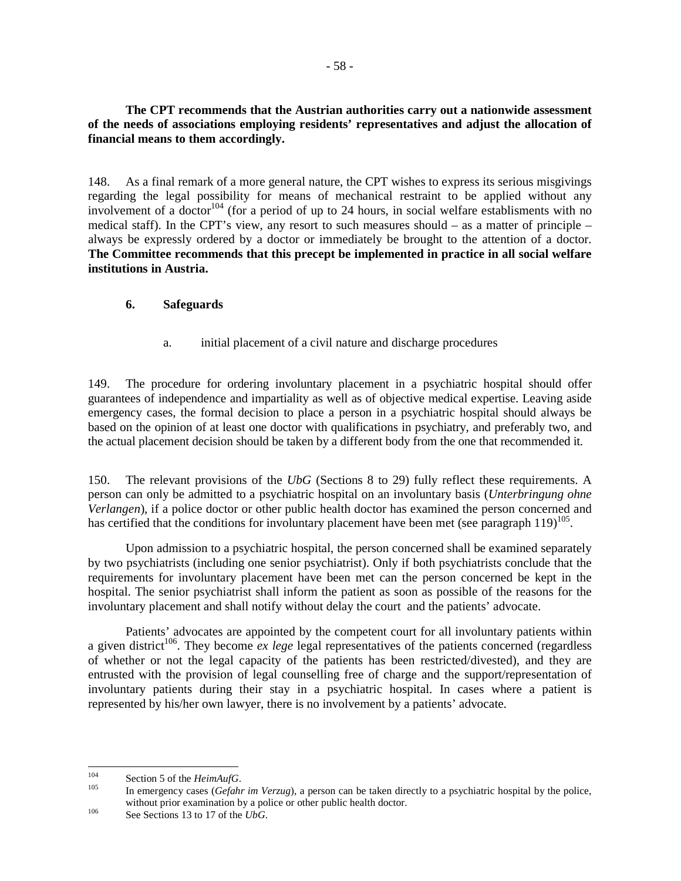**The CPT recommends that the Austrian authorities carry out a nationwide assessment of the needs of associations employing residents' representatives and adjust the allocation of financial means to them accordingly.**

148. As a final remark of a more general nature, the CPT wishes to express its serious misgivings regarding the legal possibility for means of mechanical restraint to be applied without any involvement of a doctor[104] (for a period of up to 24 hours, in social welfare establishments with no medical staff). In the CPT's view, any resort to such measures should – as a matter of principle – always be expressly ordered by a doctor or immediately be brought to the attention of a doctor. **The Committee recommends that this precept be implemented in practice in all social welfare institutions in Austria.**

### 6. Safeguards

#### a. initial placement of a civil nature and discharge procedures

149. The procedure for ordering involuntary placement in a psychiatric hospital should offer guarantees of independence and impartiality as well as of objective medical expertise. Leaving aside emergency cases, the formal decision to place a person in a psychiatric hospital should always be based on the opinion of at least one doctor with qualifications in psychiatry, and preferably two, and the actual placement decision should be taken by a different body from the one that recommended it.

150. The relevant provisions of the *UbG* (Sections 8 to 29) fully reflect these requirements. A person can only be admitted to a psychiatric hospital on an involuntary basis (*Unterbringung ohne Verlangen*), if a police doctor or other public health doctor has examined the person concerned and has certified that the conditions for involuntary placement have been met (see paragraph 119)[105].

Upon admission to a psychiatric hospital, the person concerned shall be examined separately by two psychiatrists (including one senior psychiatrist). Only if both psychiatrists conclude that the requirements for involuntary placement have been met can the person concerned be kept in the hospital. The senior psychiatrist shall inform the patient as soon as possible of the reasons for the involuntary placement and shall notify without delay the court and the patients' advocate.

Patients' advocates are appointed by the competent court for all involuntary patients within a given district[106]. They become *ex lege* legal representatives of the patients concerned (regardless of whether or not the legal capacity of the patients has been restricted/divested), and they are entrusted with the provision of legal counselling free of charge and the support/representation of involuntary patients during their stay in a psychiatric hospital. In cases where a patient is represented by his/her own lawyer, there is no involvement by a patients' advocate.

---

[104] Section 5 of the *HeimAufG*.

[105] In emergency cases (*Gefahr im Verzug*), a person can be taken directly to a psychiatric hospital by the police, without prior examination by a police or other public health doctor.

[106] See Sections 13 to 17 of the *UbG*.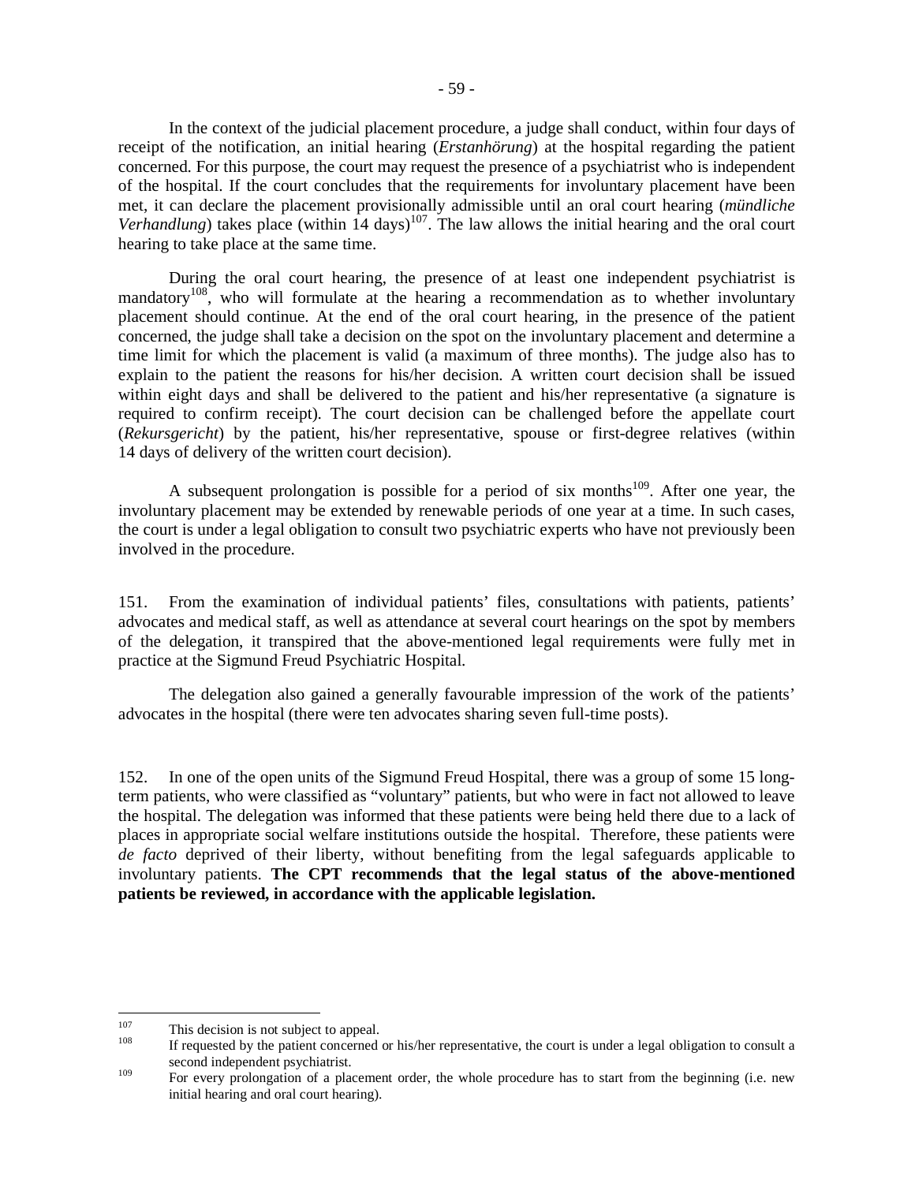In the context of the judicial placement procedure, a judge shall conduct, within four days of receipt of the notification, an initial hearing (*Erstanhörung*) at the hospital regarding the patient concerned. For this purpose, the court may request the presence of a psychiatrist who is independent of the hospital. If the court concludes that the requirements for involuntary placement have been met, it can declare the placement provisionally admissible until an oral court hearing (*mündliche Verhandlung*) takes place (within 14 days)[107]. The law allows the initial hearing and the oral court hearing to take place at the same time.

During the oral court hearing, the presence of at least one independent psychiatrist is mandatory[108], who will formulate at the hearing a recommendation as to whether involuntary placement should continue. At the end of the oral court hearing, in the presence of the patient concerned, the judge shall take a decision on the spot on the involuntary placement and determine a time limit for which the placement is valid (a maximum of three months). The judge also has to explain to the patient the reasons for his/her decision. A written court decision shall be issued within eight days and shall be delivered to the patient and his/her representative (a signature is required to confirm receipt). The court decision can be challenged before the appellate court (*Rekursgericht*) by the patient, his/her representative, spouse or first-degree relatives (within 14 days of delivery of the written court decision).

A subsequent prolongation is possible for a period of six months[109]. After one year, the involuntary placement may be extended by renewable periods of one year at a time. In such cases, the court is under a legal obligation to consult two psychiatric experts who have not previously been involved in the procedure.

151. From the examination of individual patients' files, consultations with patients, patients' advocates and medical staff, as well as attendance at several court hearings on the spot by members of the delegation, it transpired that the above-mentioned legal requirements were fully met in practice at the Sigmund Freud Psychiatric Hospital.

The delegation also gained a generally favourable impression of the work of the patients' advocates in the hospital (there were ten advocates sharing seven full-time posts).

152. In one of the open units of the Sigmund Freud Hospital, there was a group of some 15 long-term patients, who were classified as "voluntary" patients, but who were in fact not allowed to leave the hospital. The delegation was informed that these patients were being held there due to a lack of places in appropriate social welfare institutions outside the hospital. Therefore, these patients were *de facto* deprived of their liberty, without benefiting from the legal safeguards applicable to involuntary patients. **The CPT recommends that the legal status of the above-mentioned patients be reviewed, in accordance with the applicable legislation.**

---

[107] This decision is not subject to appeal.

[108] If requested by the patient concerned or his/her representative, the court is under a legal obligation to consult a second independent psychiatrist.

[109] For every prolongation of a placement order, the whole procedure has to start from the beginning (i.e. new initial hearing and oral court hearing).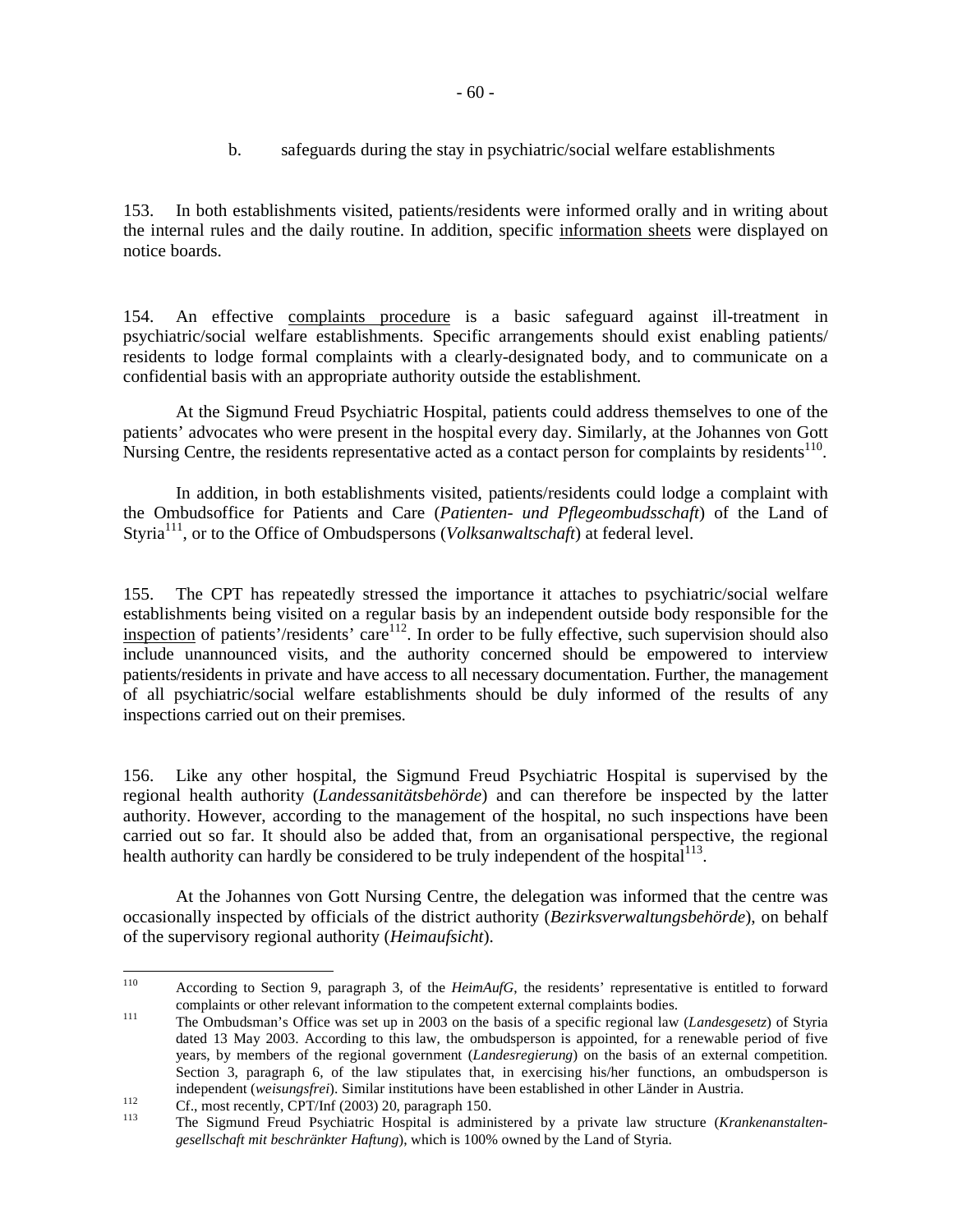b. safeguards during the stay in psychiatric/social welfare establishments

153. In both establishments visited, patients/residents were informed orally and in writing about the internal rules and the daily routine. In addition, specific information sheets were displayed on notice boards.

154. An effective complaints procedure is a basic safeguard against ill-treatment in psychiatric/social welfare establishments. Specific arrangements should exist enabling patients/ residents to lodge formal complaints with a clearly-designated body, and to communicate on a confidential basis with an appropriate authority outside the establishment.

At the Sigmund Freud Psychiatric Hospital, patients could address themselves to one of the patients' advocates who were present in the hospital every day. Similarly, at the Johannes von Gott Nursing Centre, the residents representative acted as a contact person for complaints by residents[110].

In addition, in both establishments visited, patients/residents could lodge a complaint with the Ombudsoffice for Patients and Care (*Patienten- und Pflegeombudsschaft*) of the Land of Styria[111], or to the Office of Ombudspersons (*Volksanwaltschaft*) at federal level.

155. The CPT has repeatedly stressed the importance it attaches to psychiatric/social welfare establishments being visited on a regular basis by an independent outside body responsible for the inspection of patients'/residents' care[112]. In order to be fully effective, such supervision should also include unannounced visits, and the authority concerned should be empowered to interview patients/residents in private and have access to all necessary documentation. Further, the management of all psychiatric/social welfare establishments should be duly informed of the results of any inspections carried out on their premises.

156. Like any other hospital, the Sigmund Freud Psychiatric Hospital is supervised by the regional health authority (*Landessanitätsbehörde*) and can therefore be inspected by the latter authority. However, according to the management of the hospital, no such inspections have been carried out so far. It should also be added that, from an organisational perspective, the regional health authority can hardly be considered to be truly independent of the hospital[113].

At the Johannes von Gott Nursing Centre, the delegation was informed that the centre was occasionally inspected by officials of the district authority (*Bezirksverwaltungsbehörde*), on behalf of the supervisory regional authority (*Heimaufsicht*).

---

[110] According to Section 9, paragraph 3, of the *HeimAufG*, the residents' representative is entitled to forward complaints or other relevant information to the competent external complaints bodies.

[111] The Ombudsman's Office was set up in 2003 on the basis of a specific regional law (*Landesgesetz*) of Styria dated 13 May 2003. According to this law, the ombudsperson is appointed, for a renewable period of five years, by members of the regional government (*Landesregierung*) on the basis of an external competition. Section 3, paragraph 6, of the law stipulates that, in exercising his/her functions, an ombudsperson is independent (*weisungsfrei*). Similar institutions have been established in other Länder in Austria.

[112] Cf., most recently, CPT/Inf (2003) 20, paragraph 150.

[113] The Sigmund Freud Psychiatric Hospital is administered by a private law structure (*Krankenanstalten-gesellschaft mit beschränkter Haftung*), which is 100% owned by the Land of Styria.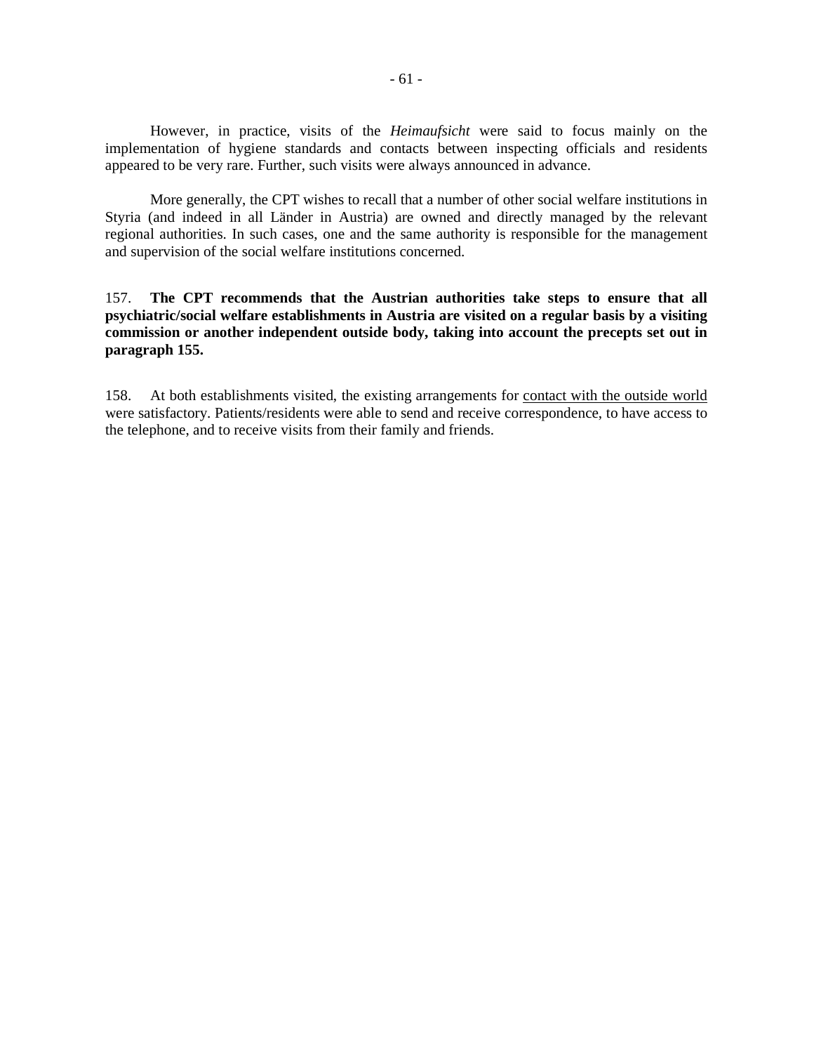However, in practice, visits of the *Heimaufsicht* were said to focus mainly on the implementation of hygiene standards and contacts between inspecting officials and residents appeared to be very rare. Further, such visits were always announced in advance.

More generally, the CPT wishes to recall that a number of other social welfare institutions in Styria (and indeed in all Länder in Austria) are owned and directly managed by the relevant regional authorities. In such cases, one and the same authority is responsible for the management and supervision of the social welfare institutions concerned.

157. **The CPT recommends that the Austrian authorities take steps to ensure that all psychiatric/social welfare establishments in Austria are visited on a regular basis by a visiting commission or another independent outside body, taking into account the precepts set out in paragraph 155.**

158. At both establishments visited, the existing arrangements for <u>contact with the outside world</u> were satisfactory. Patients/residents were able to send and receive correspondence, to have access to the telephone, and to receive visits from their family and friends.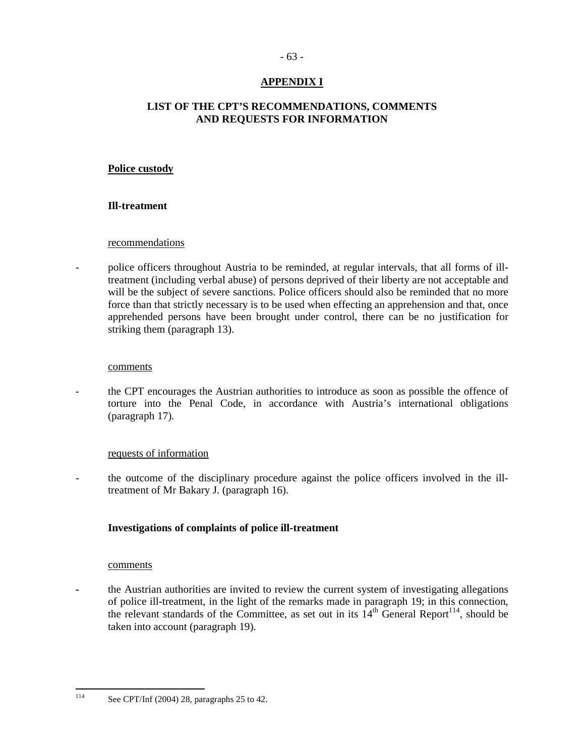# APPENDIX I

## LIST OF THE CPT'S RECOMMENDATIONS, COMMENTS AND REQUESTS FOR INFORMATION

**Police custody**

**Ill-treatment**

recommendations

- police officers throughout Austria to be reminded, at regular intervals, that all forms of ill-treatment (including verbal abuse) of persons deprived of their liberty are not acceptable and will be the subject of severe sanctions. Police officers should also be reminded that no more force than that strictly necessary is to be used when effecting an apprehension and that, once apprehended persons have been brought under control, there can be no justification for striking them (paragraph 13).

comments

- the CPT encourages the Austrian authorities to introduce as soon as possible the offence of torture into the Penal Code, in accordance with Austria's international obligations (paragraph 17).

requests of information

- the outcome of the disciplinary procedure against the police officers involved in the ill-treatment of Mr Bakary J. (paragraph 16).

**Investigations of complaints of police ill-treatment**

comments

- the Austrian authorities are invited to review the current system of investigating allegations of police ill-treatment, in the light of the remarks made in paragraph 19; in this connection, the relevant standards of the Committee, as set out in its 14th General Report[114], should be taken into account (paragraph 19).

---

[114] See CPT/Inf (2004) 28, paragraphs 25 to 42.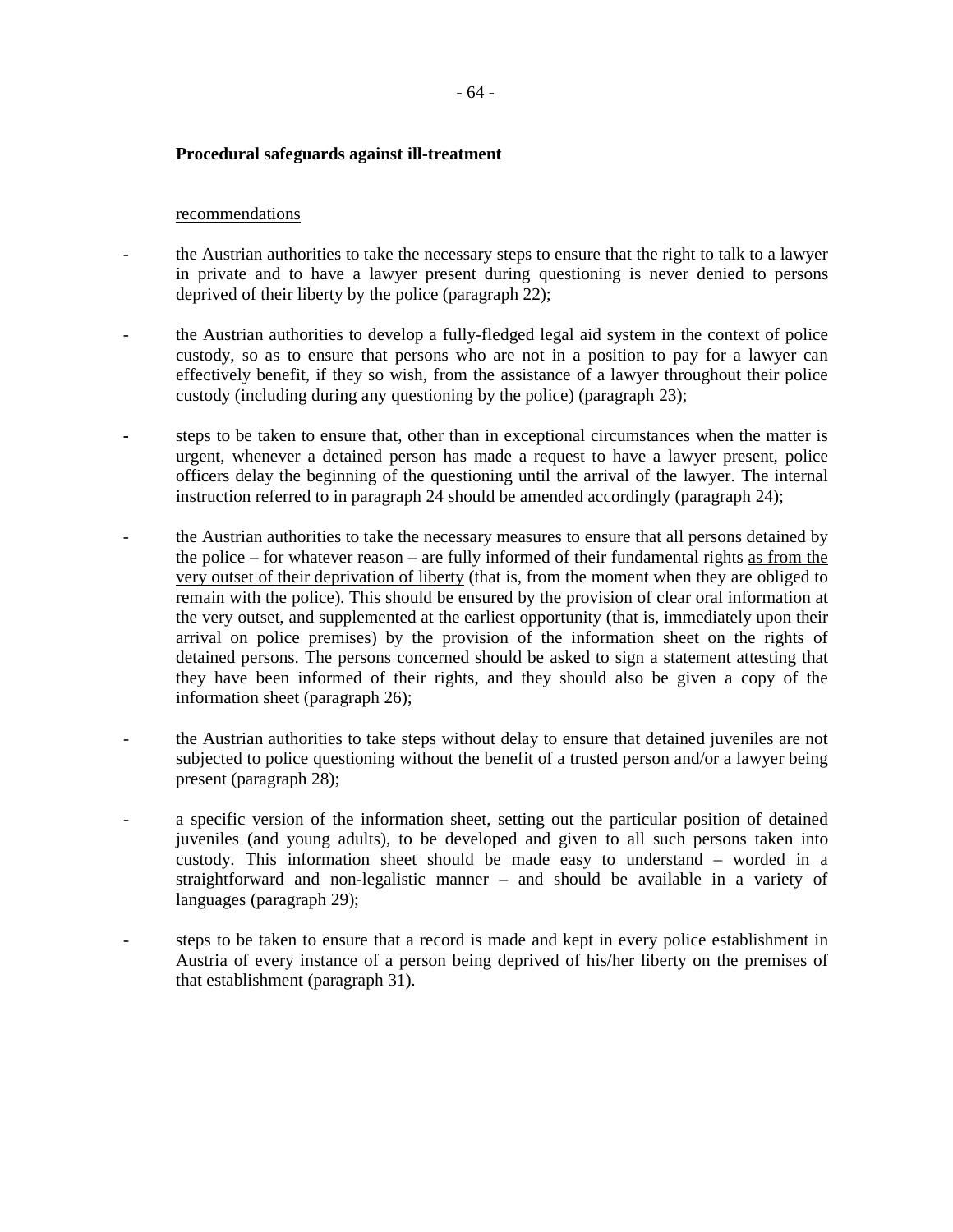**Procedural safeguards against ill-treatment**

<u>recommendations</u>

- the Austrian authorities to take the necessary steps to ensure that the right to talk to a lawyer in private and to have a lawyer present during questioning is never denied to persons deprived of their liberty by the police (paragraph 22);

- the Austrian authorities to develop a fully-fledged legal aid system in the context of police custody, so as to ensure that persons who are not in a position to pay for a lawyer can effectively benefit, if they so wish, from the assistance of a lawyer throughout their police custody (including during any questioning by the police) (paragraph 23);

- steps to be taken to ensure that, other than in exceptional circumstances when the matter is urgent, whenever a detained person has made a request to have a lawyer present, police officers delay the beginning of the questioning until the arrival of the lawyer. The internal instruction referred to in paragraph 24 should be amended accordingly (paragraph 24);

- the Austrian authorities to take the necessary measures to ensure that all persons detained by the police – for whatever reason – are fully informed of their fundamental rights <u>as from the very outset of their deprivation of liberty</u> (that is, from the moment when they are obliged to remain with the police). This should be ensured by the provision of clear oral information at the very outset, and supplemented at the earliest opportunity (that is, immediately upon their arrival on police premises) by the provision of the information sheet on the rights of detained persons. The persons concerned should be asked to sign a statement attesting that they have been informed of their rights, and they should also be given a copy of the information sheet (paragraph 26);

- the Austrian authorities to take steps without delay to ensure that detained juveniles are not subjected to police questioning without the benefit of a trusted person and/or a lawyer being present (paragraph 28);

- a specific version of the information sheet, setting out the particular position of detained juveniles (and young adults), to be developed and given to all such persons taken into custody. This information sheet should be made easy to understand – worded in a straightforward and non-legalistic manner – and should be available in a variety of languages (paragraph 29);

- steps to be taken to ensure that a record is made and kept in every police establishment in Austria of every instance of a person being deprived of his/her liberty on the premises of that establishment (paragraph 31).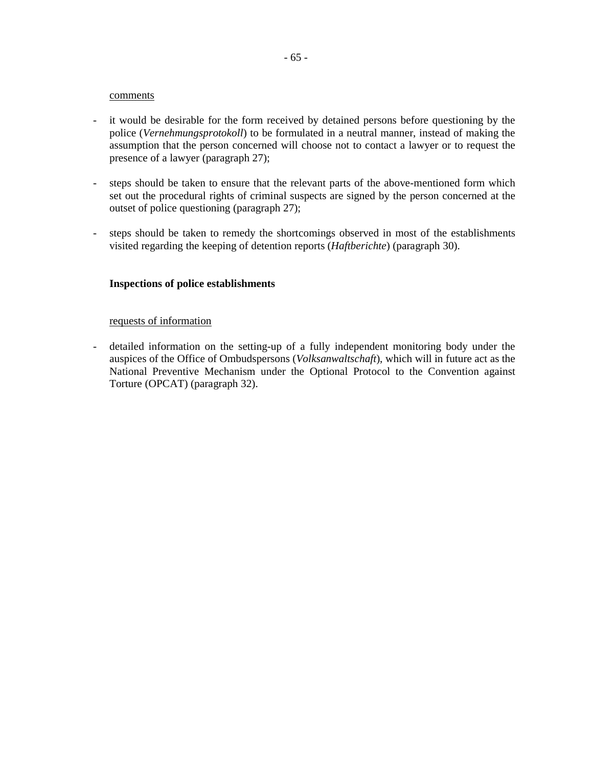<u>comments</u>

- it would be desirable for the form received by detained persons before questioning by the police (*Vernehmungsprotokoll*) to be formulated in a neutral manner, instead of making the assumption that the person concerned will choose not to contact a lawyer or to request the presence of a lawyer (paragraph 27);

- steps should be taken to ensure that the relevant parts of the above-mentioned form which set out the procedural rights of criminal suspects are signed by the person concerned at the outset of police questioning (paragraph 27);

- steps should be taken to remedy the shortcomings observed in most of the establishments visited regarding the keeping of detention reports (*Haftberichte*) (paragraph 30).

**Inspections of police establishments**

<u>requests of information</u>

- detailed information on the setting-up of a fully independent monitoring body under the auspices of the Office of Ombudspersons (*Volksanwaltschaft*), which will in future act as the National Preventive Mechanism under the Optional Protocol to the Convention against Torture (OPCAT) (paragraph 32).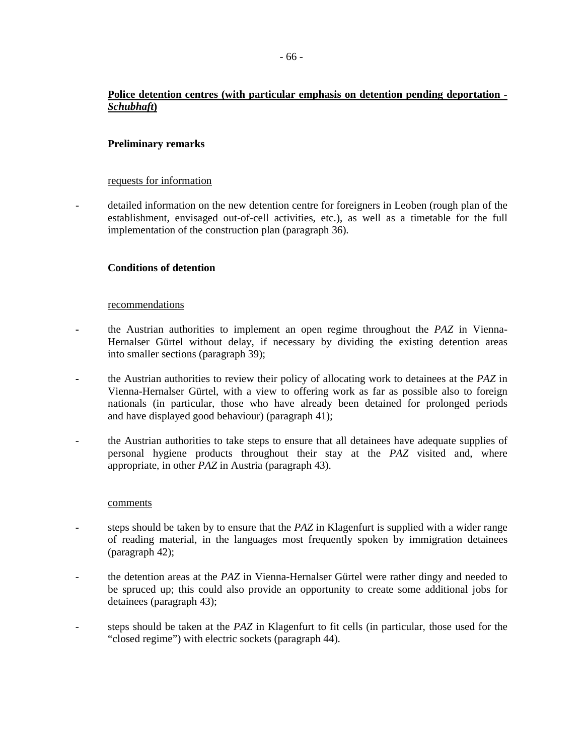## **<u>Police detention centres (with particular emphasis on detention pending deportation - *Schubhaft*)</u>**

### **Preliminary remarks**

<u>requests for information</u>

- detailed information on the new detention centre for foreigners in Leoben (rough plan of the establishment, envisaged out-of-cell activities, etc.), as well as a timetable for the full implementation of the construction plan (paragraph 36).

### **Conditions of detention**

<u>recommendations</u>

- the Austrian authorities to implement an open regime throughout the *PAZ* in Vienna-Hernalser Gürtel without delay, if necessary by dividing the existing detention areas into smaller sections (paragraph 39);
- the Austrian authorities to review their policy of allocating work to detainees at the *PAZ* in Vienna-Hernalser Gürtel, with a view to offering work as far as possible also to foreign nationals (in particular, those who have already been detained for prolonged periods and have displayed good behaviour) (paragraph 41);
- the Austrian authorities to take steps to ensure that all detainees have adequate supplies of personal hygiene products throughout their stay at the *PAZ* visited and, where appropriate, in other *PAZ* in Austria (paragraph 43).

<u>comments</u>

- steps should be taken by to ensure that the *PAZ* in Klagenfurt is supplied with a wider range of reading material, in the languages most frequently spoken by immigration detainees (paragraph 42);
- the detention areas at the *PAZ* in Vienna-Hernalser Gürtel were rather dingy and needed to be spruced up; this could also provide an opportunity to create some additional jobs for detainees (paragraph 43);
- steps should be taken at the *PAZ* in Klagenfurt to fit cells (in particular, those used for the "closed regime") with electric sockets (paragraph 44).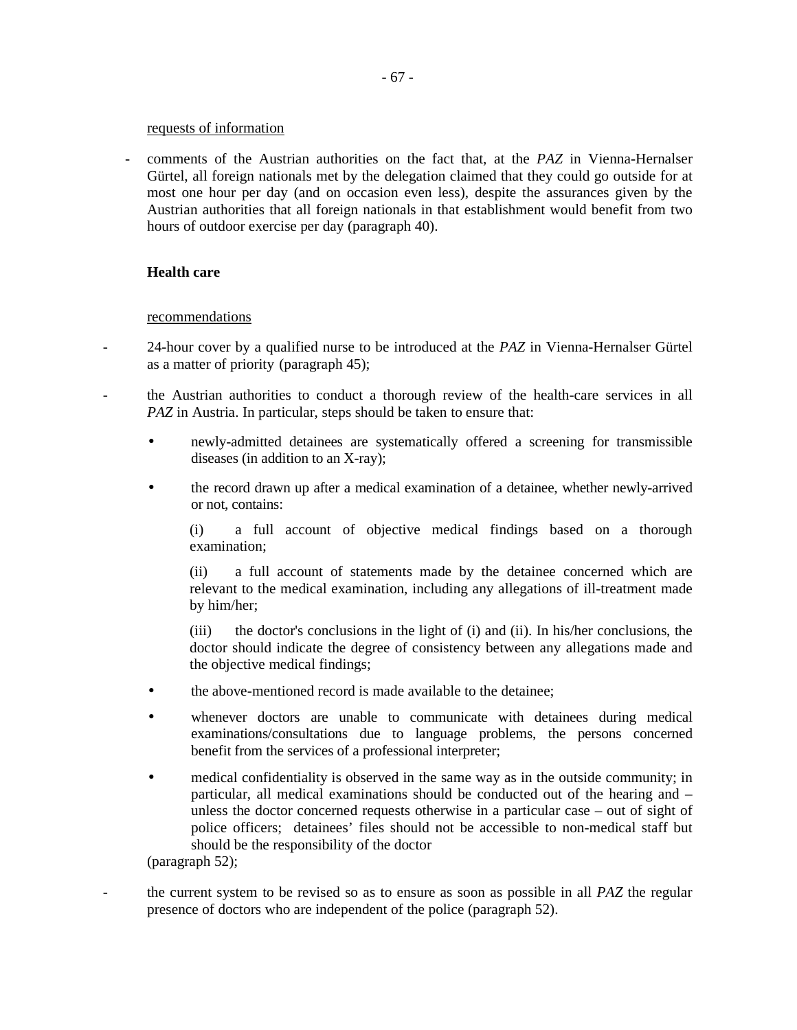requests of information

- comments of the Austrian authorities on the fact that, at the *PAZ* in Vienna-Hernalser Gürtel, all foreign nationals met by the delegation claimed that they could go outside for at most one hour per day (and on occasion even less), despite the assurances given by the Austrian authorities that all foreign nationals in that establishment would benefit from two hours of outdoor exercise per day (paragraph 40).

**Health care**

recommendations

- 24-hour cover by a qualified nurse to be introduced at the *PAZ* in Vienna-Hernalser Gürtel as a matter of priority (paragraph 45);

- the Austrian authorities to conduct a thorough review of the health-care services in all *PAZ* in Austria. In particular, steps should be taken to ensure that:

  - newly-admitted detainees are systematically offered a screening for transmissible diseases (in addition to an X-ray);

  - the record drawn up after a medical examination of a detainee, whether newly-arrived or not, contains:

    (i) a full account of objective medical findings based on a thorough examination;

    (ii) a full account of statements made by the detainee concerned which are relevant to the medical examination, including any allegations of ill-treatment made by him/her;

    (iii) the doctor's conclusions in the light of (i) and (ii). In his/her conclusions, the doctor should indicate the degree of consistency between any allegations made and the objective medical findings;

  - the above-mentioned record is made available to the detainee;

  - whenever doctors are unable to communicate with detainees during medical examinations/consultations due to language problems, the persons concerned benefit from the services of a professional interpreter;

  - medical confidentiality is observed in the same way as in the outside community; in particular, all medical examinations should be conducted out of the hearing and – unless the doctor concerned requests otherwise in a particular case – out of sight of police officers; detainees' files should not be accessible to non-medical staff but should be the responsibility of the doctor

  (paragraph 52);

- the current system to be revised so as to ensure as soon as possible in all *PAZ* the regular presence of doctors who are independent of the police (paragraph 52).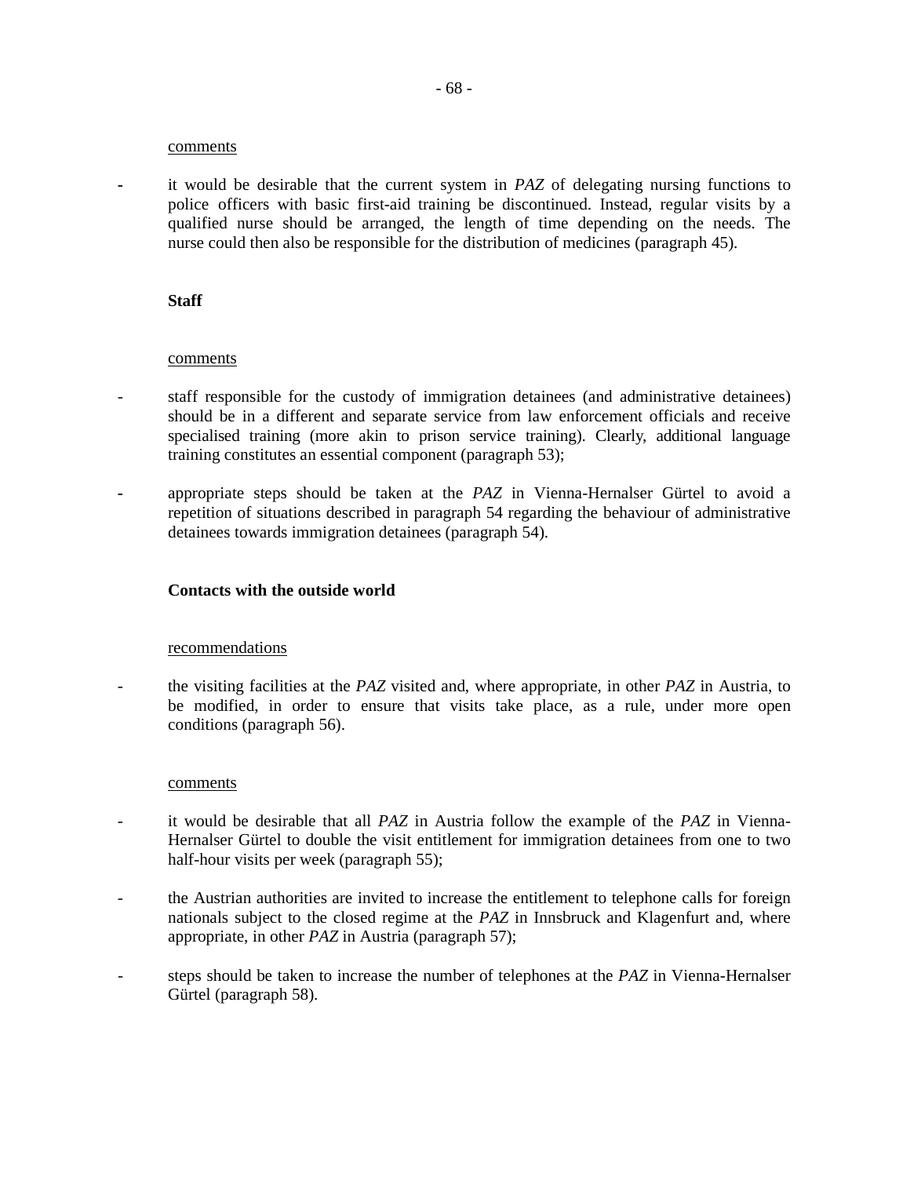<u>comments</u>

- it would be desirable that the current system in *PAZ* of delegating nursing functions to police officers with basic first-aid training be discontinued. Instead, regular visits by a qualified nurse should be arranged, the length of time depending on the needs. The nurse could then also be responsible for the distribution of medicines (paragraph 45).

**Staff**

<u>comments</u>

- staff responsible for the custody of immigration detainees (and administrative detainees) should be in a different and separate service from law enforcement officials and receive specialised training (more akin to prison service training). Clearly, additional language training constitutes an essential component (paragraph 53);

- appropriate steps should be taken at the *PAZ* in Vienna-Hernalser Gürtel to avoid a repetition of situations described in paragraph 54 regarding the behaviour of administrative detainees towards immigration detainees (paragraph 54).

**Contacts with the outside world**

<u>recommendations</u>

- the visiting facilities at the *PAZ* visited and, where appropriate, in other *PAZ* in Austria, to be modified, in order to ensure that visits take place, as a rule, under more open conditions (paragraph 56).

<u>comments</u>

- it would be desirable that all *PAZ* in Austria follow the example of the *PAZ* in Vienna-Hernalser Gürtel to double the visit entitlement for immigration detainees from one to two half-hour visits per week (paragraph 55);

- the Austrian authorities are invited to increase the entitlement to telephone calls for foreign nationals subject to the closed regime at the *PAZ* in Innsbruck and Klagenfurt and, where appropriate, in other *PAZ* in Austria (paragraph 57);

- steps should be taken to increase the number of telephones at the *PAZ* in Vienna-Hernalser Gürtel (paragraph 58).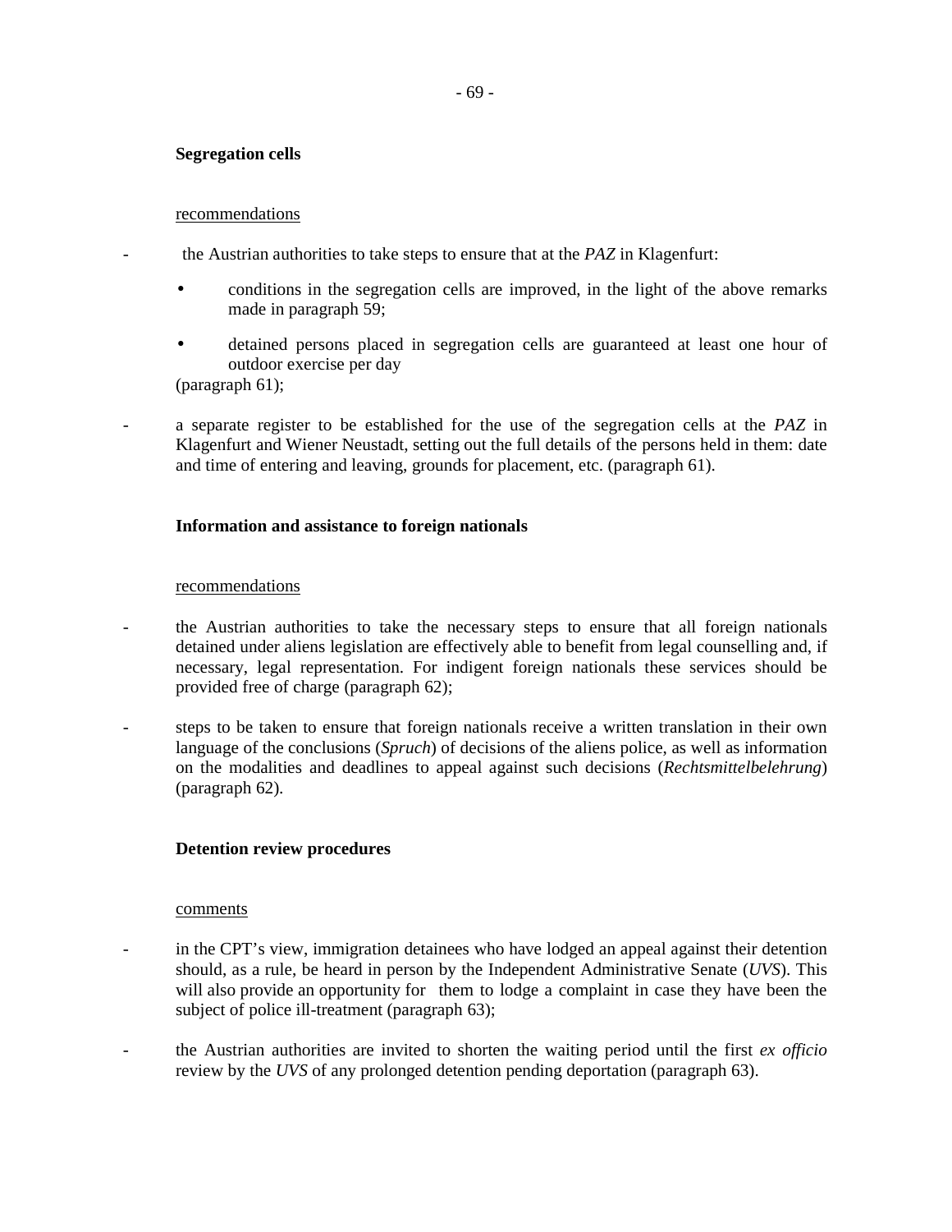**Segregation cells**

recommendations

- the Austrian authorities to take steps to ensure that at the *PAZ* in Klagenfurt:
  - conditions in the segregation cells are improved, in the light of the above remarks made in paragraph 59;
  - detained persons placed in segregation cells are guaranteed at least one hour of outdoor exercise per day

  (paragraph 61);

- a separate register to be established for the use of the segregation cells at the *PAZ* in Klagenfurt and Wiener Neustadt, setting out the full details of the persons held in them: date and time of entering and leaving, grounds for placement, etc. (paragraph 61).

**Information and assistance to foreign nationals**

recommendations

- the Austrian authorities to take the necessary steps to ensure that all foreign nationals detained under aliens legislation are effectively able to benefit from legal counselling and, if necessary, legal representation. For indigent foreign nationals these services should be provided free of charge (paragraph 62);

- steps to be taken to ensure that foreign nationals receive a written translation in their own language of the conclusions (*Spruch*) of decisions of the aliens police, as well as information on the modalities and deadlines to appeal against such decisions (*Rechtsmittelbelehrung*) (paragraph 62).

**Detention review procedures**

comments

- in the CPT's view, immigration detainees who have lodged an appeal against their detention should, as a rule, be heard in person by the Independent Administrative Senate (*UVS*). This will also provide an opportunity for them to lodge a complaint in case they have been the subject of police ill-treatment (paragraph 63);

- the Austrian authorities are invited to shorten the waiting period until the first *ex officio* review by the *UVS* of any prolonged detention pending deportation (paragraph 63).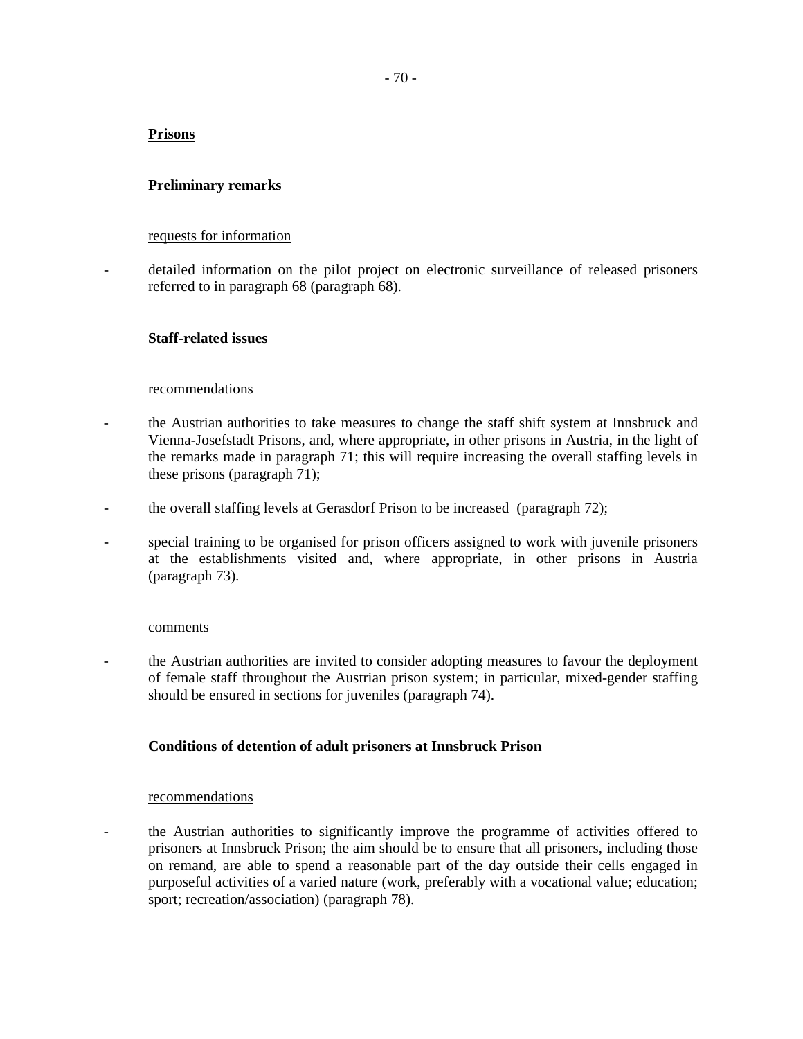## Prisons

### Preliminary remarks

requests for information

- detailed information on the pilot project on electronic surveillance of released prisoners referred to in paragraph 68 (paragraph 68).

### Staff-related issues

recommendations

- the Austrian authorities to take measures to change the staff shift system at Innsbruck and Vienna-Josefstadt Prisons, and, where appropriate, in other prisons in Austria, in the light of the remarks made in paragraph 71; this will require increasing the overall staffing levels in these prisons (paragraph 71);
- the overall staffing levels at Gerasdorf Prison to be increased (paragraph 72);
- special training to be organised for prison officers assigned to work with juvenile prisoners at the establishments visited and, where appropriate, in other prisons in Austria (paragraph 73).

comments

- the Austrian authorities are invited to consider adopting measures to favour the deployment of female staff throughout the Austrian prison system; in particular, mixed-gender staffing should be ensured in sections for juveniles (paragraph 74).

### Conditions of detention of adult prisoners at Innsbruck Prison

recommendations

- the Austrian authorities to significantly improve the programme of activities offered to prisoners at Innsbruck Prison; the aim should be to ensure that all prisoners, including those on remand, are able to spend a reasonable part of the day outside their cells engaged in purposeful activities of a varied nature (work, preferably with a vocational value; education; sport; recreation/association) (paragraph 78).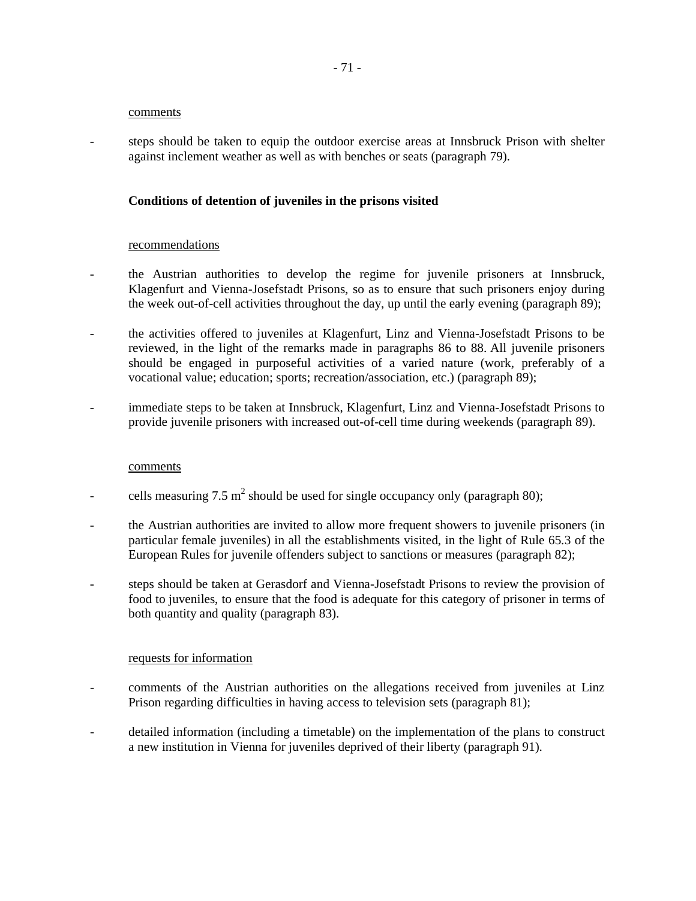comments

- steps should be taken to equip the outdoor exercise areas at Innsbruck Prison with shelter against inclement weather as well as with benches or seats (paragraph 79).

**Conditions of detention of juveniles in the prisons visited**

recommendations

- the Austrian authorities to develop the regime for juvenile prisoners at Innsbruck, Klagenfurt and Vienna-Josefstadt Prisons, so as to ensure that such prisoners enjoy during the week out-of-cell activities throughout the day, up until the early evening (paragraph 89);

- the activities offered to juveniles at Klagenfurt, Linz and Vienna-Josefstadt Prisons to be reviewed, in the light of the remarks made in paragraphs 86 to 88. All juvenile prisoners should be engaged in purposeful activities of a varied nature (work, preferably of a vocational value; education; sports; recreation/association, etc.) (paragraph 89);

- immediate steps to be taken at Innsbruck, Klagenfurt, Linz and Vienna-Josefstadt Prisons to provide juvenile prisoners with increased out-of-cell time during weekends (paragraph 89).

comments

- cells measuring 7.5 $m^2$ should be used for single occupancy only (paragraph 80);

- the Austrian authorities are invited to allow more frequent showers to juvenile prisoners (in particular female juveniles) in all the establishments visited, in the light of Rule 65.3 of the European Rules for juvenile offenders subject to sanctions or measures (paragraph 82);

- steps should be taken at Gerasdorf and Vienna-Josefstadt Prisons to review the provision of food to juveniles, to ensure that the food is adequate for this category of prisoner in terms of both quantity and quality (paragraph 83).

requests for information

- comments of the Austrian authorities on the allegations received from juveniles at Linz Prison regarding difficulties in having access to television sets (paragraph 81);

- detailed information (including a timetable) on the implementation of the plans to construct a new institution in Vienna for juveniles deprived of their liberty (paragraph 91).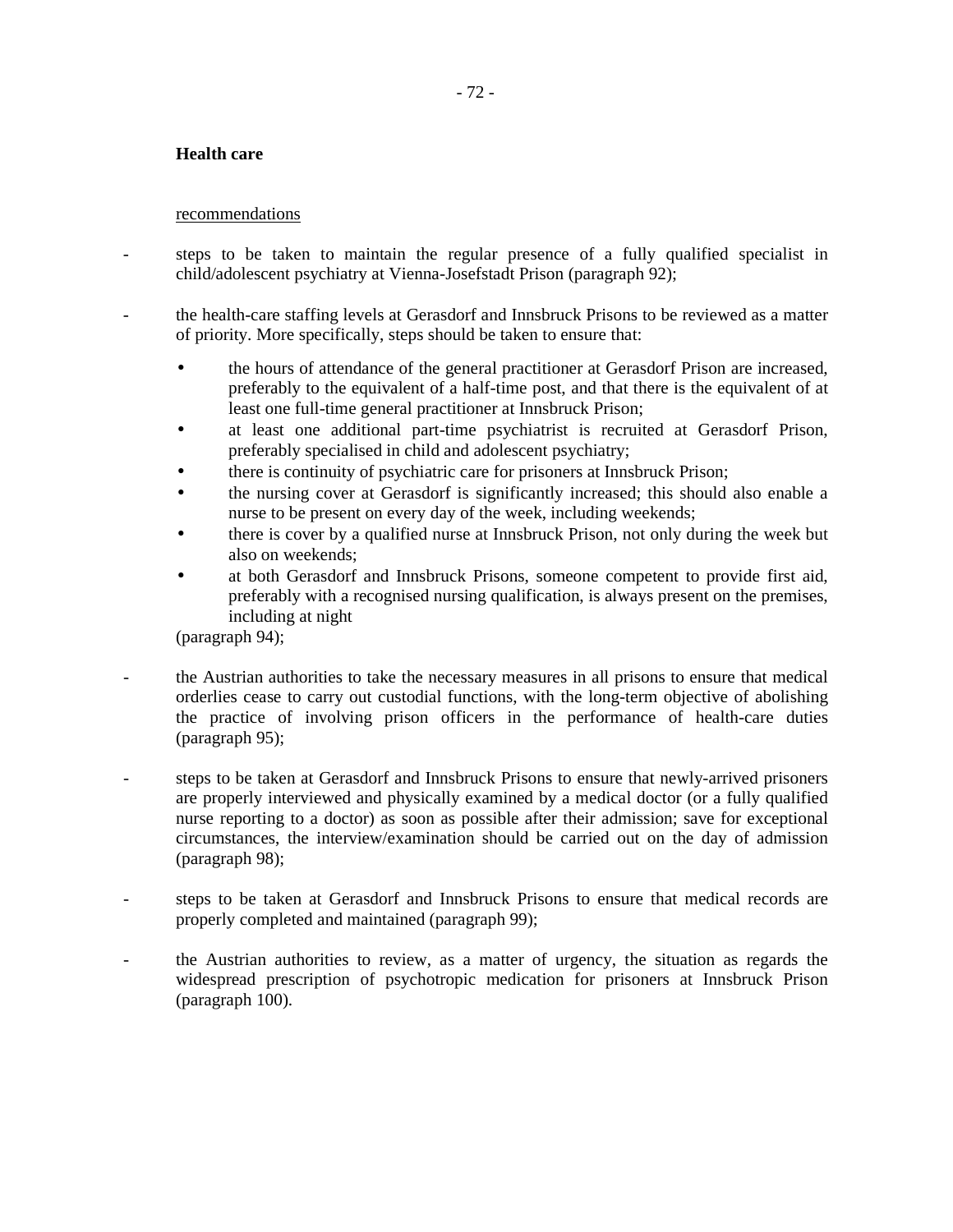**Health care**

recommendations

- steps to be taken to maintain the regular presence of a fully qualified specialist in child/adolescent psychiatry at Vienna-Josefstadt Prison (paragraph 92);

- the health-care staffing levels at Gerasdorf and Innsbruck Prisons to be reviewed as a matter of priority. More specifically, steps should be taken to ensure that:

    - the hours of attendance of the general practitioner at Gerasdorf Prison are increased, preferably to the equivalent of a half-time post, and that there is the equivalent of at least one full-time general practitioner at Innsbruck Prison;
    - at least one additional part-time psychiatrist is recruited at Gerasdorf Prison, preferably specialised in child and adolescent psychiatry;
    - there is continuity of psychiatric care for prisoners at Innsbruck Prison;
    - the nursing cover at Gerasdorf is significantly increased; this should also enable a nurse to be present on every day of the week, including weekends;
    - there is cover by a qualified nurse at Innsbruck Prison, not only during the week but also on weekends;
    - at both Gerasdorf and Innsbruck Prisons, someone competent to provide first aid, preferably with a recognised nursing qualification, is always present on the premises, including at night

  (paragraph 94);

- the Austrian authorities to take the necessary measures in all prisons to ensure that medical orderlies cease to carry out custodial functions, with the long-term objective of abolishing the practice of involving prison officers in the performance of health-care duties (paragraph 95);

- steps to be taken at Gerasdorf and Innsbruck Prisons to ensure that newly-arrived prisoners are properly interviewed and physically examined by a medical doctor (or a fully qualified nurse reporting to a doctor) as soon as possible after their admission; save for exceptional circumstances, the interview/examination should be carried out on the day of admission (paragraph 98);

- steps to be taken at Gerasdorf and Innsbruck Prisons to ensure that medical records are properly completed and maintained (paragraph 99);

- the Austrian authorities to review, as a matter of urgency, the situation as regards the widespread prescription of psychotropic medication for prisoners at Innsbruck Prison (paragraph 100).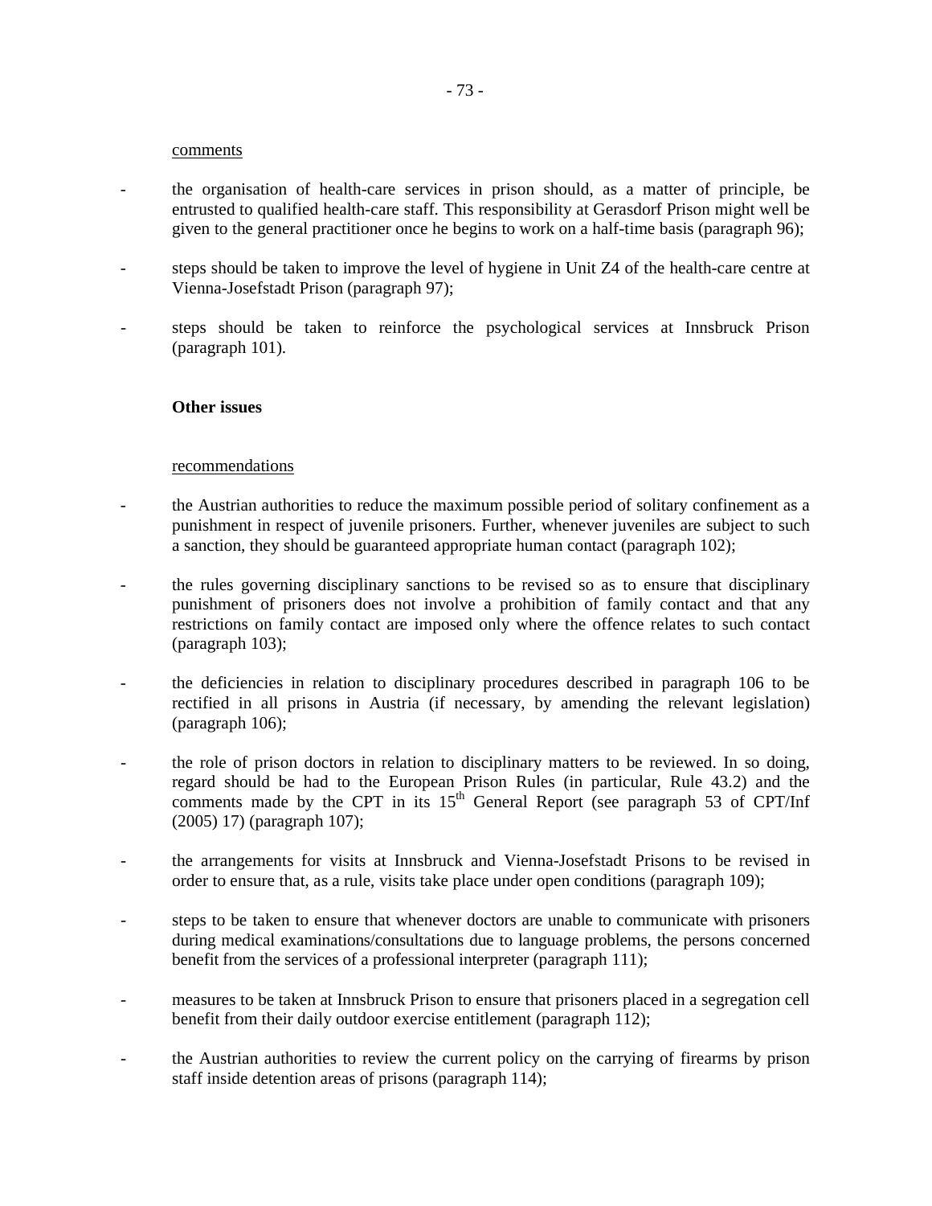comments

- the organisation of health-care services in prison should, as a matter of principle, be entrusted to qualified health-care staff. This responsibility at Gerasdorf Prison might well be given to the general practitioner once he begins to work on a half-time basis (paragraph 96);

- steps should be taken to improve the level of hygiene in Unit Z4 of the health-care centre at Vienna-Josefstadt Prison (paragraph 97);

- steps should be taken to reinforce the psychological services at Innsbruck Prison (paragraph 101).

**Other issues**

recommendations

- the Austrian authorities to reduce the maximum possible period of solitary confinement as a punishment in respect of juvenile prisoners. Further, whenever juveniles are subject to such a sanction, they should be guaranteed appropriate human contact (paragraph 102);

- the rules governing disciplinary sanctions to be revised so as to ensure that disciplinary punishment of prisoners does not involve a prohibition of family contact and that any restrictions on family contact are imposed only where the offence relates to such contact (paragraph 103);

- the deficiencies in relation to disciplinary procedures described in paragraph 106 to be rectified in all prisons in Austria (if necessary, by amending the relevant legislation) (paragraph 106);

- the role of prison doctors in relation to disciplinary matters to be reviewed. In so doing, regard should be had to the European Prison Rules (in particular, Rule 43.2) and the comments made by the CPT in its 15th General Report (see paragraph 53 of CPT/Inf (2005) 17) (paragraph 107);

- the arrangements for visits at Innsbruck and Vienna-Josefstadt Prisons to be revised in order to ensure that, as a rule, visits take place under open conditions (paragraph 109);

- steps to be taken to ensure that whenever doctors are unable to communicate with prisoners during medical examinations/consultations due to language problems, the persons concerned benefit from the services of a professional interpreter (paragraph 111);

- measures to be taken at Innsbruck Prison to ensure that prisoners placed in a segregation cell benefit from their daily outdoor exercise entitlement (paragraph 112);

- the Austrian authorities to review the current policy on the carrying of firearms by prison staff inside detention areas of prisons (paragraph 114);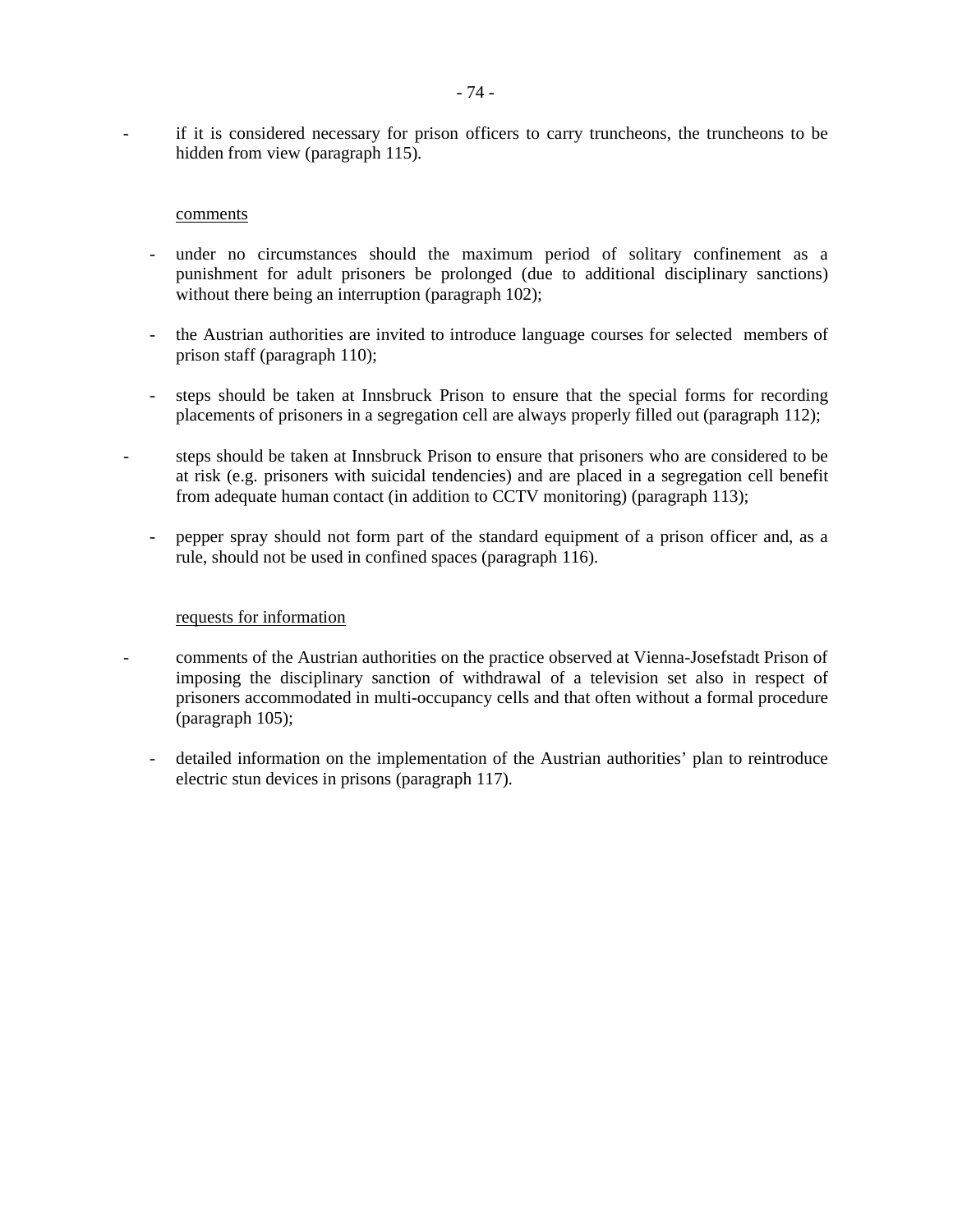- if it is considered necessary for prison officers to carry truncheons, the truncheons to be hidden from view (paragraph 115).

<u>comments</u>

- under no circumstances should the maximum period of solitary confinement as a punishment for adult prisoners be prolonged (due to additional disciplinary sanctions) without there being an interruption (paragraph 102);

- the Austrian authorities are invited to introduce language courses for selected members of prison staff (paragraph 110);

- steps should be taken at Innsbruck Prison to ensure that the special forms for recording placements of prisoners in a segregation cell are always properly filled out (paragraph 112);

- steps should be taken at Innsbruck Prison to ensure that prisoners who are considered to be at risk (e.g. prisoners with suicidal tendencies) and are placed in a segregation cell benefit from adequate human contact (in addition to CCTV monitoring) (paragraph 113);

- pepper spray should not form part of the standard equipment of a prison officer and, as a rule, should not be used in confined spaces (paragraph 116).

<u>requests for information</u>

- comments of the Austrian authorities on the practice observed at Vienna-Josefstadt Prison of imposing the disciplinary sanction of withdrawal of a television set also in respect of prisoners accommodated in multi-occupancy cells and that often without a formal procedure (paragraph 105);

- detailed information on the implementation of the Austrian authorities' plan to reintroduce electric stun devices in prisons (paragraph 117).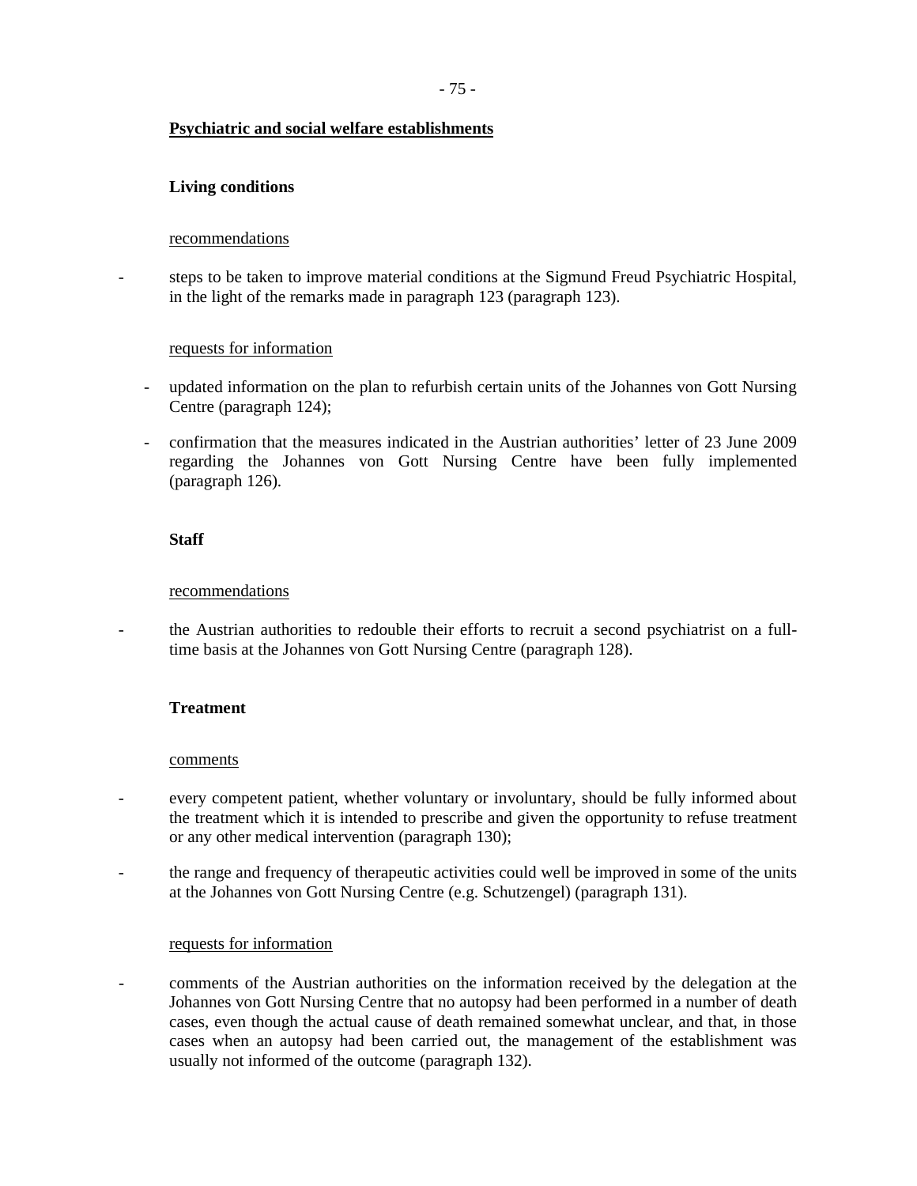**Psychiatric and social welfare establishments**

**Living conditions**

recommendations

- steps to be taken to improve material conditions at the Sigmund Freud Psychiatric Hospital, in the light of the remarks made in paragraph 123 (paragraph 123).

requests for information

- updated information on the plan to refurbish certain units of the Johannes von Gott Nursing Centre (paragraph 124);
- confirmation that the measures indicated in the Austrian authorities' letter of 23 June 2009 regarding the Johannes von Gott Nursing Centre have been fully implemented (paragraph 126).

**Staff**

recommendations

- the Austrian authorities to redouble their efforts to recruit a second psychiatrist on a full-time basis at the Johannes von Gott Nursing Centre (paragraph 128).

**Treatment**

comments

- every competent patient, whether voluntary or involuntary, should be fully informed about the treatment which it is intended to prescribe and given the opportunity to refuse treatment or any other medical intervention (paragraph 130);
- the range and frequency of therapeutic activities could well be improved in some of the units at the Johannes von Gott Nursing Centre (e.g. Schutzengel) (paragraph 131).

requests for information

- comments of the Austrian authorities on the information received by the delegation at the Johannes von Gott Nursing Centre that no autopsy had been performed in a number of death cases, even though the actual cause of death remained somewhat unclear, and that, in those cases when an autopsy had been carried out, the management of the establishment was usually not informed of the outcome (paragraph 132).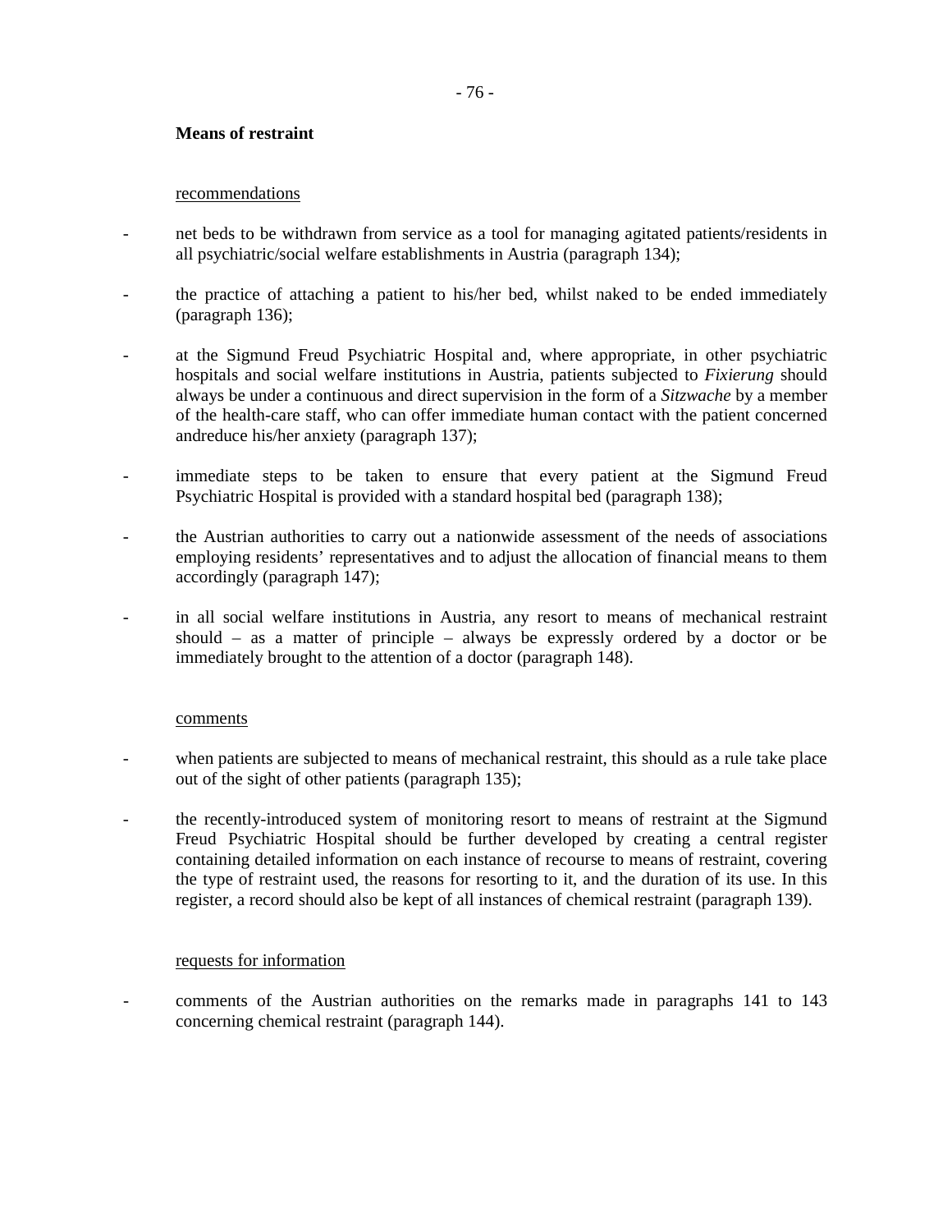**Means of restraint**

recommendations

- net beds to be withdrawn from service as a tool for managing agitated patients/residents in all psychiatric/social welfare establishments in Austria (paragraph 134);
- the practice of attaching a patient to his/her bed, whilst naked to be ended immediately (paragraph 136);
- at the Sigmund Freud Psychiatric Hospital and, where appropriate, in other psychiatric hospitals and social welfare institutions in Austria, patients subjected to *Fixierung* should always be under a continuous and direct supervision in the form of a *Sitzwache* by a member of the health-care staff, who can offer immediate human contact with the patient concerned andreduce his/her anxiety (paragraph 137);
- immediate steps to be taken to ensure that every patient at the Sigmund Freud Psychiatric Hospital is provided with a standard hospital bed (paragraph 138);
- the Austrian authorities to carry out a nationwide assessment of the needs of associations employing residents' representatives and to adjust the allocation of financial means to them accordingly (paragraph 147);
- in all social welfare institutions in Austria, any resort to means of mechanical restraint should – as a matter of principle – always be expressly ordered by a doctor or be immediately brought to the attention of a doctor (paragraph 148).

comments

- when patients are subjected to means of mechanical restraint, this should as a rule take place out of the sight of other patients (paragraph 135);
- the recently-introduced system of monitoring resort to means of restraint at the Sigmund Freud Psychiatric Hospital should be further developed by creating a central register containing detailed information on each instance of recourse to means of restraint, covering the type of restraint used, the reasons for resorting to it, and the duration of its use. In this register, a record should also be kept of all instances of chemical restraint (paragraph 139).

requests for information

- comments of the Austrian authorities on the remarks made in paragraphs 141 to 143 concerning chemical restraint (paragraph 144).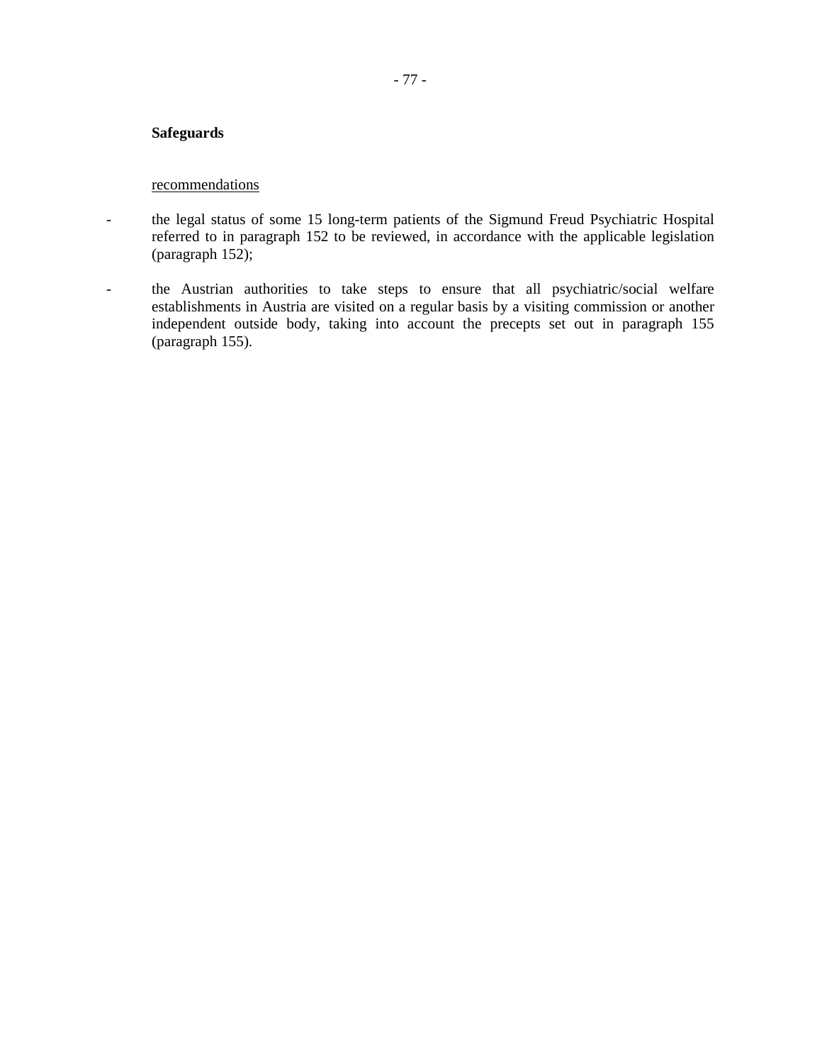**Safeguards**

recommendations

- the legal status of some 15 long-term patients of the Sigmund Freud Psychiatric Hospital referred to in paragraph 152 to be reviewed, in accordance with the applicable legislation (paragraph 152);
- the Austrian authorities to take steps to ensure that all psychiatric/social welfare establishments in Austria are visited on a regular basis by a visiting commission or another independent outside body, taking into account the precepts set out in paragraph 155 (paragraph 155).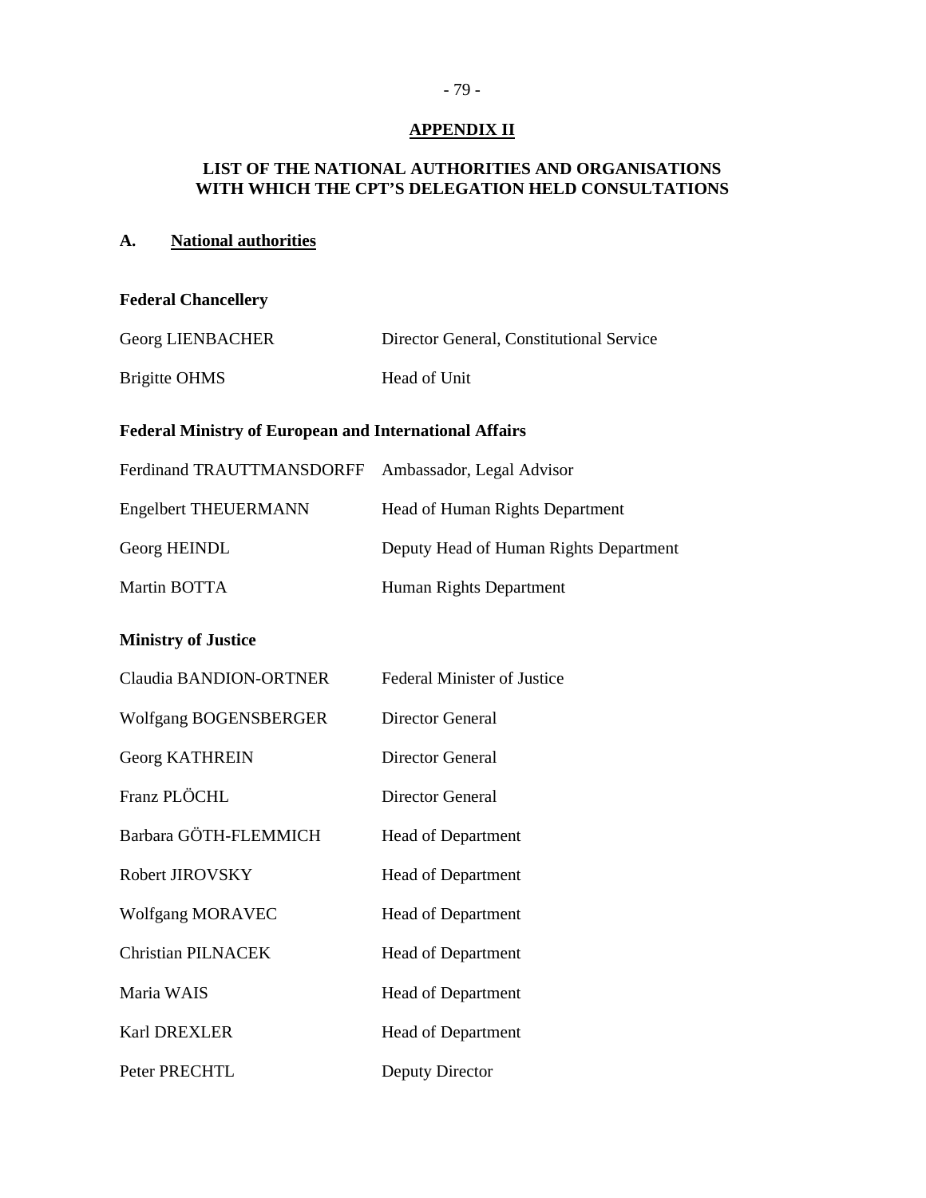## APPENDIX II

## LIST OF THE NATIONAL AUTHORITIES AND ORGANISATIONS WITH WHICH THE CPT'S DELEGATION HELD CONSULTATIONS

### A. National authorities

**Federal Chancellery**

| | |
|---|---|
| Georg LIENBACHER | Director General, Constitutional Service |
| Brigitte OHMS | Head of Unit |

**Federal Ministry of European and International Affairs**

| | |
|---|---|
| Ferdinand TRAUTTMANSDORFF | Ambassador, Legal Advisor |
| Engelbert THEUERMANN | Head of Human Rights Department |
| Georg HEINDL | Deputy Head of Human Rights Department |
| Martin BOTTA | Human Rights Department |

**Ministry of Justice**

| | |
|---|---|
| Claudia BANDION-ORTNER | Federal Minister of Justice |
| Wolfgang BOGENSBERGER | Director General |
| Georg KATHREIN | Director General |
| Franz PLÖCHL | Director General |
| Barbara GÖTH-FLEMMICH | Head of Department |
| Robert JIROVSKY | Head of Department |
| Wolfgang MORAVEC | Head of Department |
| Christian PILNACEK | Head of Department |
| Maria WAIS | Head of Department |
| Karl DREXLER | Head of Department |
| Peter PRECHTL | Deputy Director |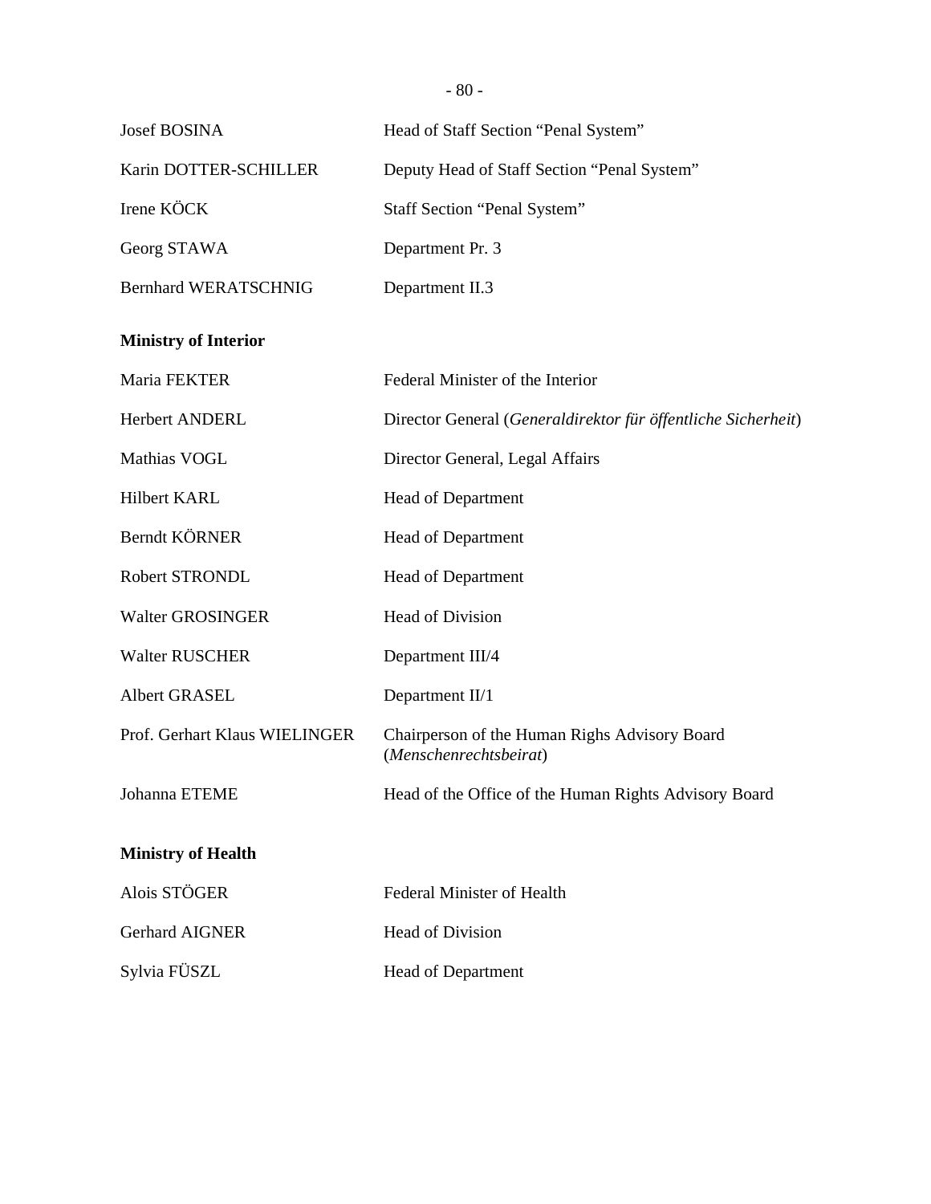| | |
|---|---|
| Josef BOSINA | Head of Staff Section “Penal System” |
| Karin DOTTER-SCHILLER | Deputy Head of Staff Section “Penal System” |
| Irene KÖCK | Staff Section “Penal System” |
| Georg STAWA | Department Pr. 3 |
| Bernhard WERATSCHNIG | Department II.3 |

**Ministry of Interior**

| | |
|---|---|
| Maria FEKTER | Federal Minister of the Interior |
| Herbert ANDERL | Director General (*Generaldirektor für öffentliche Sicherheit*) |
| Mathias VOGL | Director General, Legal Affairs |
| Hilbert KARL | Head of Department |
| Berndt KÖRNER | Head of Department |
| Robert STRONDL | Head of Department |
| Walter GROSINGER | Head of Division |
| Walter RUSCHER | Department III/4 |
| Albert GRASEL | Department II/1 |
| Prof. Gerhart Klaus WIELINGER | Chairperson of the Human Righs Advisory Board (*Menschenrechtsbeirat*) |
| Johanna ETEME | Head of the Office of the Human Rights Advisory Board |

**Ministry of Health**

| | |
|---|---|
| Alois STÖGER | Federal Minister of Health |
| Gerhard AIGNER | Head of Division |
| Sylvia FÜSZL | Head of Department |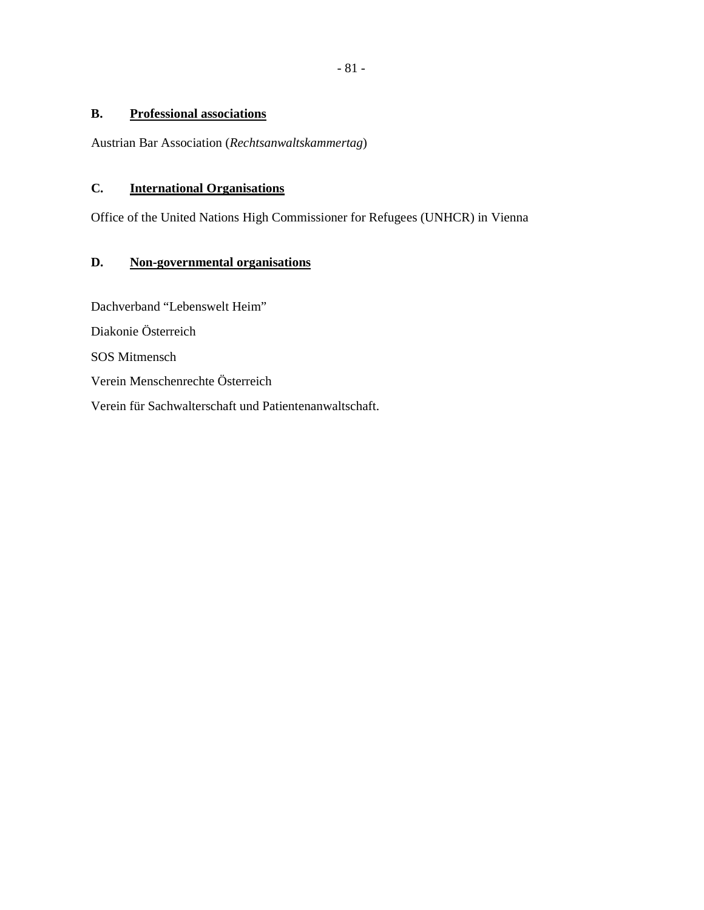## B. Professional associations

Austrian Bar Association (*Rechtsanwaltskammertag*)

## C. International Organisations

Office of the United Nations High Commissioner for Refugees (UNHCR) in Vienna

## D. Non-governmental organisations

Dachverband "Lebenswelt Heim"

Diakonie Österreich

SOS Mitmensch

Verein Menschenrechte Österreich

Verein für Sachwalterschaft und Patientenanwaltschaft.